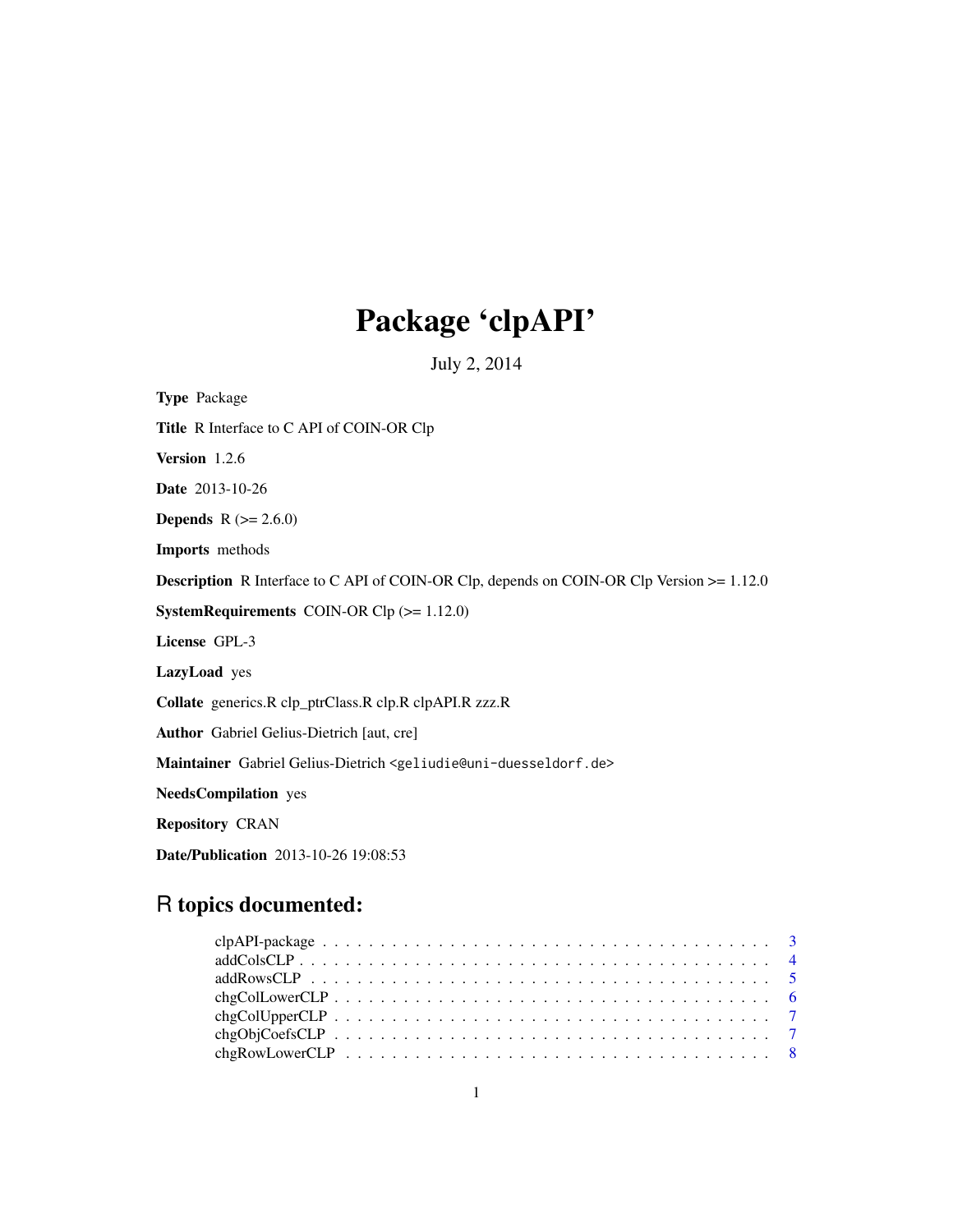# Package 'clpAPI'

July 2, 2014

**Type** Package

**Title** R Interface to C API of COIN-OR Clp

**Version** 1.2.6

**Date** 2013-10-26

**Depends** R (>= 2.6.0)

**Imports** methods

**Description** R Interface to C API of COIN-OR Clp, depends on COIN-OR Clp Version >= 1.12.0

**SystemRequirements** COIN-OR Clp (>= 1.12.0)

**License** GPL-3

**LazyLoad** yes

**Collate** generics.R clp_ptrClass.R clp.R clpAPI.R zzz.R

**Author** Gabriel Gelius-Dietrich [aut, cre]

**Maintainer** Gabriel Gelius-Dietrich <geliudie@uni-duesseldorf.de>

**NeedsCompilation** yes

**Repository** CRAN

**Date/Publication** 2013-10-26 19:08:53

## R topics documented:

- clpAPI-package . . . . . . . . . . . . . . . . . . . . . . . . . . . . . . . . . . . . . . . . 3
- addColsCLP . . . . . . . . . . . . . . . . . . . . . . . . . . . . . . . . . . . . . . . . . 4
- addRowsCLP . . . . . . . . . . . . . . . . . . . . . . . . . . . . . . . . . . . . . . . . . 5
- chgColLowerCLP . . . . . . . . . . . . . . . . . . . . . . . . . . . . . . . . . . . . . . . 6
- chgColUpperCLP . . . . . . . . . . . . . . . . . . . . . . . . . . . . . . . . . . . . . . . 7
- chgObjCoefsCLP . . . . . . . . . . . . . . . . . . . . . . . . . . . . . . . . . . . . . . . 7
- chgRowLowerCLP . . . . . . . . . . . . . . . . . . . . . . . . . . . . . . . . . . . . . . . 8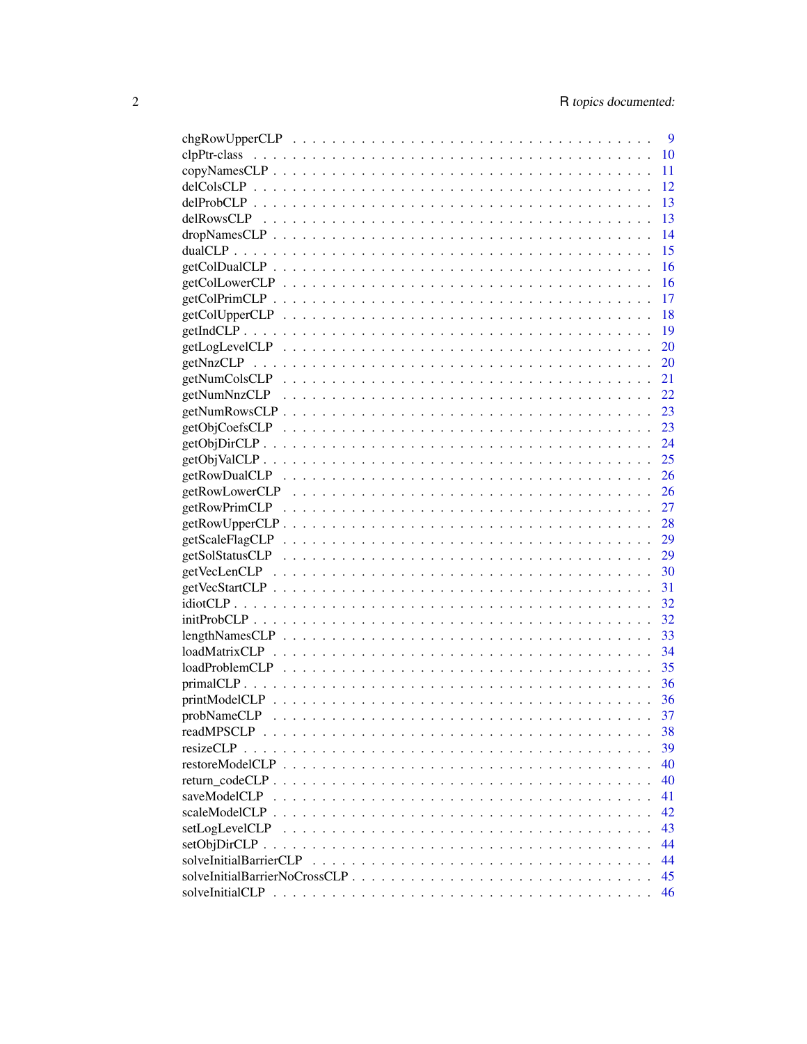chgRowUpperCLP . . . . . . . . . . . . . . . . . . . . . . . . . . . . . . . . . . . 9
clpPtr-class . . . . . . . . . . . . . . . . . . . . . . . . . . . . . . . . . . . . 10
copyNamesCLP . . . . . . . . . . . . . . . . . . . . . . . . . . . . . . . . . . . 11
delColsCLP . . . . . . . . . . . . . . . . . . . . . . . . . . . . . . . . . . . . 12
delProbCLP . . . . . . . . . . . . . . . . . . . . . . . . . . . . . . . . . . . . 13
delRowsCLP . . . . . . . . . . . . . . . . . . . . . . . . . . . . . . . . . . . . 13
dropNamesCLP . . . . . . . . . . . . . . . . . . . . . . . . . . . . . . . . . . . 14
dualCLP . . . . . . . . . . . . . . . . . . . . . . . . . . . . . . . . . . . . . . 15
getColDualCLP . . . . . . . . . . . . . . . . . . . . . . . . . . . . . . . . . . 16
getColLowerCLP . . . . . . . . . . . . . . . . . . . . . . . . . . . . . . . . . . 16
getColPrimCLP . . . . . . . . . . . . . . . . . . . . . . . . . . . . . . . . . . 17
getColUpperCLP . . . . . . . . . . . . . . . . . . . . . . . . . . . . . . . . . . 18
getIndCLP . . . . . . . . . . . . . . . . . . . . . . . . . . . . . . . . . . . . . 19
getLogLevelCLP . . . . . . . . . . . . . . . . . . . . . . . . . . . . . . . . . . 20
getNnzCLP . . . . . . . . . . . . . . . . . . . . . . . . . . . . . . . . . . . . . 20
getNumColsCLP . . . . . . . . . . . . . . . . . . . . . . . . . . . . . . . . . . 21
getNumNnzCLP . . . . . . . . . . . . . . . . . . . . . . . . . . . . . . . . . . 22
getNumRowsCLP . . . . . . . . . . . . . . . . . . . . . . . . . . . . . . . . . . 23
getObjCoefsCLP . . . . . . . . . . . . . . . . . . . . . . . . . . . . . . . . . . 23
getObjDirCLP . . . . . . . . . . . . . . . . . . . . . . . . . . . . . . . . . . . 24
getObjValCLP . . . . . . . . . . . . . . . . . . . . . . . . . . . . . . . . . . . 25
getRowDualCLP . . . . . . . . . . . . . . . . . . . . . . . . . . . . . . . . . . 26
getRowLowerCLP . . . . . . . . . . . . . . . . . . . . . . . . . . . . . . . . . . 26
getRowPrimCLP . . . . . . . . . . . . . . . . . . . . . . . . . . . . . . . . . . 27
getRowUpperCLP . . . . . . . . . . . . . . . . . . . . . . . . . . . . . . . . . . 28
getScaleFlagCLP . . . . . . . . . . . . . . . . . . . . . . . . . . . . . . . . . . 29
getSolStatusCLP . . . . . . . . . . . . . . . . . . . . . . . . . . . . . . . . . . 29
getVecLenCLP . . . . . . . . . . . . . . . . . . . . . . . . . . . . . . . . . . . 30
getVecStartCLP . . . . . . . . . . . . . . . . . . . . . . . . . . . . . . . . . . 31
idiotCLP . . . . . . . . . . . . . . . . . . . . . . . . . . . . . . . . . . . . . . 32
initProbCLP . . . . . . . . . . . . . . . . . . . . . . . . . . . . . . . . . . . . 32
lengthNamesCLP . . . . . . . . . . . . . . . . . . . . . . . . . . . . . . . . . . 33
loadMatrixCLP . . . . . . . . . . . . . . . . . . . . . . . . . . . . . . . . . . . 34
loadProblemCLP . . . . . . . . . . . . . . . . . . . . . . . . . . . . . . . . . . 35
primalCLP . . . . . . . . . . . . . . . . . . . . . . . . . . . . . . . . . . . . . 36
printModelCLP . . . . . . . . . . . . . . . . . . . . . . . . . . . . . . . . . . . 36
probNameCLP . . . . . . . . . . . . . . . . . . . . . . . . . . . . . . . . . . . . 37
readMPSCLP . . . . . . . . . . . . . . . . . . . . . . . . . . . . . . . . . . . . 38
resizeCLP . . . . . . . . . . . . . . . . . . . . . . . . . . . . . . . . . . . . . 39
restoreModelCLP . . . . . . . . . . . . . . . . . . . . . . . . . . . . . . . . . . 40
return_codeCLP . . . . . . . . . . . . . . . . . . . . . . . . . . . . . . . . . . 40
saveModelCLP . . . . . . . . . . . . . . . . . . . . . . . . . . . . . . . . . . . 41
scaleModelCLP . . . . . . . . . . . . . . . . . . . . . . . . . . . . . . . . . . . 42
setLogLevelCLP . . . . . . . . . . . . . . . . . . . . . . . . . . . . . . . . . . 43
setObjDirCLP . . . . . . . . . . . . . . . . . . . . . . . . . . . . . . . . . . . 44
solveInitialBarrierCLP . . . . . . . . . . . . . . . . . . . . . . . . . . . . . . 44
solveInitialBarrierNoCrossCLP . . . . . . . . . . . . . . . . . . . . . . . . . . . 45
solveInitialCLP . . . . . . . . . . . . . . . . . . . . . . . . . . . . . . . . . . 46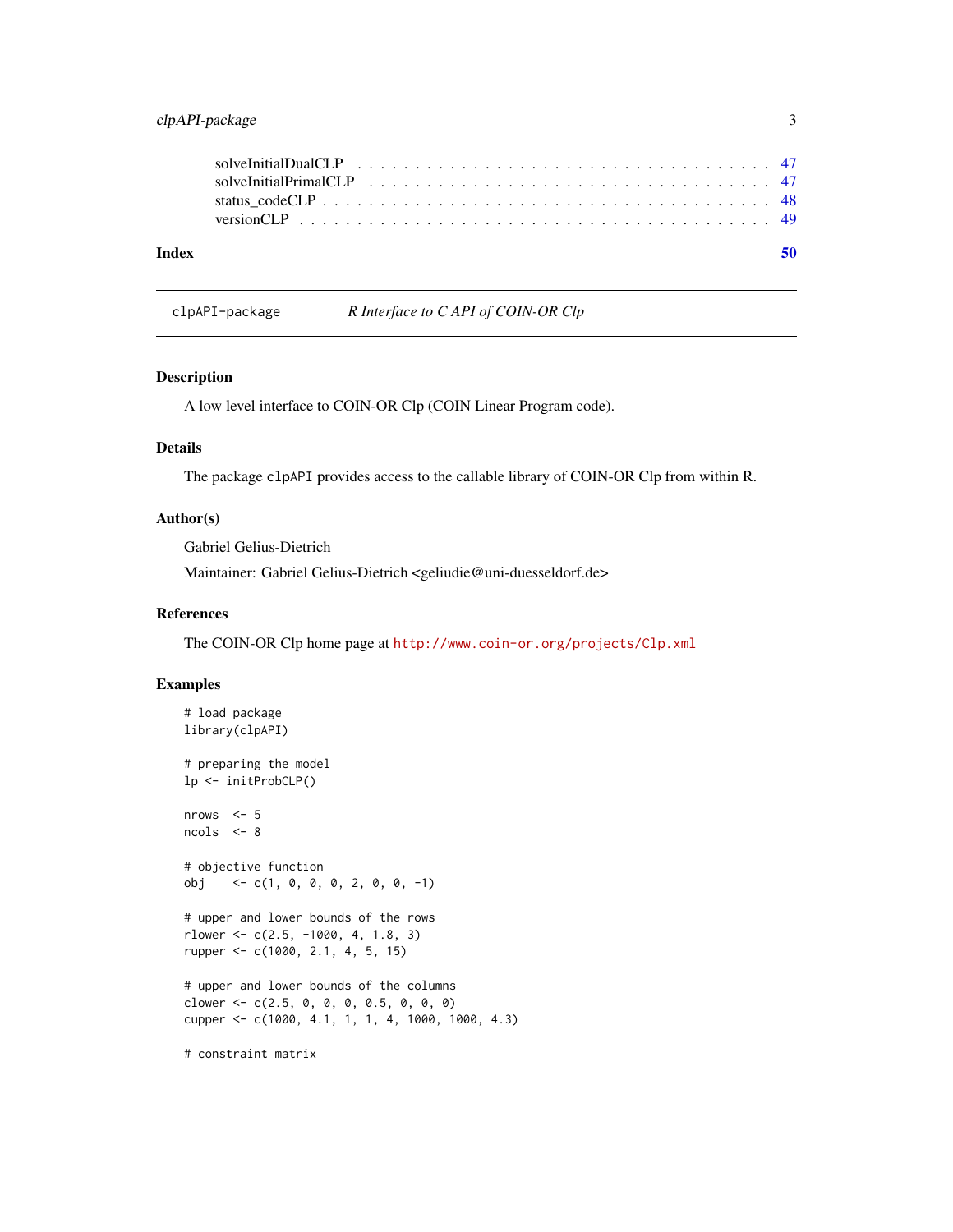| | |
|---|---|
| solveInitialDualCLP | 47 |
| solveInitialPrimalCLP | 47 |
| status_codeCLP | 48 |
| versionCLP | 49 |

**Index** **50**

---

clpAPI-package *R Interface to C API of COIN-OR Clp*

---

## Description

A low level interface to COIN-OR Clp (COIN Linear Program code).

## Details

The package clpAPI provides access to the callable library of COIN-OR Clp from within R.

## Author(s)

Gabriel Gelius-Dietrich

Maintainer: Gabriel Gelius-Dietrich <geliudie@uni-duesseldorf.de>

## References

The COIN-OR Clp home page at http://www.coin-or.org/projects/Clp.xml

## Examples

```
# load package
library(clpAPI)

# preparing the model
lp <- initProbCLP()

nrows  <- 5
ncols  <- 8

# objective function
obj    <- c(1, 0, 0, 0, 2, 0, 0, -1)

# upper and lower bounds of the rows
rlower <- c(2.5, -1000, 4, 1.8, 3)
rupper <- c(1000, 2.1, 4, 5, 15)

# upper and lower bounds of the columns
clower <- c(2.5, 0, 0, 0, 0.5, 0, 0, 0)
cupper <- c(1000, 4.1, 1, 1, 4, 1000, 1000, 4.3)

# constraint matrix
```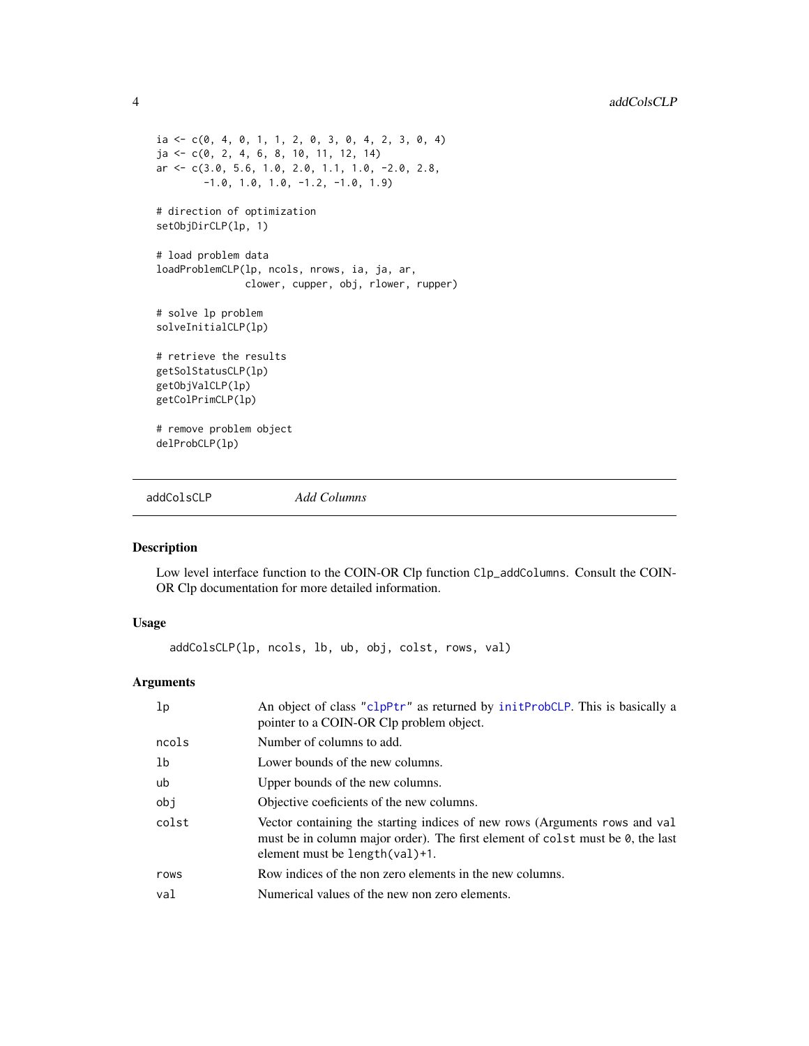```
ia <- c(0, 4, 0, 1, 1, 2, 0, 3, 0, 4, 2, 3, 0, 4)
ja <- c(0, 2, 4, 6, 8, 10, 11, 12, 14)
ar <- c(3.0, 5.6, 1.0, 2.0, 1.1, 1.0, -2.0, 2.8,
        -1.0, 1.0, 1.0, -1.2, -1.0, 1.9)

# direction of optimization
setObjDirCLP(lp, 1)

# load problem data
loadProblemCLP(lp, ncols, nrows, ia, ja, ar,
               clower, cupper, obj, rlower, rupper)

# solve lp problem
solveInitialCLP(lp)

# retrieve the results
getSolStatusCLP(lp)
getObjValCLP(lp)
getColPrimCLP(lp)

# remove problem object
delProbCLP(lp)
```

---

## addColsCLP *Add Columns*

### Description

Low level interface function to the COIN-OR Clp function `Clp_addColumns`. Consult the COIN-OR Clp documentation for more detailed information.

### Usage

```
addColsCLP(lp, ncols, lb, ub, obj, colst, rows, val)
```

### Arguments

| | |
|---|---|
| `lp` | An object of class "clpPtr" as returned by initProbCLP. This is basically a pointer to a COIN-OR Clp problem object. |
| `ncols` | Number of columns to add. |
| `lb` | Lower bounds of the new columns. |
| `ub` | Upper bounds of the new columns. |
| `obj` | Objective coeficients of the new columns. |
| `colst` | Vector containing the starting indices of new rows (Arguments `rows` and `val` must be in column major order). The first element of `colst` must be `0`, the last element must be `length(val)+1`. |
| `rows` | Row indices of the non zero elements in the new columns. |
| `val` | Numerical values of the new non zero elements. |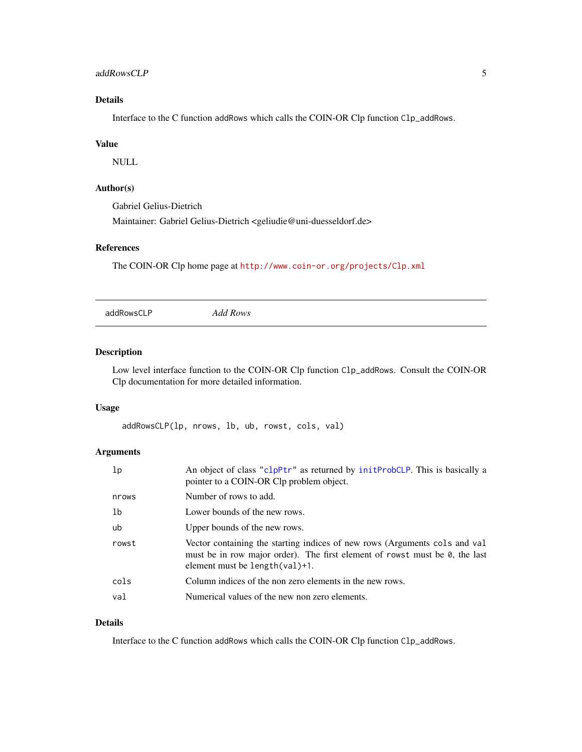### Details

Interface to the C function `addRows` which calls the COIN-OR Clp function `Clp_addRows`.

### Value

NULL

### Author(s)

Gabriel Gelius-Dietrich

Maintainer: Gabriel Gelius-Dietrich <geliudie@uni-duesseldorf.de>

### References

The COIN-OR Clp home page at http://www.coin-or.org/projects/Clp.xml

---

## addRowsCLP *Add Rows*

### Description

Low level interface function to the COIN-OR Clp function `Clp_addRows`. Consult the COIN-OR Clp documentation for more detailed information.

### Usage

```
addRowsCLP(lp, nrows, lb, ub, rowst, cols, val)
```

### Arguments

| | |
|---|---|
| `lp` | An object of class `"clpPtr"` as returned by `initProbCLP`. This is basically a pointer to a COIN-OR Clp problem object. |
| `nrows` | Number of rows to add. |
| `lb` | Lower bounds of the new rows. |
| `ub` | Upper bounds of the new rows. |
| `rowst` | Vector containing the starting indices of new rows (Arguments `cols` and `val` must be in row major order). The first element of `rowst` must be `0`, the last element must be `length(val)+1`. |
| `cols` | Column indices of the non zero elements in the new rows. |
| `val` | Numerical values of the new non zero elements. |

### Details

Interface to the C function `addRows` which calls the COIN-OR Clp function `Clp_addRows`.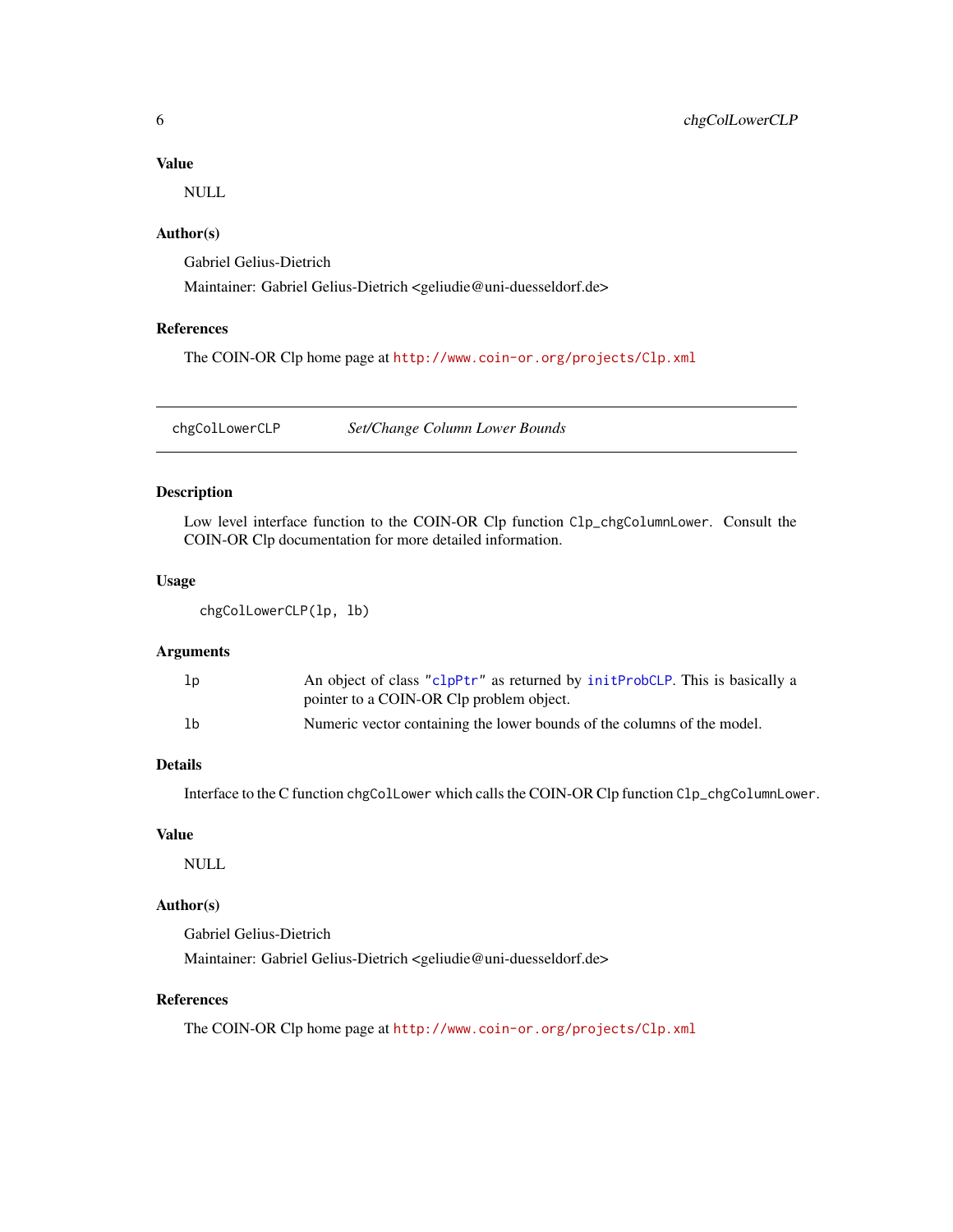### Value

NULL

### Author(s)

Gabriel Gelius-Dietrich

Maintainer: Gabriel Gelius-Dietrich <geliudie@uni-duesseldorf.de>

### References

The COIN-OR Clp home page at http://www.coin-or.org/projects/Clp.xml

---

## chgColLowerCLP — *Set/Change Column Lower Bounds*

---

### Description

Low level interface function to the COIN-OR Clp function `Clp_chgColumnLower`. Consult the COIN-OR Clp documentation for more detailed information.

### Usage

```
chgColLowerCLP(lp, lb)
```

### Arguments

| | |
|---|---|
| `lp` | An object of class `"clpPtr"` as returned by `initProbCLP`. This is basically a pointer to a COIN-OR Clp problem object. |
| `lb` | Numeric vector containing the lower bounds of the columns of the model. |

### Details

Interface to the C function `chgColLower` which calls the COIN-OR Clp function `Clp_chgColumnLower`.

### Value

NULL

### Author(s)

Gabriel Gelius-Dietrich

Maintainer: Gabriel Gelius-Dietrich <geliudie@uni-duesseldorf.de>

### References

The COIN-OR Clp home page at http://www.coin-or.org/projects/Clp.xml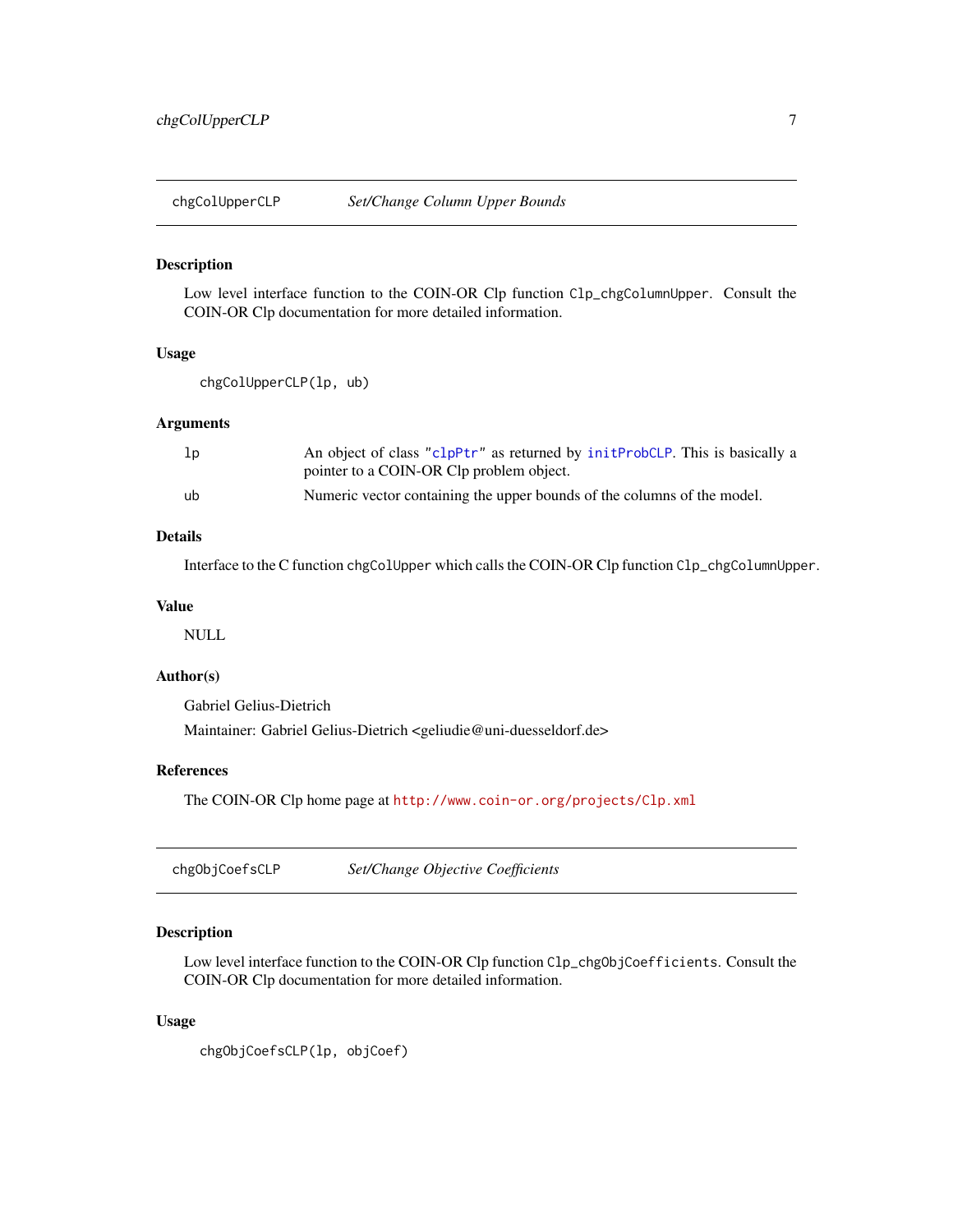## chgColUpperCLP — *Set/Change Column Upper Bounds*

### Description

Low level interface function to the COIN-OR Clp function `Clp_chgColumnUpper`. Consult the COIN-OR Clp documentation for more detailed information.

### Usage

```
chgColUpperCLP(lp, ub)
```

### Arguments

| | |
|---|---|
| `lp` | An object of class `"clpPtr"` as returned by `initProbCLP`. This is basically a pointer to a COIN-OR Clp problem object. |
| `ub` | Numeric vector containing the upper bounds of the columns of the model. |

### Details

Interface to the C function `chgColUpper` which calls the COIN-OR Clp function `Clp_chgColumnUpper`.

### Value

NULL

### Author(s)

Gabriel Gelius-Dietrich

Maintainer: Gabriel Gelius-Dietrich <geliudie@uni-duesseldorf.de>

### References

The COIN-OR Clp home page at http://www.coin-or.org/projects/Clp.xml

## chgObjCoefsCLP — *Set/Change Objective Coefficients*

### Description

Low level interface function to the COIN-OR Clp function `Clp_chgObjCoefficients`. Consult the COIN-OR Clp documentation for more detailed information.

### Usage

```
chgObjCoefsCLP(lp, objCoef)
```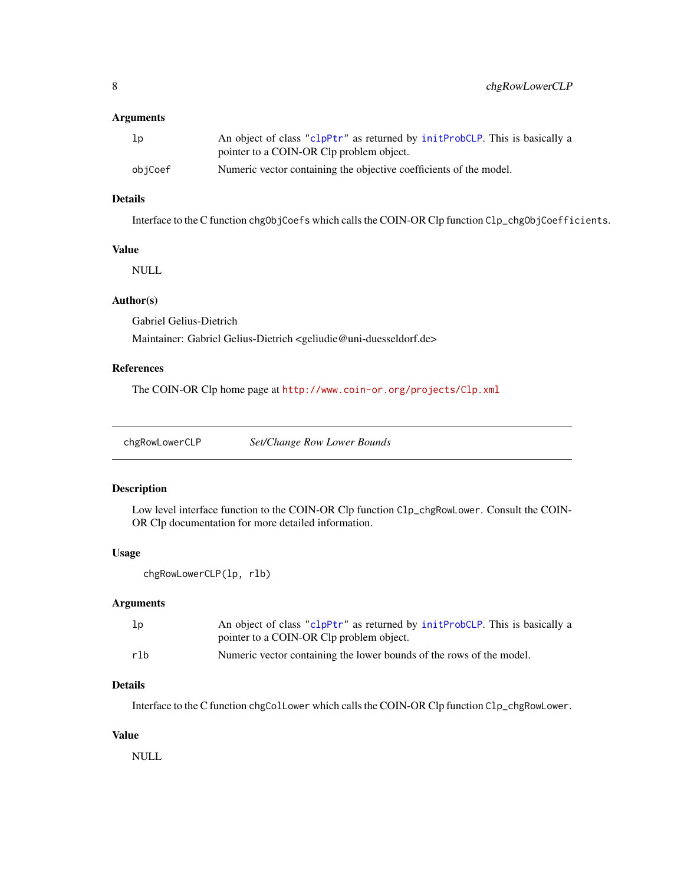### Arguments

- `lp` — An object of class `"clpPtr"` as returned by `initProbCLP`. This is basically a pointer to a COIN-OR Clp problem object.
- `objCoef` — Numeric vector containing the objective coefficients of the model.

### Details

Interface to the C function `chgObjCoefs` which calls the COIN-OR Clp function `Clp_chgObjCoefficients`.

### Value

NULL

### Author(s)

Gabriel Gelius-Dietrich

Maintainer: Gabriel Gelius-Dietrich <geliudie@uni-duesseldorf.de>

### References

The COIN-OR Clp home page at http://www.coin-or.org/projects/Clp.xml

---

## chgRowLowerCLP — *Set/Change Row Lower Bounds*

### Description

Low level interface function to the COIN-OR Clp function `Clp_chgRowLower`. Consult the COIN-OR Clp documentation for more detailed information.

### Usage

```
chgRowLowerCLP(lp, rlb)
```

### Arguments

- `lp` — An object of class `"clpPtr"` as returned by `initProbCLP`. This is basically a pointer to a COIN-OR Clp problem object.
- `rlb` — Numeric vector containing the lower bounds of the rows of the model.

### Details

Interface to the C function `chgColLower` which calls the COIN-OR Clp function `Clp_chgRowLower`.

### Value

NULL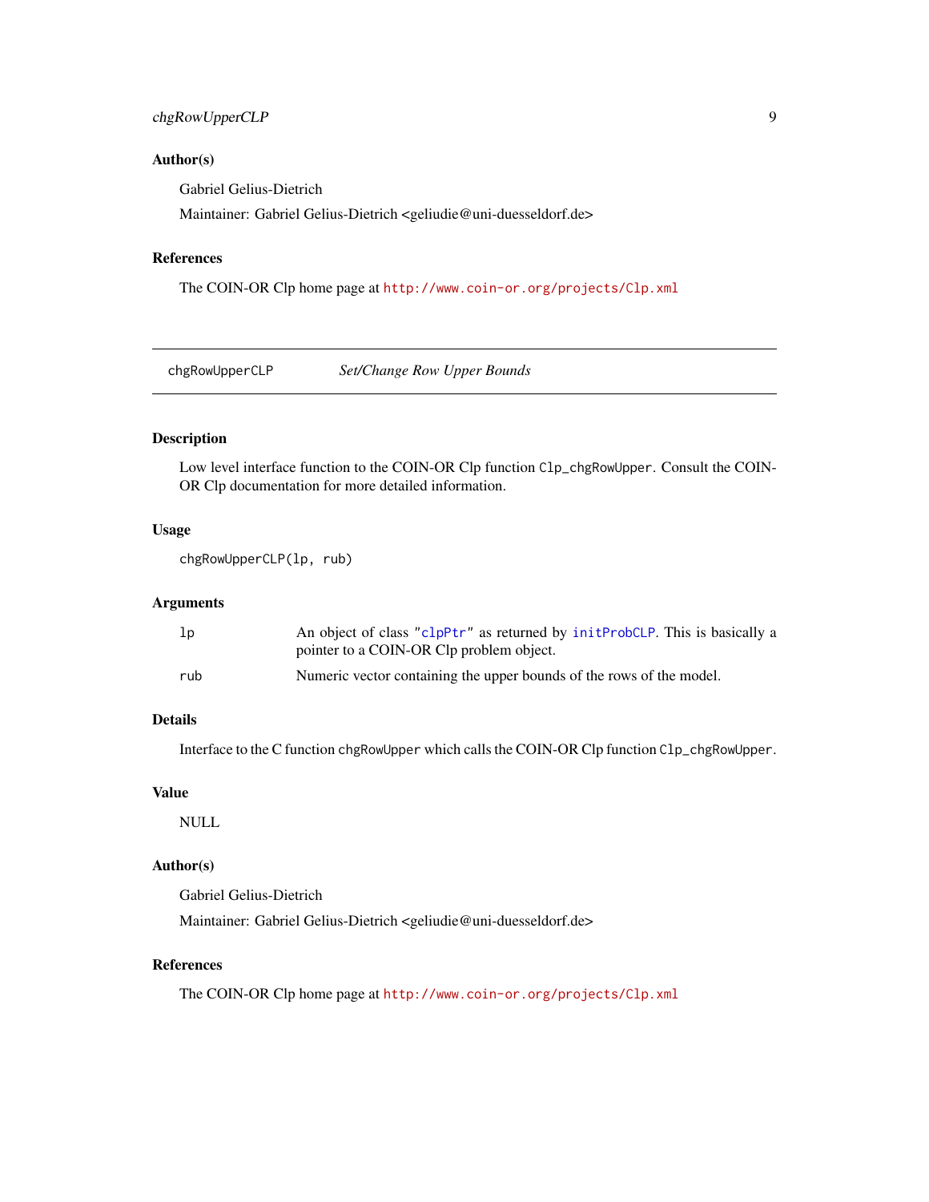## Author(s)

Gabriel Gelius-Dietrich

Maintainer: Gabriel Gelius-Dietrich <geliudie@uni-duesseldorf.de>

## References

The COIN-OR Clp home page at http://www.coin-or.org/projects/Clp.xml

---

# chgRowUpperCLP — *Set/Change Row Upper Bounds*

---

## Description

Low level interface function to the COIN-OR Clp function `Clp_chgRowUpper`. Consult the COIN-OR Clp documentation for more detailed information.

## Usage

```
chgRowUpperCLP(lp, rub)
```

## Arguments

| | |
|---|---|
| `lp` | An object of class "`clpPtr`" as returned by `initProbCLP`. This is basically a pointer to a COIN-OR Clp problem object. |
| `rub` | Numeric vector containing the upper bounds of the rows of the model. |

## Details

Interface to the C function `chgRowUpper` which calls the COIN-OR Clp function `Clp_chgRowUpper`.

## Value

NULL

## Author(s)

Gabriel Gelius-Dietrich

Maintainer: Gabriel Gelius-Dietrich <geliudie@uni-duesseldorf.de>

## References

The COIN-OR Clp home page at http://www.coin-or.org/projects/Clp.xml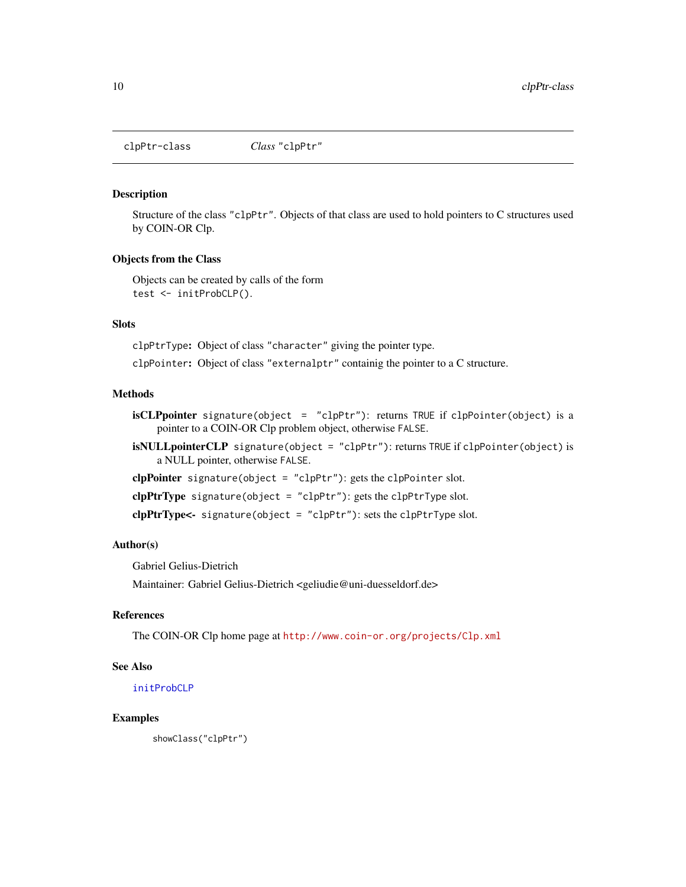clpPtr-class    *Class* "clpPtr"

## Description

Structure of the class "clpPtr". Objects of that class are used to hold pointers to C structures used by COIN-OR Clp.

## Objects from the Class

Objects can be created by calls of the form
`test <- initProbCLP()`.

## Slots

`clpPtrType`**:** Object of class "character" giving the pointer type.

`clpPointer`**:** Object of class "externalptr" containig the pointer to a C structure.

## Methods

**isCLPpointer** `signature(object = "clpPtr")`: returns `TRUE` if `clpPointer(object)` is a pointer to a COIN-OR Clp problem object, otherwise `FALSE`.

**isNULLpointerCLP** `signature(object = "clpPtr")`: returns `TRUE` if `clpPointer(object)` is a NULL pointer, otherwise `FALSE`.

**clpPointer** `signature(object = "clpPtr")`: gets the `clpPointer` slot.

**clpPtrType** `signature(object = "clpPtr")`: gets the `clpPtrType` slot.

**clpPtrType<-** `signature(object = "clpPtr")`: sets the `clpPtrType` slot.

## Author(s)

Gabriel Gelius-Dietrich

Maintainer: Gabriel Gelius-Dietrich <geliudie@uni-duesseldorf.de>

## References

The COIN-OR Clp home page at http://www.coin-or.org/projects/Clp.xml

## See Also

initProbCLP

## Examples

```
showClass("clpPtr")
```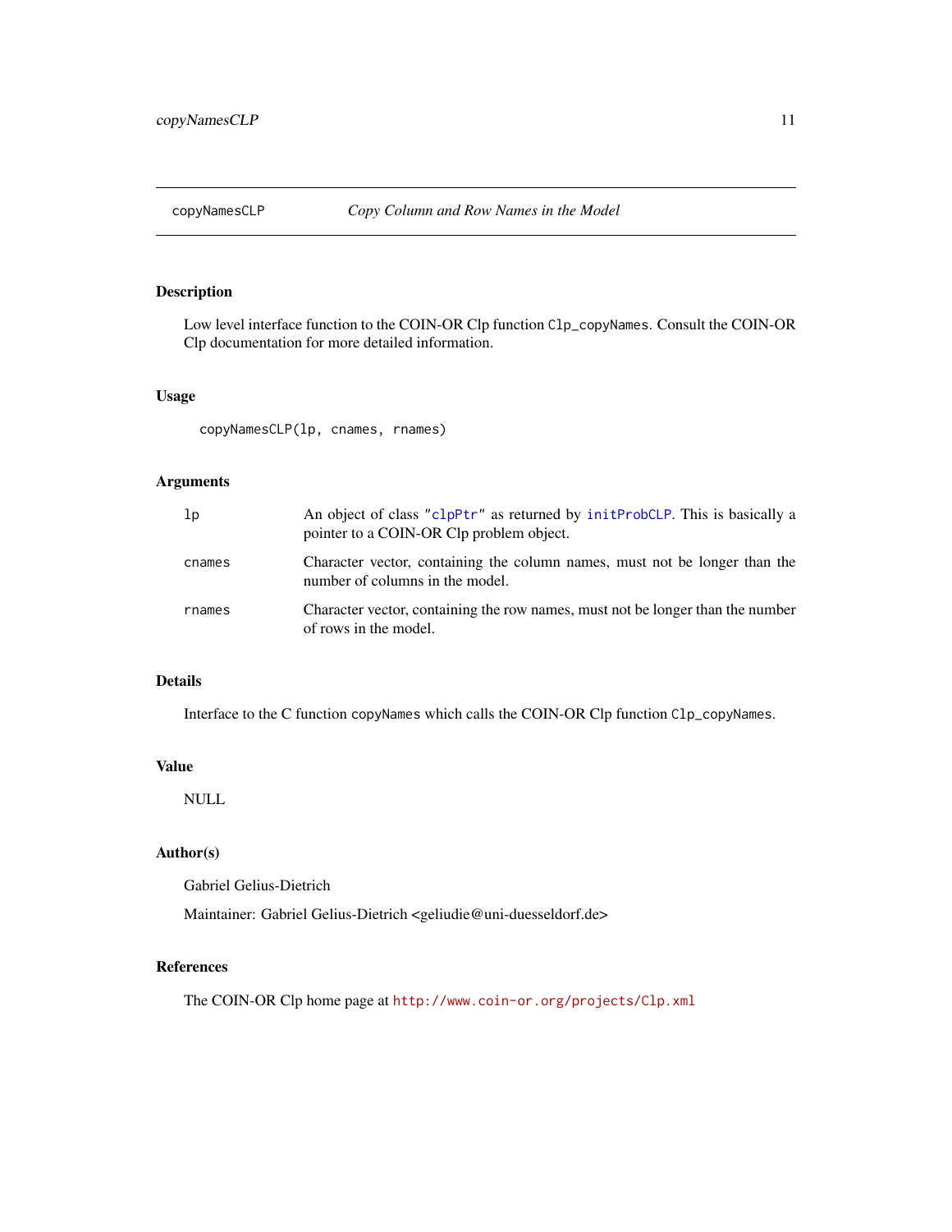# copyNamesCLP — *Copy Column and Row Names in the Model*

## Description

Low level interface function to the COIN-OR Clp function `Clp_copyNames`. Consult the COIN-OR Clp documentation for more detailed information.

## Usage

```
copyNamesCLP(lp, cnames, rnames)
```

## Arguments

| | |
|---|---|
| `lp` | An object of class `"clpPtr"` as returned by `initProbCLP`. This is basically a pointer to a COIN-OR Clp problem object. |
| `cnames` | Character vector, containing the column names, must not be longer than the number of columns in the model. |
| `rnames` | Character vector, containing the row names, must not be longer than the number of rows in the model. |

## Details

Interface to the C function `copyNames` which calls the COIN-OR Clp function `Clp_copyNames`.

## Value

NULL

## Author(s)

Gabriel Gelius-Dietrich

Maintainer: Gabriel Gelius-Dietrich <geliudie@uni-duesseldorf.de>

## References

The COIN-OR Clp home page at `http://www.coin-or.org/projects/Clp.xml`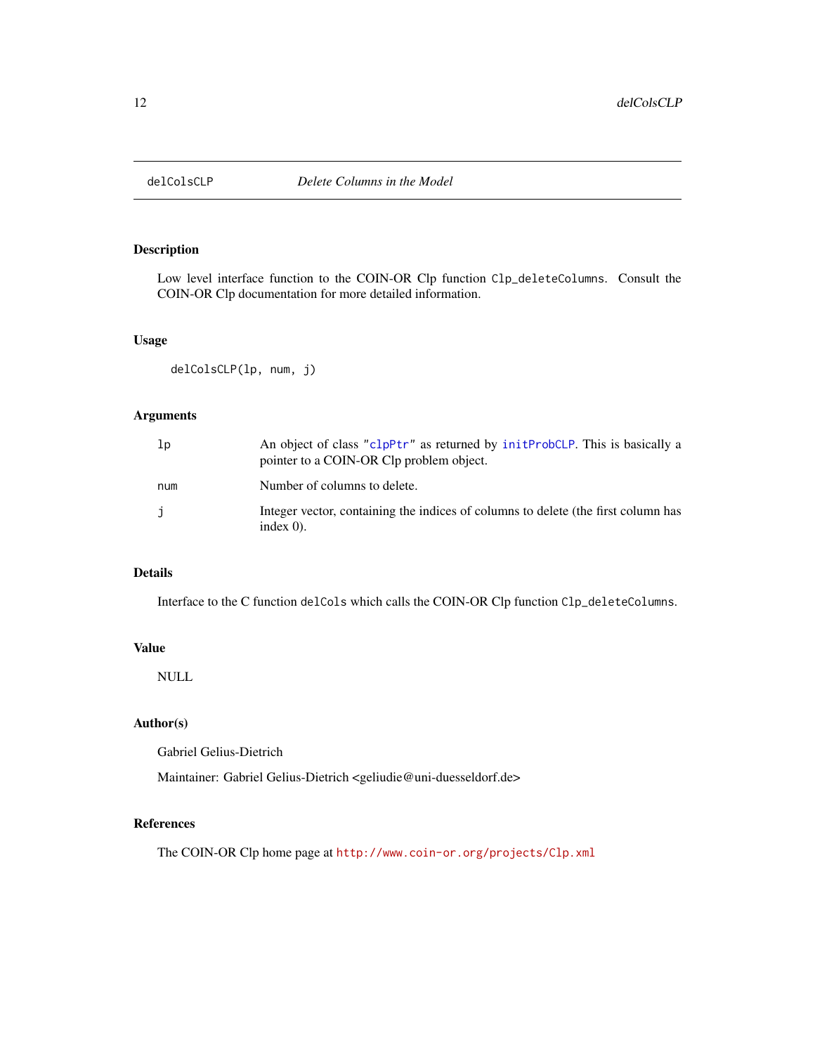# delColsCLP — *Delete Columns in the Model*

## Description

Low level interface function to the COIN-OR Clp function `Clp_deleteColumns`. Consult the COIN-OR Clp documentation for more detailed information.

## Usage

```
delColsCLP(lp, num, j)
```

## Arguments

| | |
|---|---|
| `lp` | An object of class `"clpPtr"` as returned by `initProbCLP`. This is basically a pointer to a COIN-OR Clp problem object. |
| `num` | Number of columns to delete. |
| `j` | Integer vector, containing the indices of columns to delete (the first column has index 0). |

## Details

Interface to the C function `delCols` which calls the COIN-OR Clp function `Clp_deleteColumns`.

## Value

NULL

## Author(s)

Gabriel Gelius-Dietrich

Maintainer: Gabriel Gelius-Dietrich <geliudie@uni-duesseldorf.de>

## References

The COIN-OR Clp home page at `http://www.coin-or.org/projects/Clp.xml`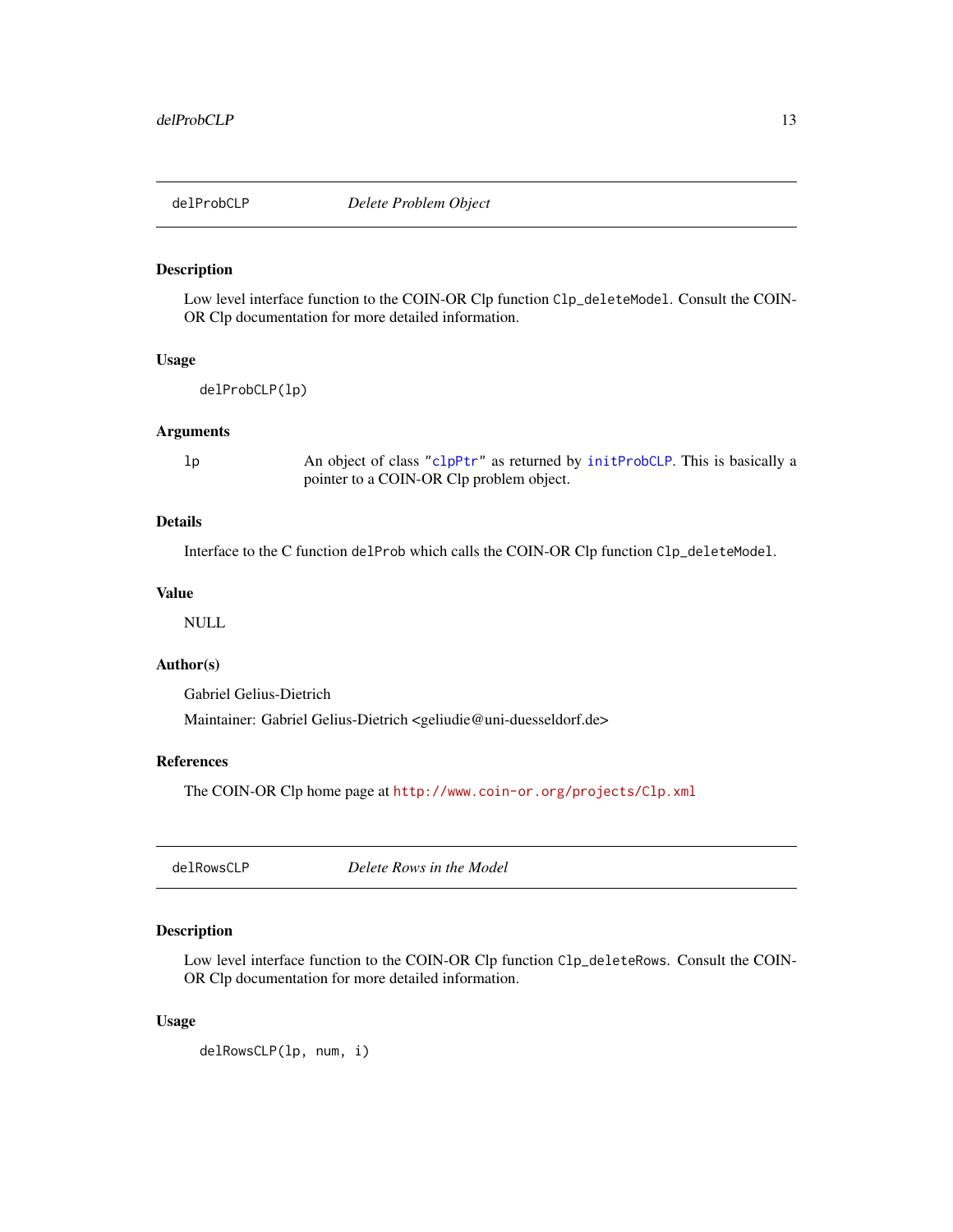## delProbCLP — *Delete Problem Object*

### Description

Low level interface function to the COIN-OR Clp function `Clp_deleteModel`. Consult the COIN-OR Clp documentation for more detailed information.

### Usage

```
delProbCLP(lp)
```

### Arguments

| | |
|---|---|
| `lp` | An object of class `"clpPtr"` as returned by `initProbCLP`. This is basically a pointer to a COIN-OR Clp problem object. |

### Details

Interface to the C function `delProb` which calls the COIN-OR Clp function `Clp_deleteModel`.

### Value

NULL

### Author(s)

Gabriel Gelius-Dietrich

Maintainer: Gabriel Gelius-Dietrich <geliudie@uni-duesseldorf.de>

### References

The COIN-OR Clp home page at `http://www.coin-or.org/projects/Clp.xml`

## delRowsCLP — *Delete Rows in the Model*

### Description

Low level interface function to the COIN-OR Clp function `Clp_deleteRows`. Consult the COIN-OR Clp documentation for more detailed information.

### Usage

```
delRowsCLP(lp, num, i)
```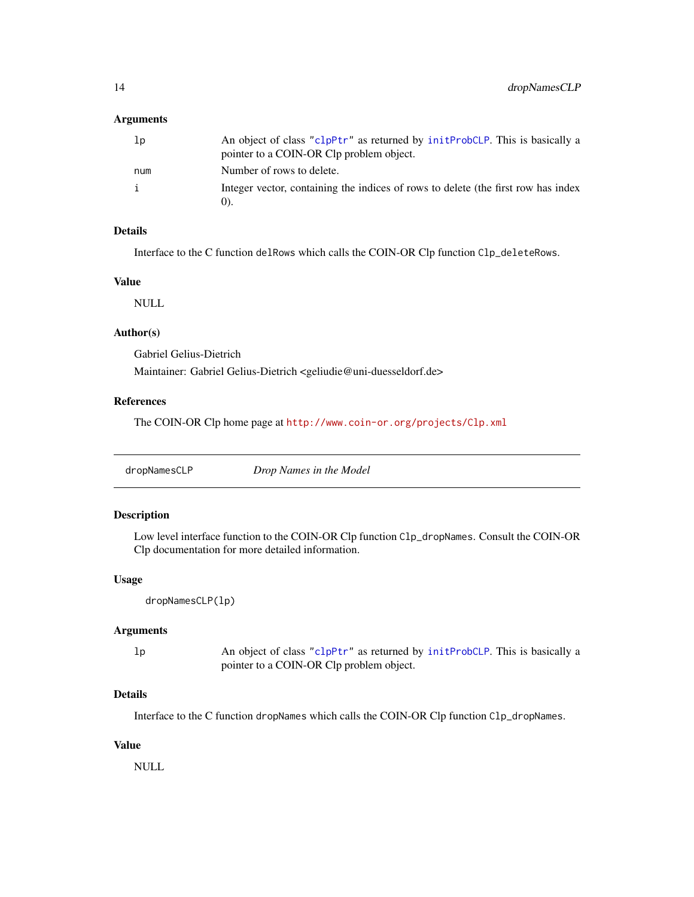### Arguments

| | |
|---|---|
| `lp` | An object of class `"clpPtr"` as returned by `initProbCLP`. This is basically a pointer to a COIN-OR Clp problem object. |
| `num` | Number of rows to delete. |
| `i` | Integer vector, containing the indices of rows to delete (the first row has index 0). |

### Details

Interface to the C function `delRows` which calls the COIN-OR Clp function `Clp_deleteRows`.

### Value

NULL

### Author(s)

Gabriel Gelius-Dietrich

Maintainer: Gabriel Gelius-Dietrich <geliudie@uni-duesseldorf.de>

### References

The COIN-OR Clp home page at http://www.coin-or.org/projects/Clp.xml

---

## dropNamesCLP *Drop Names in the Model*

---

### Description

Low level interface function to the COIN-OR Clp function `Clp_dropNames`. Consult the COIN-OR Clp documentation for more detailed information.

### Usage

```
dropNamesCLP(lp)
```

### Arguments

| | |
|---|---|
| `lp` | An object of class `"clpPtr"` as returned by `initProbCLP`. This is basically a pointer to a COIN-OR Clp problem object. |

### Details

Interface to the C function `dropNames` which calls the COIN-OR Clp function `Clp_dropNames`.

### Value

NULL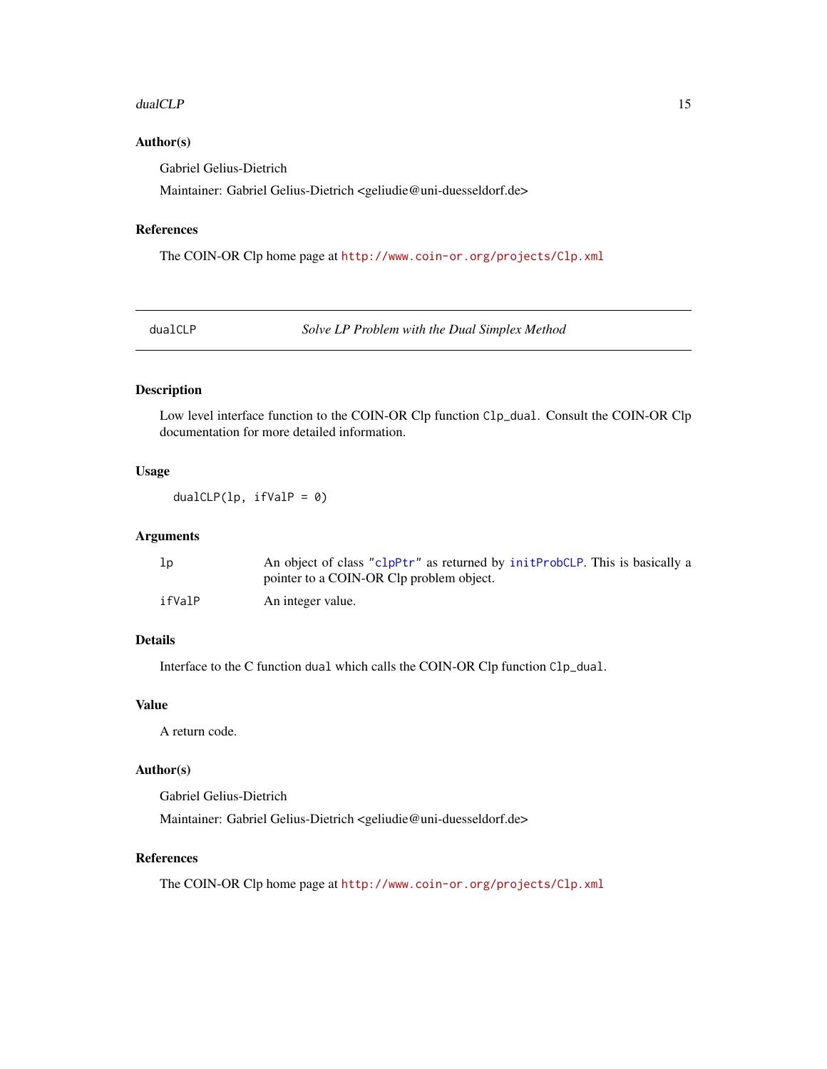### Author(s)

Gabriel Gelius-Dietrich

Maintainer: Gabriel Gelius-Dietrich <geliudie@uni-duesseldorf.de>

### References

The COIN-OR Clp home page at http://www.coin-or.org/projects/Clp.xml

---

## dualCLP — *Solve LP Problem with the Dual Simplex Method*

---

### Description

Low level interface function to the COIN-OR Clp function `Clp_dual`. Consult the COIN-OR Clp documentation for more detailed information.

### Usage

```
dualCLP(lp, ifValP = 0)
```

### Arguments

| | |
|---|---|
| `lp` | An object of class `"clpPtr"` as returned by `initProbCLP`. This is basically a pointer to a COIN-OR Clp problem object. |
| `ifValP` | An integer value. |

### Details

Interface to the C function `dual` which calls the COIN-OR Clp function `Clp_dual`.

### Value

A return code.

### Author(s)

Gabriel Gelius-Dietrich

Maintainer: Gabriel Gelius-Dietrich <geliudie@uni-duesseldorf.de>

### References

The COIN-OR Clp home page at http://www.coin-or.org/projects/Clp.xml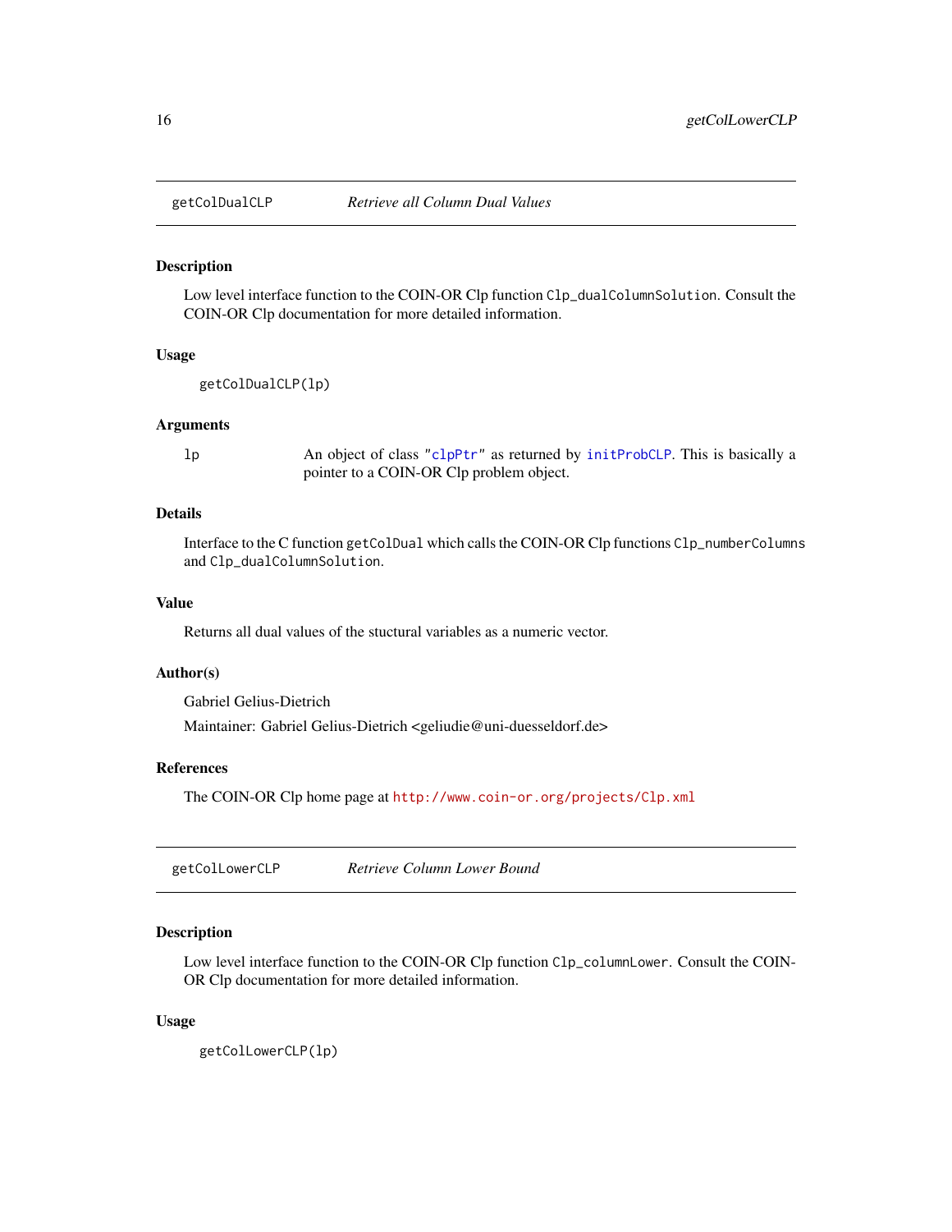## getColDualCLP — *Retrieve all Column Dual Values*

### Description

Low level interface function to the COIN-OR Clp function `Clp_dualColumnSolution`. Consult the COIN-OR Clp documentation for more detailed information.

### Usage

```
getColDualCLP(lp)
```

### Arguments

| | |
|---|---|
| `lp` | An object of class `"clpPtr"` as returned by `initProbCLP`. This is basically a pointer to a COIN-OR Clp problem object. |

### Details

Interface to the C function `getColDual` which calls the COIN-OR Clp functions `Clp_numberColumns` and `Clp_dualColumnSolution`.

### Value

Returns all dual values of the stuctural variables as a numeric vector.

### Author(s)

Gabriel Gelius-Dietrich

Maintainer: Gabriel Gelius-Dietrich <geliudie@uni-duesseldorf.de>

### References

The COIN-OR Clp home page at http://www.coin-or.org/projects/Clp.xml

## getColLowerCLP — *Retrieve Column Lower Bound*

### Description

Low level interface function to the COIN-OR Clp function `Clp_columnLower`. Consult the COIN-OR Clp documentation for more detailed information.

### Usage

```
getColLowerCLP(lp)
```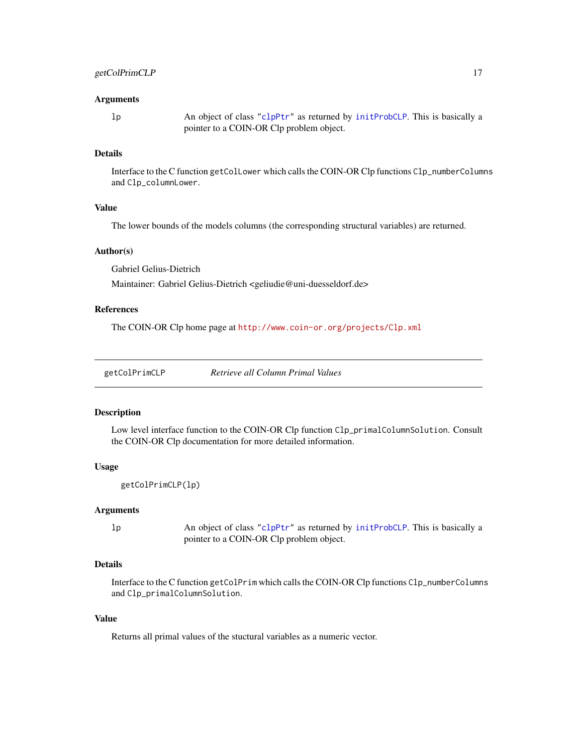### Arguments

`lp` An object of class "`clpPtr`" as returned by `initProbCLP`. This is basically a pointer to a COIN-OR Clp problem object.

### Details

Interface to the C function `getColLower` which calls the COIN-OR Clp functions `Clp_numberColumns` and `Clp_columnLower`.

### Value

The lower bounds of the models columns (the corresponding structural variables) are returned.

### Author(s)

Gabriel Gelius-Dietrich

Maintainer: Gabriel Gelius-Dietrich <geliudie@uni-duesseldorf.de>

### References

The COIN-OR Clp home page at http://www.coin-or.org/projects/Clp.xml

---

## getColPrimCLP — *Retrieve all Column Primal Values*

---

### Description

Low level interface function to the COIN-OR Clp function `Clp_primalColumnSolution`. Consult the COIN-OR Clp documentation for more detailed information.

### Usage

```
getColPrimCLP(lp)
```

### Arguments

`lp` An object of class "`clpPtr`" as returned by `initProbCLP`. This is basically a pointer to a COIN-OR Clp problem object.

### Details

Interface to the C function `getColPrim` which calls the COIN-OR Clp functions `Clp_numberColumns` and `Clp_primalColumnSolution`.

### Value

Returns all primal values of the stuctural variables as a numeric vector.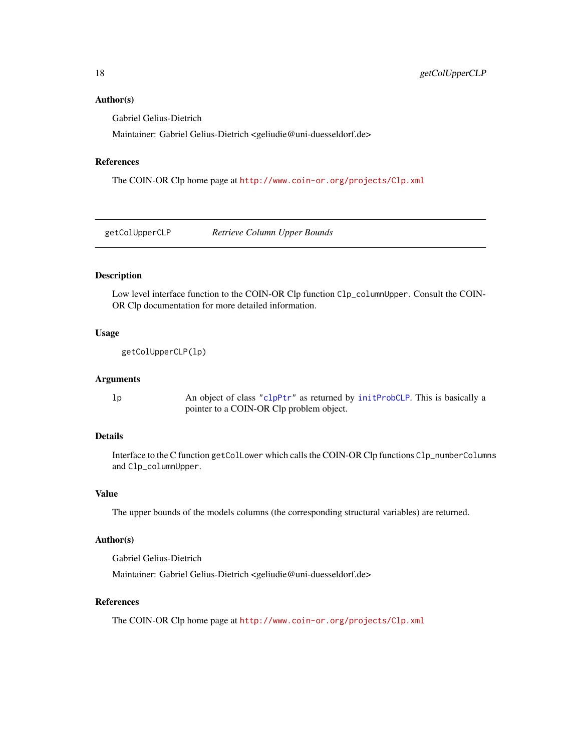## Author(s)

Gabriel Gelius-Dietrich

Maintainer: Gabriel Gelius-Dietrich <geliudie@uni-duesseldorf.de>

## References

The COIN-OR Clp home page at http://www.coin-or.org/projects/Clp.xml

---

# getColUpperCLP — *Retrieve Column Upper Bounds*

---

## Description

Low level interface function to the COIN-OR Clp function `Clp_columnUpper`. Consult the COIN-OR Clp documentation for more detailed information.

## Usage

```
getColUpperCLP(lp)
```

## Arguments

| | |
|---|---|
| `lp` | An object of class `"clpPtr"` as returned by `initProbCLP`. This is basically a pointer to a COIN-OR Clp problem object. |

## Details

Interface to the C function `getColLower` which calls the COIN-OR Clp functions `Clp_numberColumns` and `Clp_columnUpper`.

## Value

The upper bounds of the models columns (the corresponding structural variables) are returned.

## Author(s)

Gabriel Gelius-Dietrich

Maintainer: Gabriel Gelius-Dietrich <geliudie@uni-duesseldorf.de>

## References

The COIN-OR Clp home page at http://www.coin-or.org/projects/Clp.xml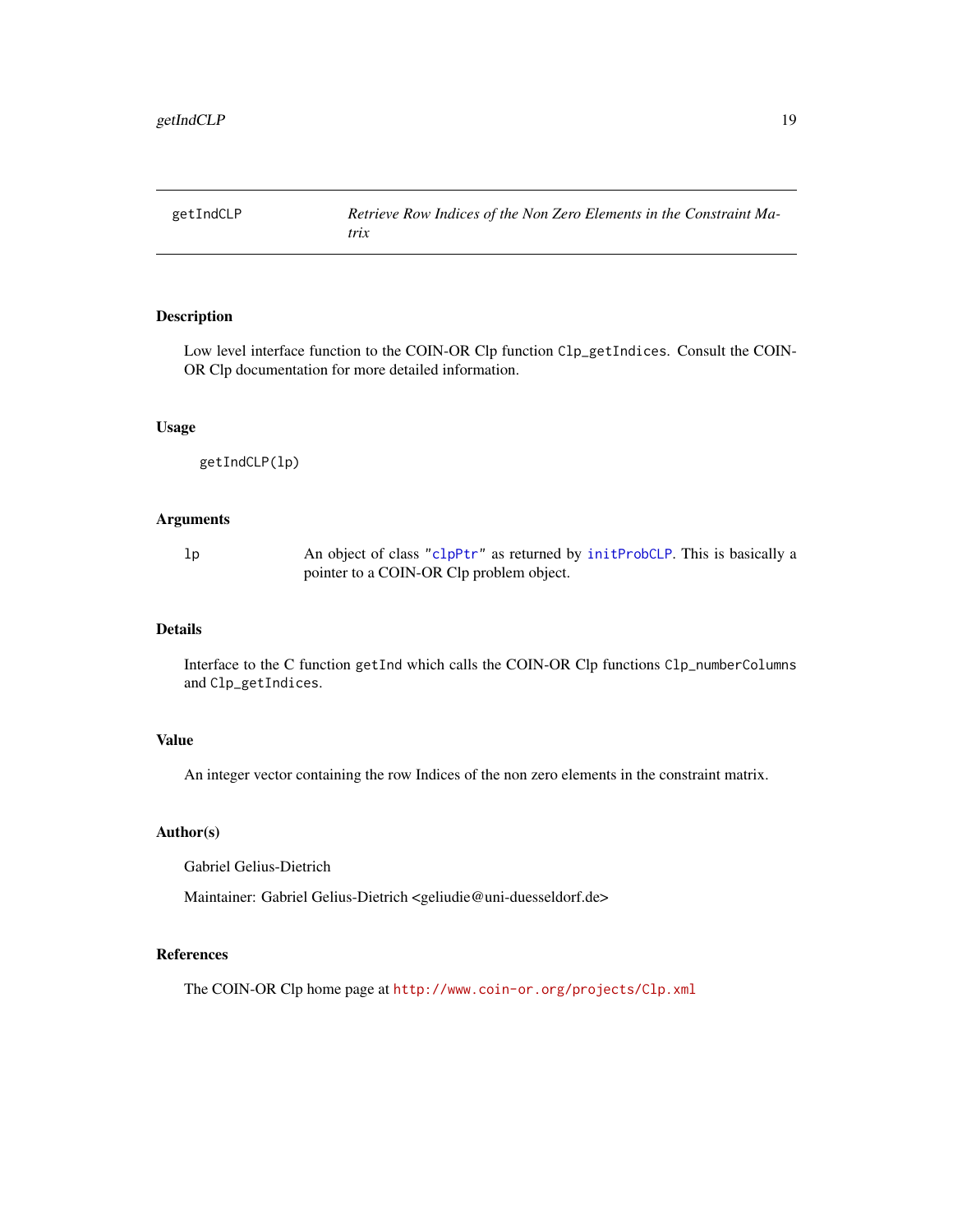getIndCLP — *Retrieve Row Indices of the Non Zero Elements in the Constraint Matrix*

## Description

Low level interface function to the COIN-OR Clp function `Clp_getIndices`. Consult the COIN-OR Clp documentation for more detailed information.

## Usage

```
getIndCLP(lp)
```

## Arguments

| | |
|---|---|
| `lp` | An object of class `"clpPtr"` as returned by `initProbCLP`. This is basically a pointer to a COIN-OR Clp problem object. |

## Details

Interface to the C function `getInd` which calls the COIN-OR Clp functions `Clp_numberColumns` and `Clp_getIndices`.

## Value

An integer vector containing the row Indices of the non zero elements in the constraint matrix.

## Author(s)

Gabriel Gelius-Dietrich

Maintainer: Gabriel Gelius-Dietrich <geliudie@uni-duesseldorf.de>

## References

The COIN-OR Clp home page at http://www.coin-or.org/projects/Clp.xml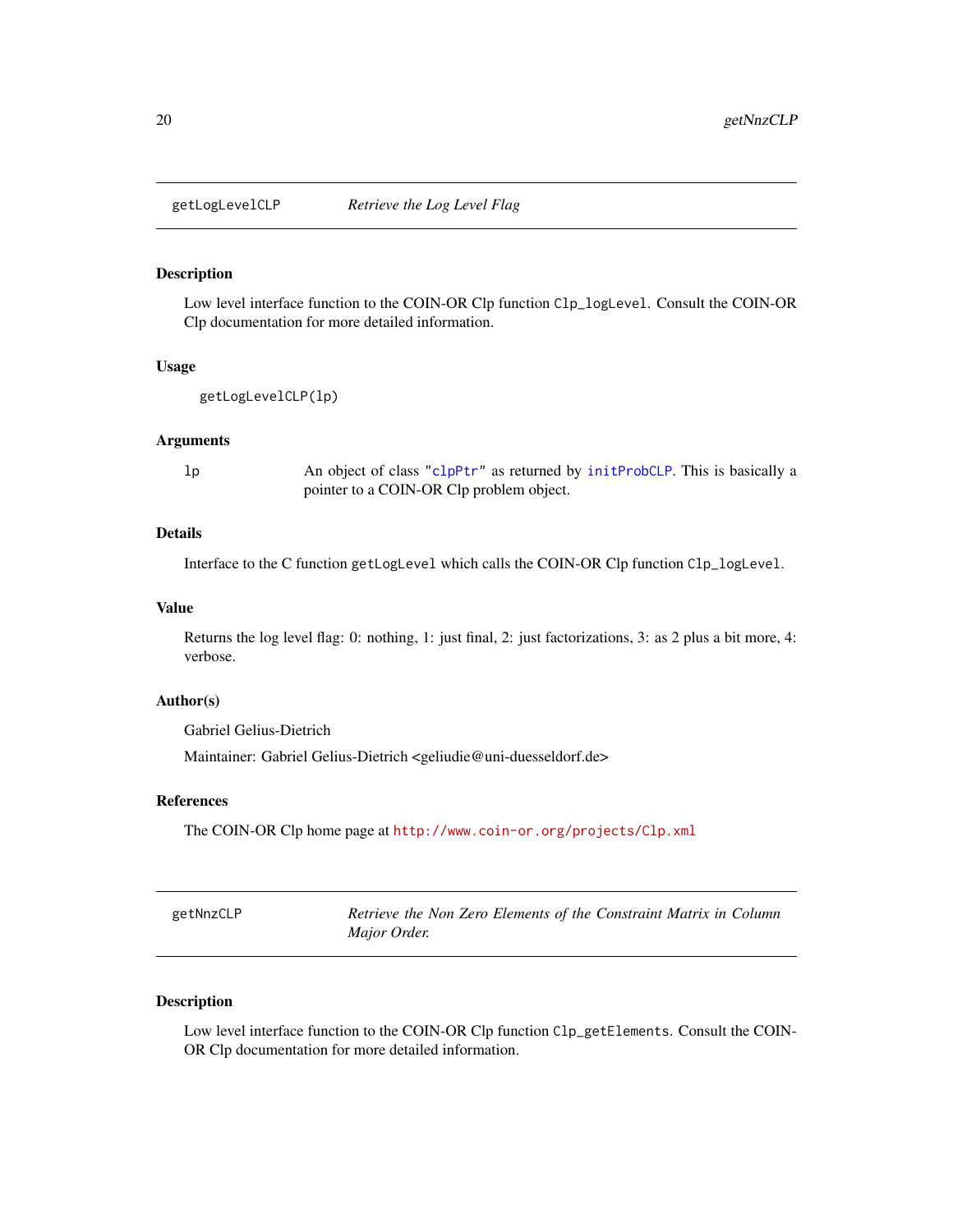## getLogLevelCLP — *Retrieve the Log Level Flag*

### Description

Low level interface function to the COIN-OR Clp function `Clp_logLevel`. Consult the COIN-OR Clp documentation for more detailed information.

### Usage

```
getLogLevelCLP(lp)
```

### Arguments

| | |
|---|---|
| `lp` | An object of class `"clpPtr"` as returned by `initProbCLP`. This is basically a pointer to a COIN-OR Clp problem object. |

### Details

Interface to the C function `getLogLevel` which calls the COIN-OR Clp function `Clp_logLevel`.

### Value

Returns the log level flag: 0: nothing, 1: just final, 2: just factorizations, 3: as 2 plus a bit more, 4: verbose.

### Author(s)

Gabriel Gelius-Dietrich

Maintainer: Gabriel Gelius-Dietrich <geliudie@uni-duesseldorf.de>

### References

The COIN-OR Clp home page at http://www.coin-or.org/projects/Clp.xml

## getNnzCLP — *Retrieve the Non Zero Elements of the Constraint Matrix in Column Major Order.*

### Description

Low level interface function to the COIN-OR Clp function `Clp_getElements`. Consult the COIN-OR Clp documentation for more detailed information.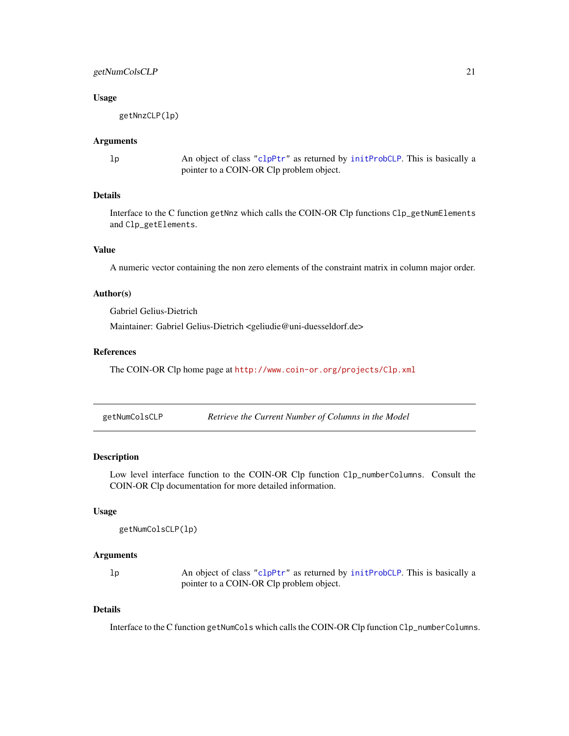### Usage

```
getNnzCLP(lp)
```

### Arguments

`lp` An object of class "clpPtr" as returned by initProbCLP. This is basically a pointer to a COIN-OR Clp problem object.

### Details

Interface to the C function `getNnz` which calls the COIN-OR Clp functions `Clp_getNumElements` and `Clp_getElements`.

### Value

A numeric vector containing the non zero elements of the constraint matrix in column major order.

### Author(s)

Gabriel Gelius-Dietrich

Maintainer: Gabriel Gelius-Dietrich <geliudie@uni-duesseldorf.de>

### References

The COIN-OR Clp home page at http://www.coin-or.org/projects/Clp.xml

---

## getNumColsCLP *Retrieve the Current Number of Columns in the Model*

### Description

Low level interface function to the COIN-OR Clp function `Clp_numberColumns`. Consult the COIN-OR Clp documentation for more detailed information.

### Usage

```
getNumColsCLP(lp)
```

### Arguments

`lp` An object of class "clpPtr" as returned by initProbCLP. This is basically a pointer to a COIN-OR Clp problem object.

### Details

Interface to the C function `getNumCols` which calls the COIN-OR Clp function `Clp_numberColumns`.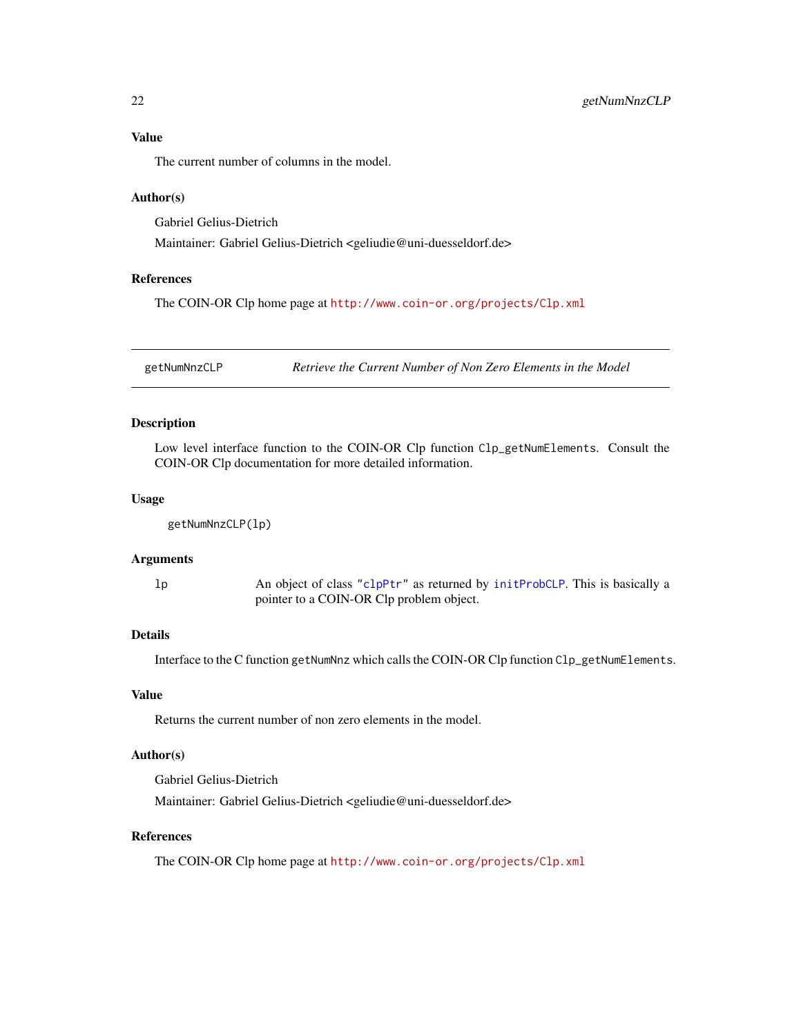### Value

The current number of columns in the model.

### Author(s)

Gabriel Gelius-Dietrich

Maintainer: Gabriel Gelius-Dietrich <geliudie@uni-duesseldorf.de>

### References

The COIN-OR Clp home page at http://www.coin-or.org/projects/Clp.xml

---

## getNumNnzCLP — *Retrieve the Current Number of Non Zero Elements in the Model*

---

### Description

Low level interface function to the COIN-OR Clp function `Clp_getNumElements`. Consult the COIN-OR Clp documentation for more detailed information.

### Usage

```
getNumNnzCLP(lp)
```

### Arguments

| | |
|---|---|
| `lp` | An object of class "`clpPtr`" as returned by `initProbCLP`. This is basically a pointer to a COIN-OR Clp problem object. |

### Details

Interface to the C function `getNumNnz` which calls the COIN-OR Clp function `Clp_getNumElements`.

### Value

Returns the current number of non zero elements in the model.

### Author(s)

Gabriel Gelius-Dietrich

Maintainer: Gabriel Gelius-Dietrich <geliudie@uni-duesseldorf.de>

### References

The COIN-OR Clp home page at http://www.coin-or.org/projects/Clp.xml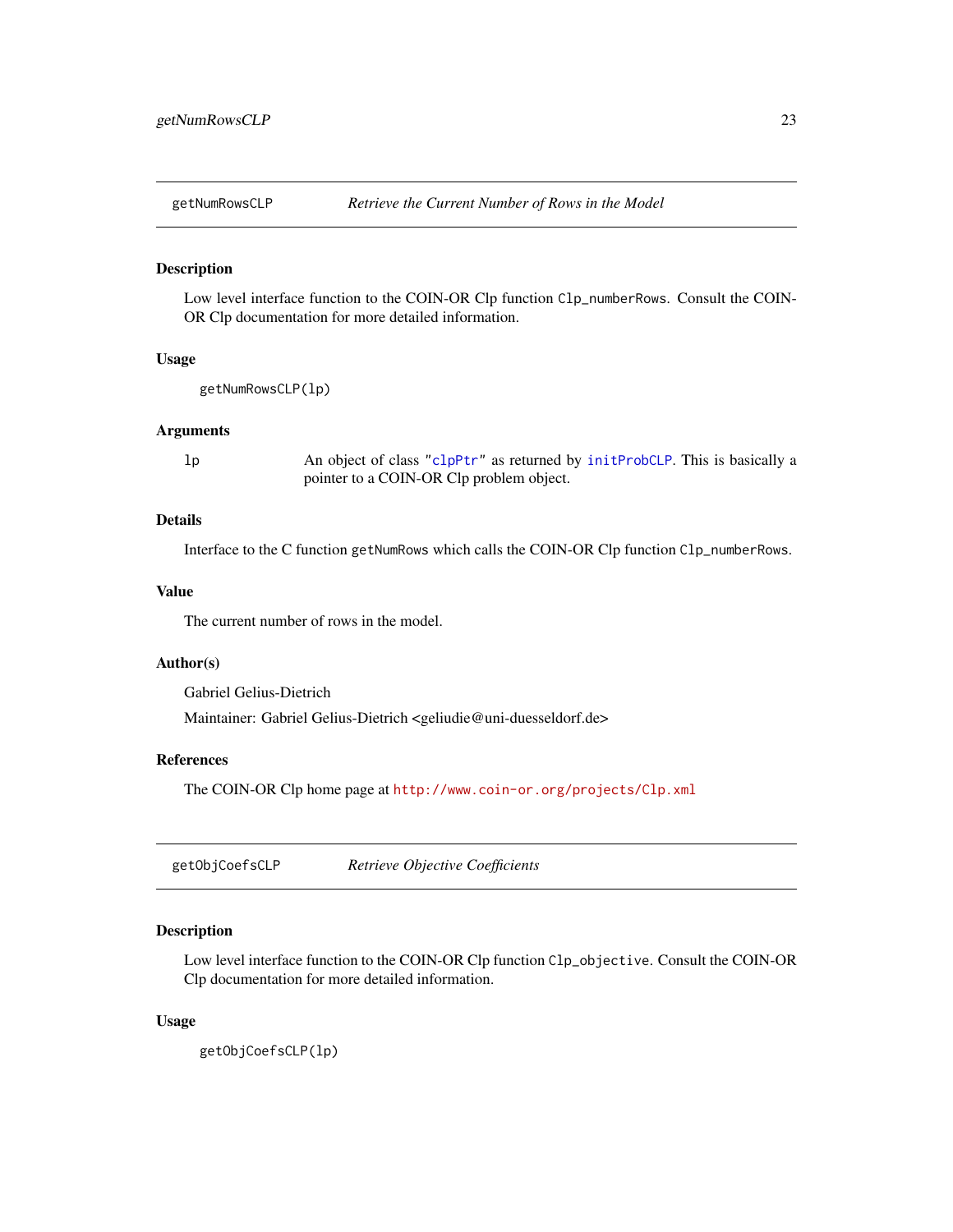## getNumRowsCLP — *Retrieve the Current Number of Rows in the Model*

### Description

Low level interface function to the COIN-OR Clp function `Clp_numberRows`. Consult the COIN-OR Clp documentation for more detailed information.

### Usage

```
getNumRowsCLP(lp)
```

### Arguments

| | |
|---|---|
| `lp` | An object of class `"clpPtr"` as returned by `initProbCLP`. This is basically a pointer to a COIN-OR Clp problem object. |

### Details

Interface to the C function `getNumRows` which calls the COIN-OR Clp function `Clp_numberRows`.

### Value

The current number of rows in the model.

### Author(s)

Gabriel Gelius-Dietrich

Maintainer: Gabriel Gelius-Dietrich <geliudie@uni-duesseldorf.de>

### References

The COIN-OR Clp home page at http://www.coin-or.org/projects/Clp.xml

## getObjCoefsCLP — *Retrieve Objective Coefficients*

### Description

Low level interface function to the COIN-OR Clp function `Clp_objective`. Consult the COIN-OR Clp documentation for more detailed information.

### Usage

```
getObjCoefsCLP(lp)
```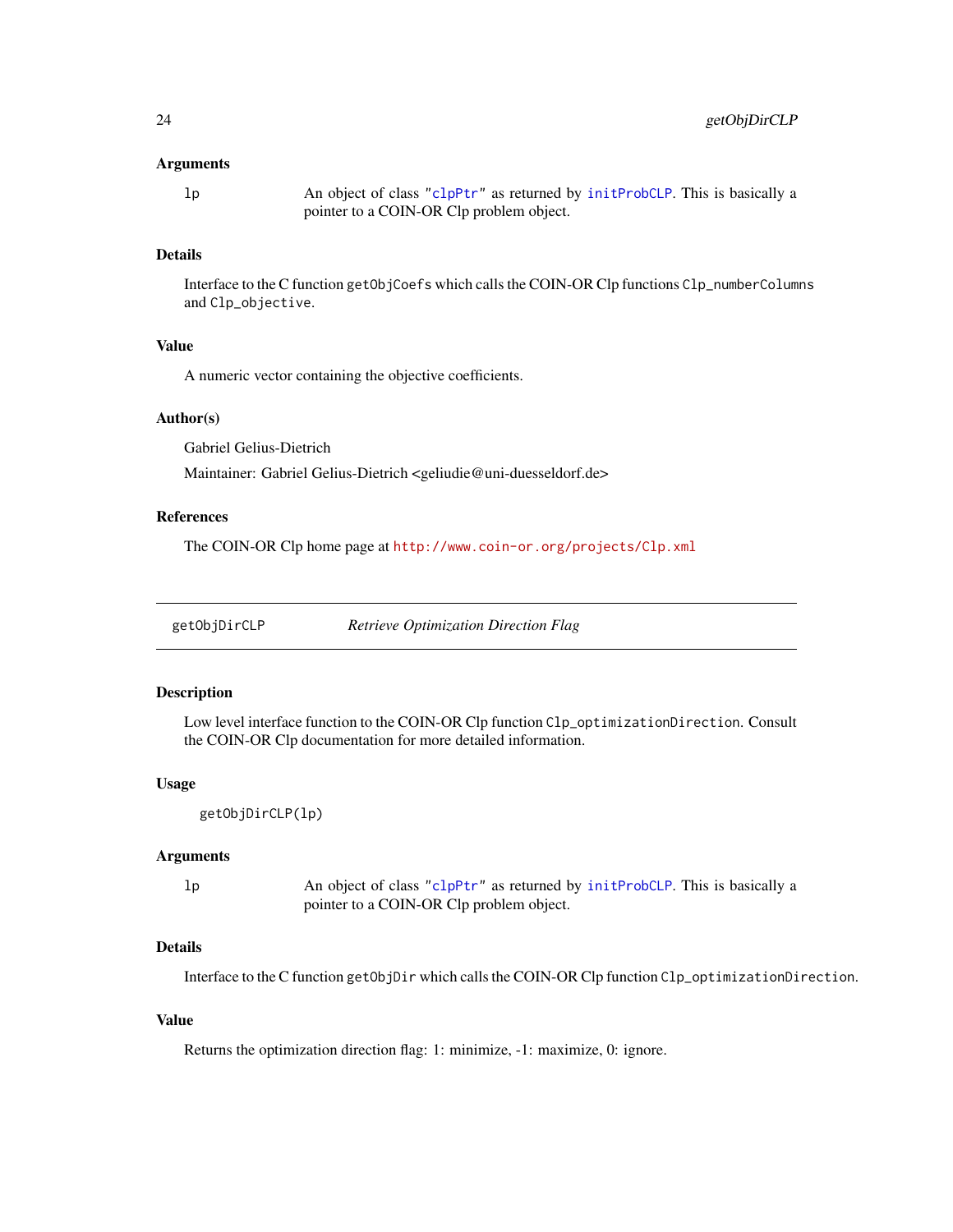## Arguments

`lp` An object of class "`clpPtr`" as returned by `initProbCLP`. This is basically a pointer to a COIN-OR Clp problem object.

## Details

Interface to the C function `getObjCoefs` which calls the COIN-OR Clp functions `Clp_numberColumns` and `Clp_objective`.

## Value

A numeric vector containing the objective coefficients.

## Author(s)

Gabriel Gelius-Dietrich

Maintainer: Gabriel Gelius-Dietrich <geliudie@uni-duesseldorf.de>

## References

The COIN-OR Clp home page at http://www.coin-or.org/projects/Clp.xml

---

# getObjDirCLP *Retrieve Optimization Direction Flag*

## Description

Low level interface function to the COIN-OR Clp function `Clp_optimizationDirection`. Consult the COIN-OR Clp documentation for more detailed information.

## Usage

```
getObjDirCLP(lp)
```

## Arguments

`lp` An object of class "`clpPtr`" as returned by `initProbCLP`. This is basically a pointer to a COIN-OR Clp problem object.

## Details

Interface to the C function `getObjDir` which calls the COIN-OR Clp function `Clp_optimizationDirection`.

## Value

Returns the optimization direction flag: 1: minimize, -1: maximize, 0: ignore.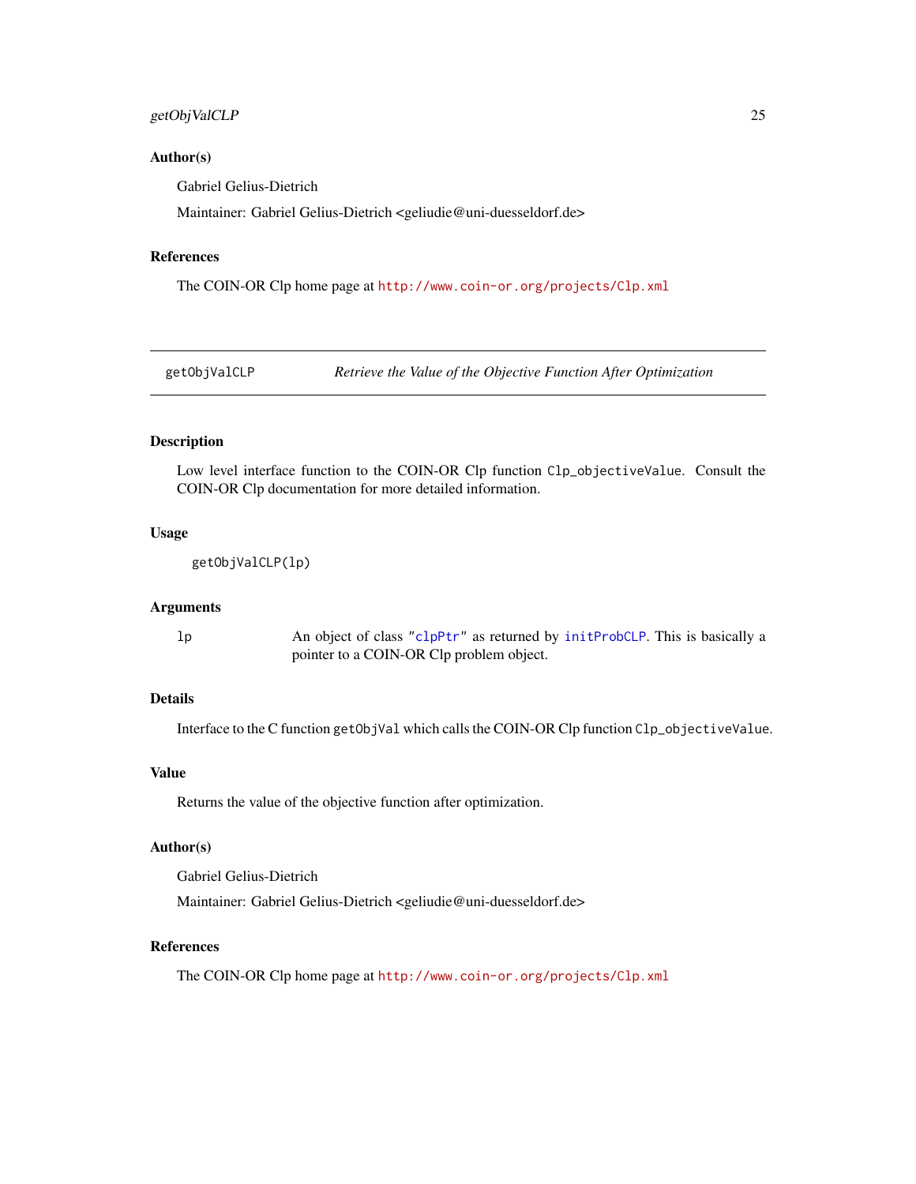## Author(s)

Gabriel Gelius-Dietrich

Maintainer: Gabriel Gelius-Dietrich <geliudie@uni-duesseldorf.de>

## References

The COIN-OR Clp home page at http://www.coin-or.org/projects/Clp.xml

---

# getObjValCLP — *Retrieve the Value of the Objective Function After Optimization*

---

## Description

Low level interface function to the COIN-OR Clp function `Clp_objectiveValue`. Consult the COIN-OR Clp documentation for more detailed information.

## Usage

```
getObjValCLP(lp)
```

## Arguments

| | |
|---|---|
| `lp` | An object of class `"clpPtr"` as returned by `initProbCLP`. This is basically a pointer to a COIN-OR Clp problem object. |

## Details

Interface to the C function `getObjVal` which calls the COIN-OR Clp function `Clp_objectiveValue`.

## Value

Returns the value of the objective function after optimization.

## Author(s)

Gabriel Gelius-Dietrich

Maintainer: Gabriel Gelius-Dietrich <geliudie@uni-duesseldorf.de>

## References

The COIN-OR Clp home page at http://www.coin-or.org/projects/Clp.xml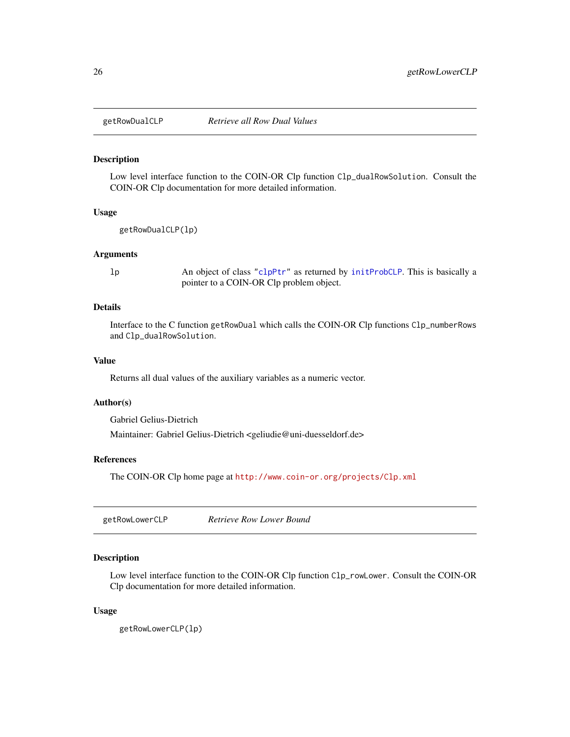## getRowDualCLP *Retrieve all Row Dual Values*

### Description

Low level interface function to the COIN-OR Clp function `Clp_dualRowSolution`. Consult the COIN-OR Clp documentation for more detailed information.

### Usage

```
getRowDualCLP(lp)
```

### Arguments

| | |
|---|---|
| `lp` | An object of class `"clpPtr"` as returned by `initProbCLP`. This is basically a pointer to a COIN-OR Clp problem object. |

### Details

Interface to the C function `getRowDual` which calls the COIN-OR Clp functions `Clp_numberRows` and `Clp_dualRowSolution`.

### Value

Returns all dual values of the auxiliary variables as a numeric vector.

### Author(s)

Gabriel Gelius-Dietrich

Maintainer: Gabriel Gelius-Dietrich <geliudie@uni-duesseldorf.de>

### References

The COIN-OR Clp home page at `http://www.coin-or.org/projects/Clp.xml`

## getRowLowerCLP *Retrieve Row Lower Bound*

### Description

Low level interface function to the COIN-OR Clp function `Clp_rowLower`. Consult the COIN-OR Clp documentation for more detailed information.

### Usage

```
getRowLowerCLP(lp)
```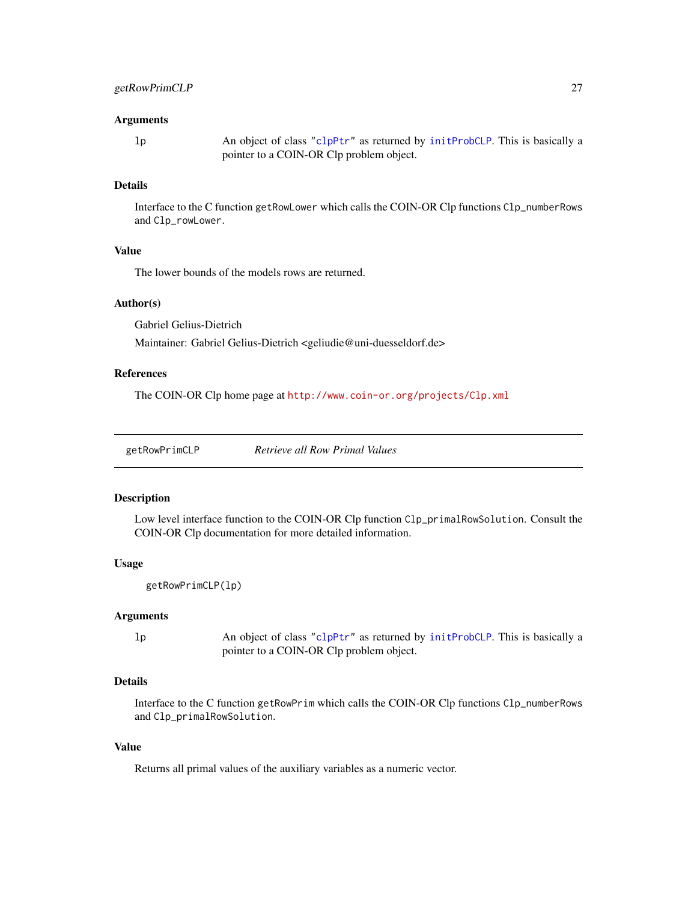### Arguments

`lp` An object of class `"clpPtr"` as returned by `initProbCLP`. This is basically a pointer to a COIN-OR Clp problem object.

### Details

Interface to the C function `getRowLower` which calls the COIN-OR Clp functions `Clp_numberRows` and `Clp_rowLower`.

### Value

The lower bounds of the models rows are returned.

### Author(s)

Gabriel Gelius-Dietrich

Maintainer: Gabriel Gelius-Dietrich <geliudie@uni-duesseldorf.de>

### References

The COIN-OR Clp home page at http://www.coin-or.org/projects/Clp.xml

---

## getRowPrimCLP *Retrieve all Row Primal Values*

---

### Description

Low level interface function to the COIN-OR Clp function `Clp_primalRowSolution`. Consult the COIN-OR Clp documentation for more detailed information.

### Usage

```
getRowPrimCLP(lp)
```

### Arguments

`lp` An object of class `"clpPtr"` as returned by `initProbCLP`. This is basically a pointer to a COIN-OR Clp problem object.

### Details

Interface to the C function `getRowPrim` which calls the COIN-OR Clp functions `Clp_numberRows` and `Clp_primalRowSolution`.

### Value

Returns all primal values of the auxiliary variables as a numeric vector.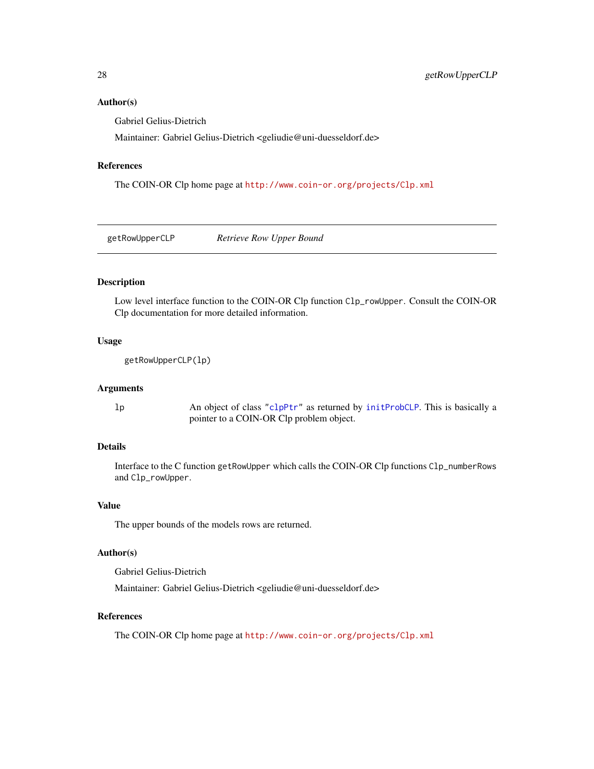## Author(s)

Gabriel Gelius-Dietrich

Maintainer: Gabriel Gelius-Dietrich <geliudie@uni-duesseldorf.de>

## References

The COIN-OR Clp home page at http://www.coin-or.org/projects/Clp.xml

---

# getRowUpperCLP *Retrieve Row Upper Bound*

---

## Description

Low level interface function to the COIN-OR Clp function `Clp_rowUpper`. Consult the COIN-OR Clp documentation for more detailed information.

## Usage

```
getRowUpperCLP(lp)
```

## Arguments

| | |
|---|---|
| `lp` | An object of class `"clpPtr"` as returned by `initProbCLP`. This is basically a pointer to a COIN-OR Clp problem object. |

## Details

Interface to the C function `getRowUpper` which calls the COIN-OR Clp functions `Clp_numberRows` and `Clp_rowUpper`.

## Value

The upper bounds of the models rows are returned.

## Author(s)

Gabriel Gelius-Dietrich

Maintainer: Gabriel Gelius-Dietrich <geliudie@uni-duesseldorf.de>

## References

The COIN-OR Clp home page at http://www.coin-or.org/projects/Clp.xml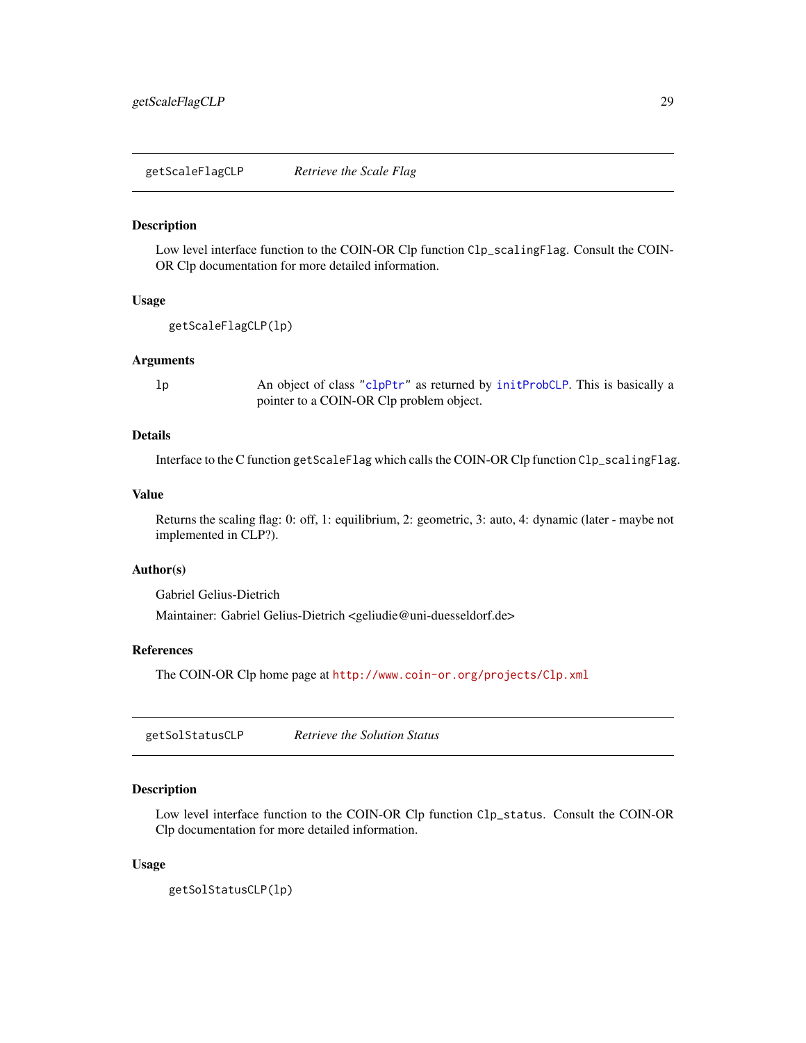## getScaleFlagCLP *Retrieve the Scale Flag*

### Description

Low level interface function to the COIN-OR Clp function `Clp_scalingFlag`. Consult the COIN-OR Clp documentation for more detailed information.

### Usage

```
getScaleFlagCLP(lp)
```

### Arguments

| | |
|---|---|
| `lp` | An object of class `"clpPtr"` as returned by `initProbCLP`. This is basically a pointer to a COIN-OR Clp problem object. |

### Details

Interface to the C function `getScaleFlag` which calls the COIN-OR Clp function `Clp_scalingFlag`.

### Value

Returns the scaling flag: 0: off, 1: equilibrium, 2: geometric, 3: auto, 4: dynamic (later - maybe not implemented in CLP?).

### Author(s)

Gabriel Gelius-Dietrich

Maintainer: Gabriel Gelius-Dietrich <geliudie@uni-duesseldorf.de>

### References

The COIN-OR Clp home page at http://www.coin-or.org/projects/Clp.xml

## getSolStatusCLP *Retrieve the Solution Status*

### Description

Low level interface function to the COIN-OR Clp function `Clp_status`. Consult the COIN-OR Clp documentation for more detailed information.

### Usage

```
getSolStatusCLP(lp)
```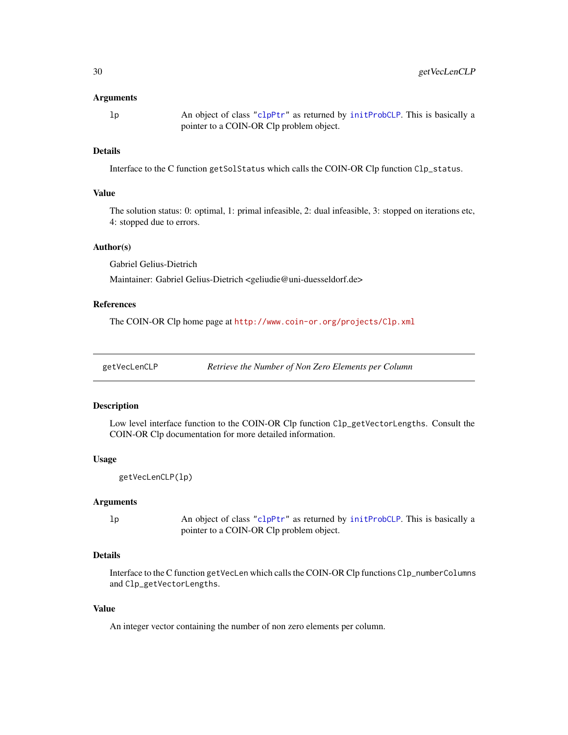### Arguments

`lp` An object of class `"clpPtr"` as returned by `initProbCLP`. This is basically a pointer to a COIN-OR Clp problem object.

### Details

Interface to the C function `getSolStatus` which calls the COIN-OR Clp function `Clp_status`.

### Value

The solution status: 0: optimal, 1: primal infeasible, 2: dual infeasible, 3: stopped on iterations etc, 4: stopped due to errors.

### Author(s)

Gabriel Gelius-Dietrich

Maintainer: Gabriel Gelius-Dietrich <geliudie@uni-duesseldorf.de>

### References

The COIN-OR Clp home page at http://www.coin-or.org/projects/Clp.xml

---

## getVecLenCLP *Retrieve the Number of Non Zero Elements per Column*

---

### Description

Low level interface function to the COIN-OR Clp function `Clp_getVectorLengths`. Consult the COIN-OR Clp documentation for more detailed information.

### Usage

```
getVecLenCLP(lp)
```

### Arguments

`lp` An object of class `"clpPtr"` as returned by `initProbCLP`. This is basically a pointer to a COIN-OR Clp problem object.

### Details

Interface to the C function `getVecLen` which calls the COIN-OR Clp functions `Clp_numberColumns` and `Clp_getVectorLengths`.

### Value

An integer vector containing the number of non zero elements per column.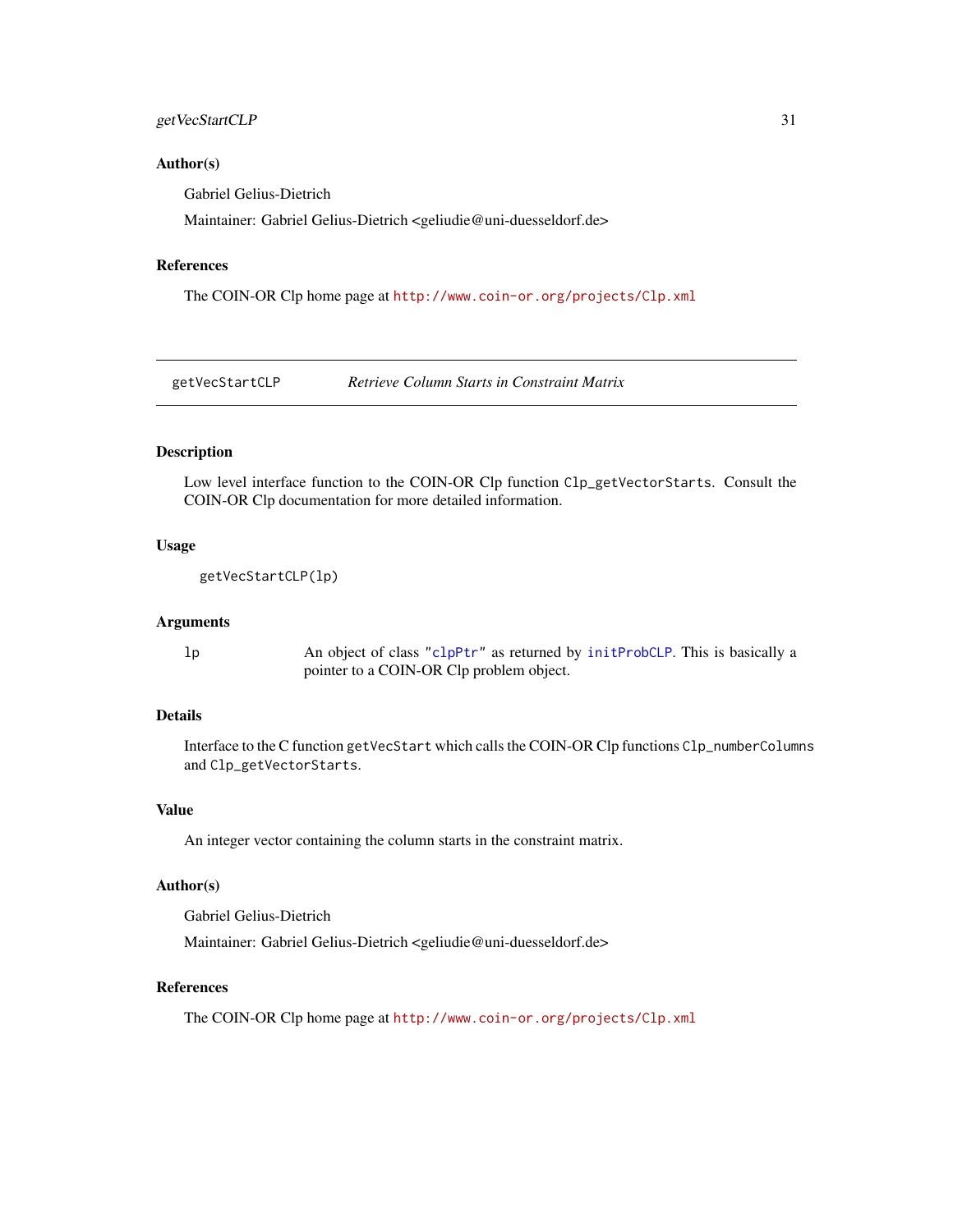## Author(s)

Gabriel Gelius-Dietrich

Maintainer: Gabriel Gelius-Dietrich <geliudie@uni-duesseldorf.de>

## References

The COIN-OR Clp home page at http://www.coin-or.org/projects/Clp.xml

---

# getVecStartCLP — *Retrieve Column Starts in Constraint Matrix*

---

## Description

Low level interface function to the COIN-OR Clp function `Clp_getVectorStarts`. Consult the COIN-OR Clp documentation for more detailed information.

## Usage

```
getVecStartCLP(lp)
```

## Arguments

| | |
|---|---|
| `lp` | An object of class `"clpPtr"` as returned by `initProbCLP`. This is basically a pointer to a COIN-OR Clp problem object. |

## Details

Interface to the C function `getVecStart` which calls the COIN-OR Clp functions `Clp_numberColumns` and `Clp_getVectorStarts`.

## Value

An integer vector containing the column starts in the constraint matrix.

## Author(s)

Gabriel Gelius-Dietrich

Maintainer: Gabriel Gelius-Dietrich <geliudie@uni-duesseldorf.de>

## References

The COIN-OR Clp home page at http://www.coin-or.org/projects/Clp.xml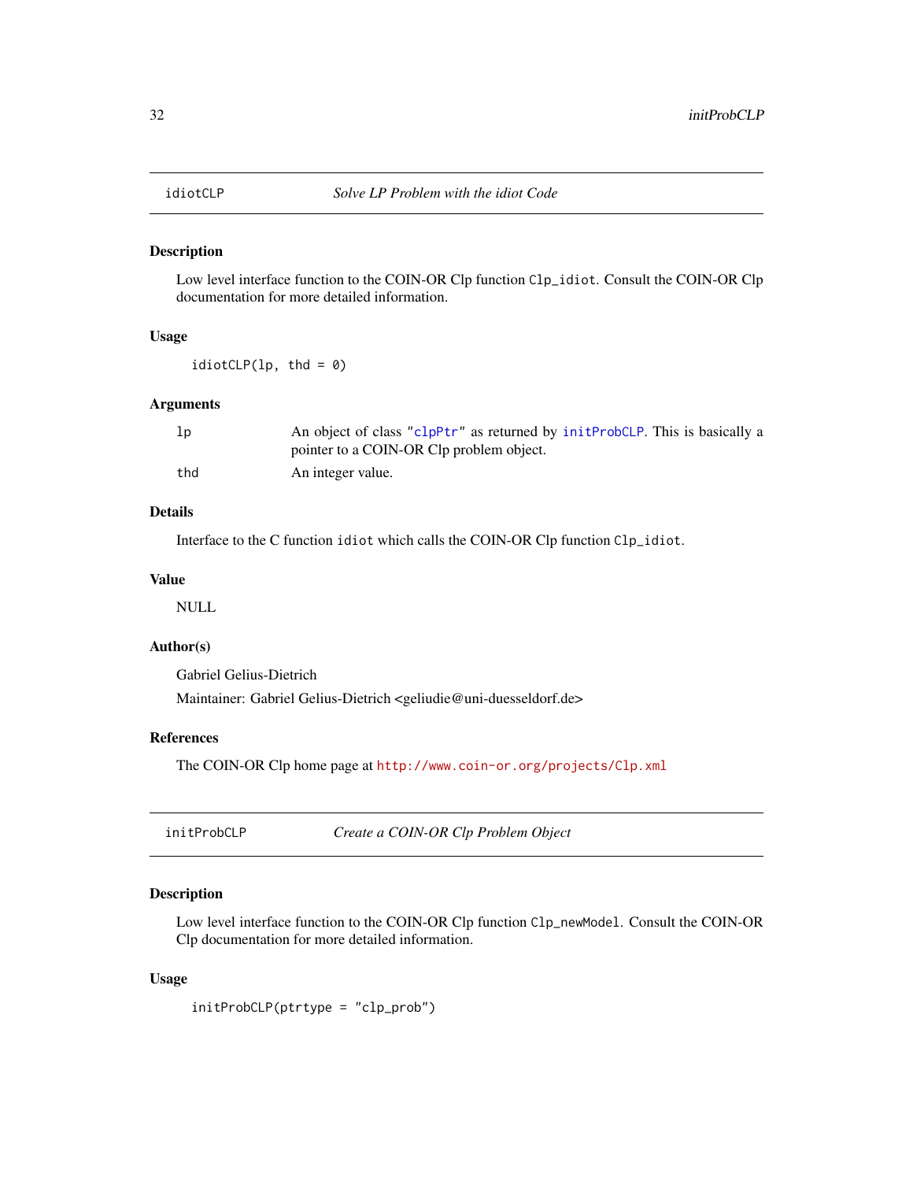## idiotCLP — *Solve LP Problem with the idiot Code*

### Description

Low level interface function to the COIN-OR Clp function `Clp_idiot`. Consult the COIN-OR Clp documentation for more detailed information.

### Usage

```
idiotCLP(lp, thd = 0)
```

### Arguments

| | |
|---|---|
| `lp` | An object of class `"clpPtr"` as returned by `initProbCLP`. This is basically a pointer to a COIN-OR Clp problem object. |
| `thd` | An integer value. |

### Details

Interface to the C function `idiot` which calls the COIN-OR Clp function `Clp_idiot`.

### Value

NULL

### Author(s)

Gabriel Gelius-Dietrich

Maintainer: Gabriel Gelius-Dietrich <geliudie@uni-duesseldorf.de>

### References

The COIN-OR Clp home page at http://www.coin-or.org/projects/Clp.xml

## initProbCLP — *Create a COIN-OR Clp Problem Object*

### Description

Low level interface function to the COIN-OR Clp function `Clp_newModel`. Consult the COIN-OR Clp documentation for more detailed information.

### Usage

```
initProbCLP(ptrtype = "clp_prob")
```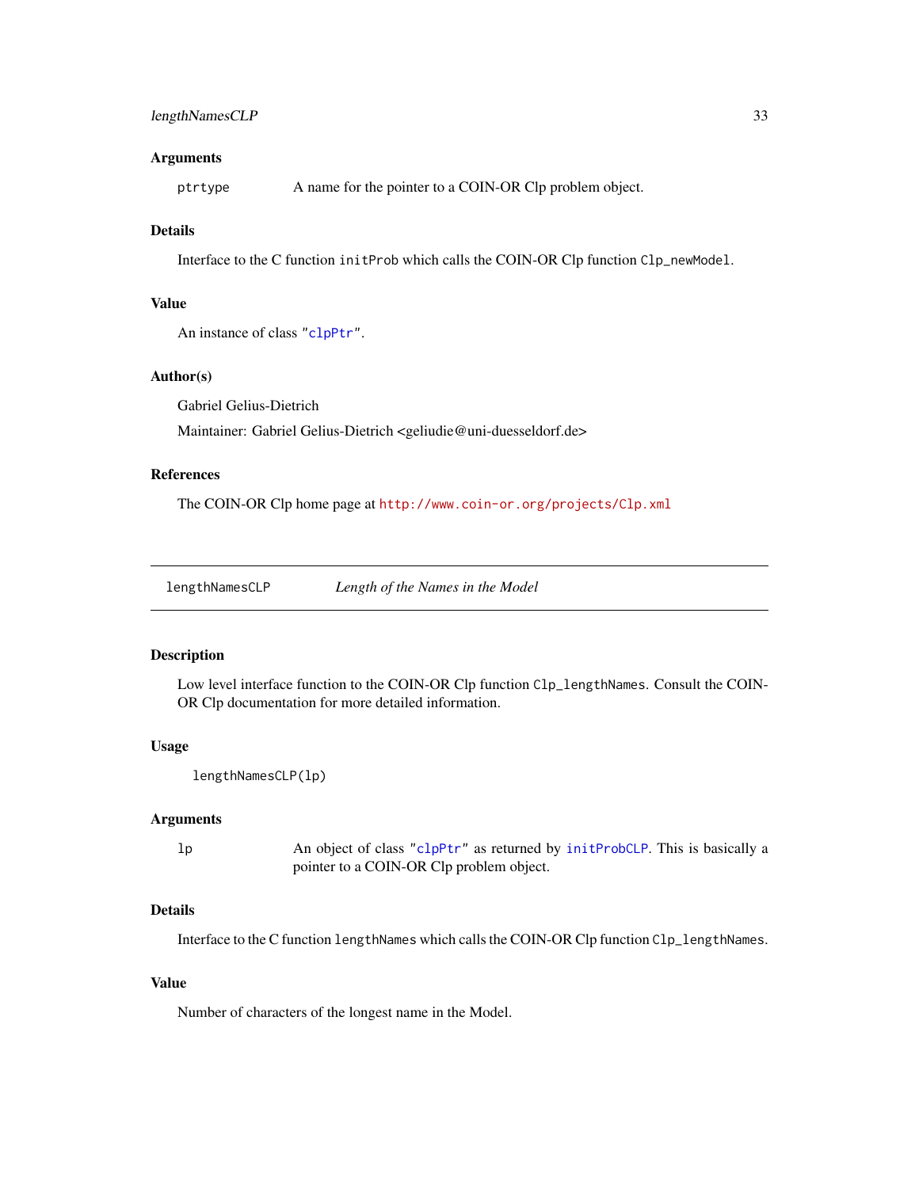### Arguments

`ptrtype` A name for the pointer to a COIN-OR Clp problem object.

### Details

Interface to the C function `initProb` which calls the COIN-OR Clp function `Clp_newModel`.

### Value

An instance of class "`clpPtr`".

### Author(s)

Gabriel Gelius-Dietrich

Maintainer: Gabriel Gelius-Dietrich <geliudie@uni-duesseldorf.de>

### References

The COIN-OR Clp home page at http://www.coin-or.org/projects/Clp.xml

---

## lengthNamesCLP *Length of the Names in the Model*

---

### Description

Low level interface function to the COIN-OR Clp function `Clp_lengthNames`. Consult the COIN-OR Clp documentation for more detailed information.

### Usage

```
lengthNamesCLP(lp)
```

### Arguments

`lp` An object of class "`clpPtr`" as returned by `initProbCLP`. This is basically a pointer to a COIN-OR Clp problem object.

### Details

Interface to the C function `lengthNames` which calls the COIN-OR Clp function `Clp_lengthNames`.

### Value

Number of characters of the longest name in the Model.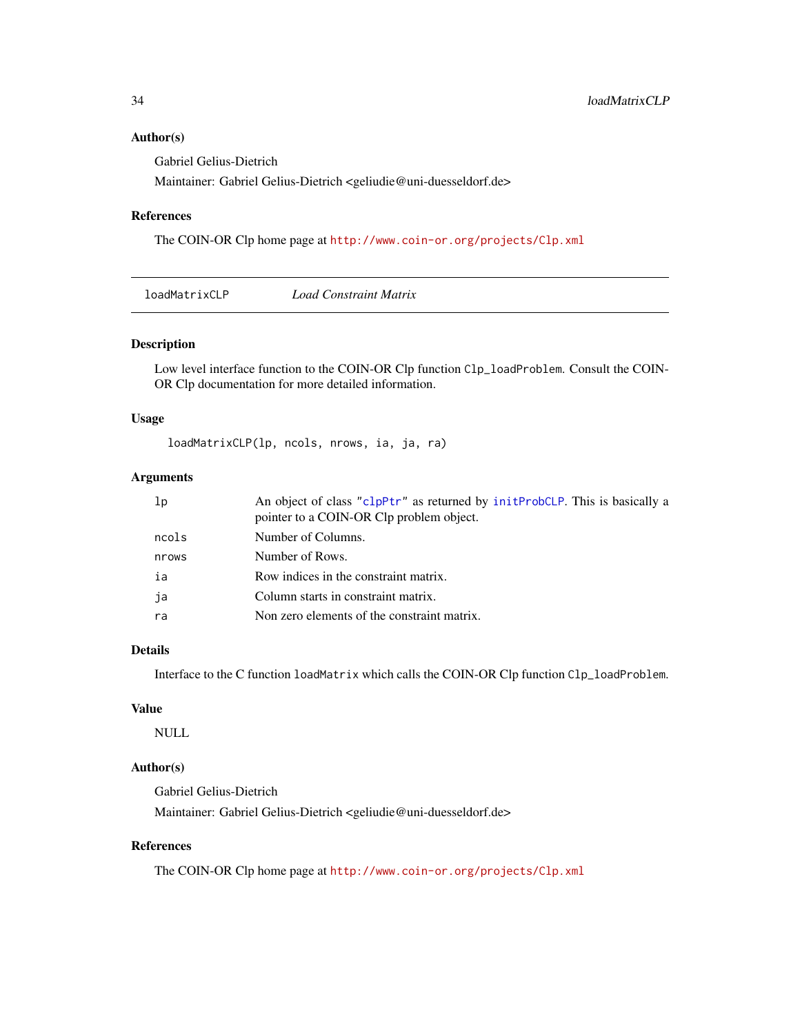## Author(s)

Gabriel Gelius-Dietrich

Maintainer: Gabriel Gelius-Dietrich <geliudie@uni-duesseldorf.de>

## References

The COIN-OR Clp home page at http://www.coin-or.org/projects/Clp.xml

---

# loadMatrixCLP *Load Constraint Matrix*

---

## Description

Low level interface function to the COIN-OR Clp function `Clp_loadProblem`. Consult the COIN-OR Clp documentation for more detailed information.

## Usage

```
loadMatrixCLP(lp, ncols, nrows, ia, ja, ra)
```

## Arguments

| | |
|---|---|
| `lp` | An object of class "clpPtr" as returned by initProbCLP. This is basically a pointer to a COIN-OR Clp problem object. |
| `ncols` | Number of Columns. |
| `nrows` | Number of Rows. |
| `ia` | Row indices in the constraint matrix. |
| `ja` | Column starts in constraint matrix. |
| `ra` | Non zero elements of the constraint matrix. |

## Details

Interface to the C function `loadMatrix` which calls the COIN-OR Clp function `Clp_loadProblem`.

## Value

NULL

## Author(s)

Gabriel Gelius-Dietrich

Maintainer: Gabriel Gelius-Dietrich <geliudie@uni-duesseldorf.de>

## References

The COIN-OR Clp home page at http://www.coin-or.org/projects/Clp.xml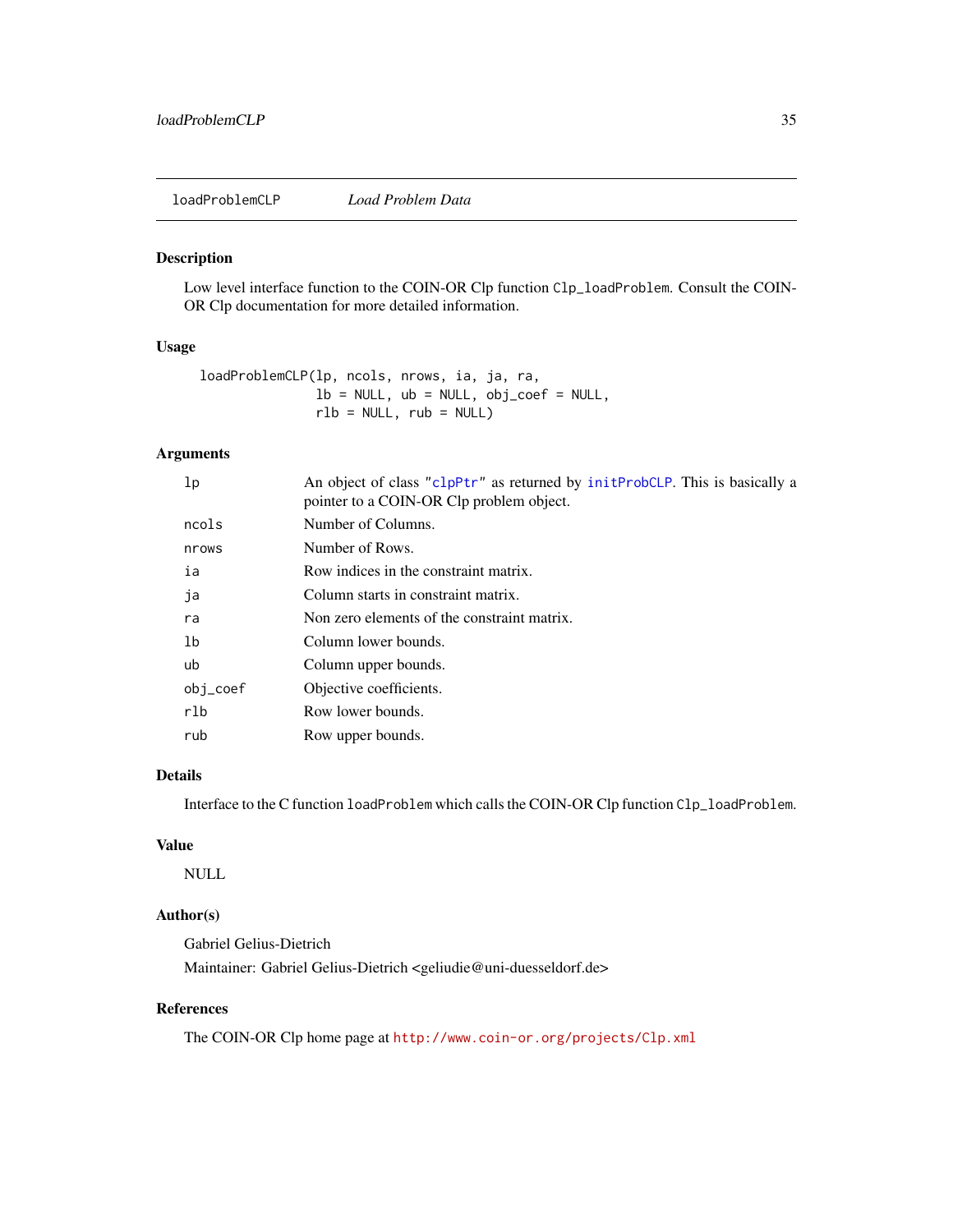# loadProblemCLP *Load Problem Data*

## Description

Low level interface function to the COIN-OR Clp function `Clp_loadProblem`. Consult the COIN-OR Clp documentation for more detailed information.

## Usage

```
loadProblemCLP(lp, ncols, nrows, ia, ja, ra,
               lb = NULL, ub = NULL, obj_coef = NULL,
               rlb = NULL, rub = NULL)
```

## Arguments

| | |
|---|---|
| `lp` | An object of class "`clpPtr`" as returned by `initProbCLP`. This is basically a pointer to a COIN-OR Clp problem object. |
| `ncols` | Number of Columns. |
| `nrows` | Number of Rows. |
| `ia` | Row indices in the constraint matrix. |
| `ja` | Column starts in constraint matrix. |
| `ra` | Non zero elements of the constraint matrix. |
| `lb` | Column lower bounds. |
| `ub` | Column upper bounds. |
| `obj_coef` | Objective coefficients. |
| `rlb` | Row lower bounds. |
| `rub` | Row upper bounds. |

## Details

Interface to the C function `loadProblem` which calls the COIN-OR Clp function `Clp_loadProblem`.

## Value

NULL

## Author(s)

Gabriel Gelius-Dietrich

Maintainer: Gabriel Gelius-Dietrich <geliudie@uni-duesseldorf.de>

## References

The COIN-OR Clp home page at http://www.coin-or.org/projects/Clp.xml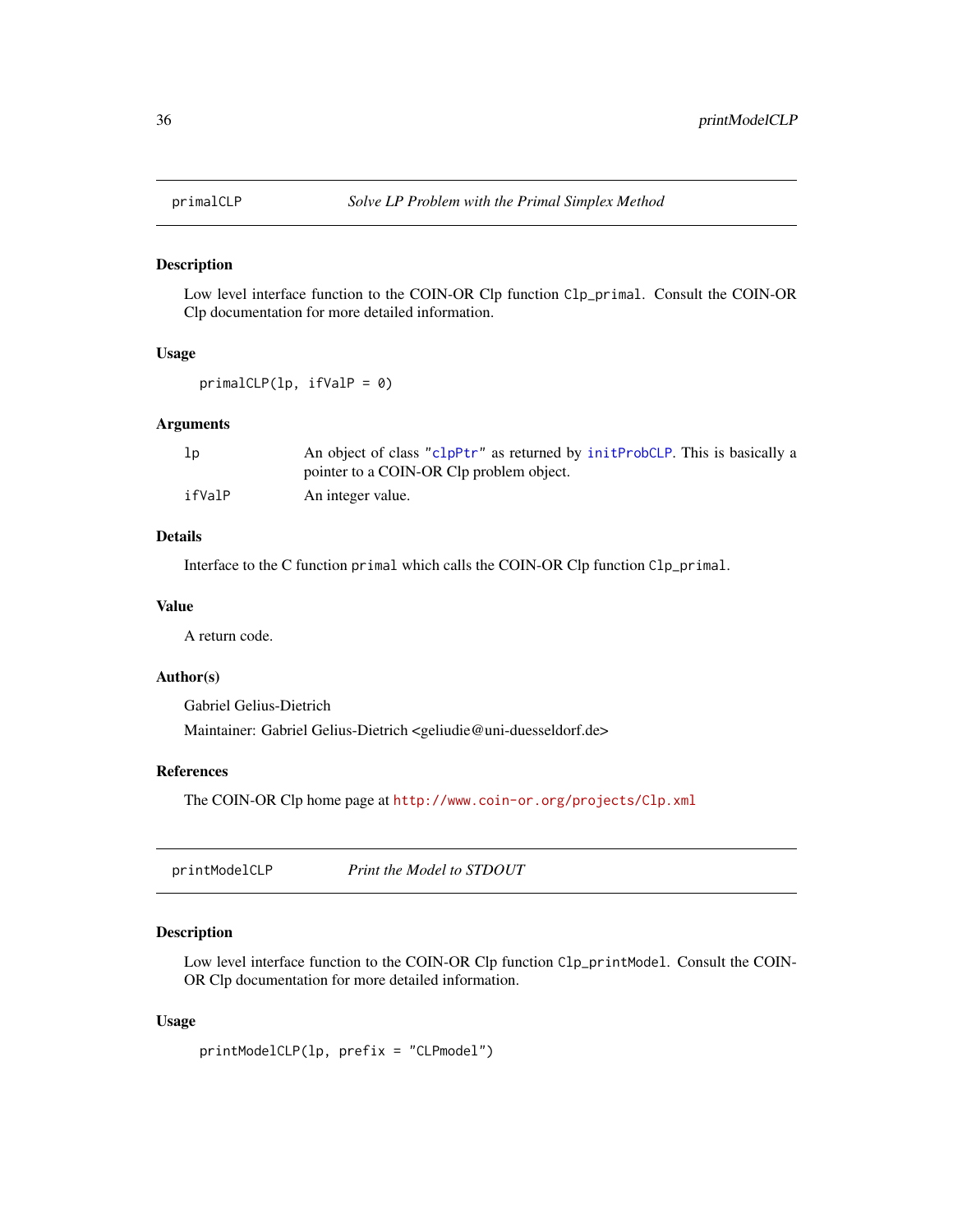## primalCLP — *Solve LP Problem with the Primal Simplex Method*

### Description

Low level interface function to the COIN-OR Clp function `Clp_primal`. Consult the COIN-OR Clp documentation for more detailed information.

### Usage

```
primalCLP(lp, ifValP = 0)
```

### Arguments

| | |
|---|---|
| `lp` | An object of class `"clpPtr"` as returned by `initProbCLP`. This is basically a pointer to a COIN-OR Clp problem object. |
| `ifValP` | An integer value. |

### Details

Interface to the C function `primal` which calls the COIN-OR Clp function `Clp_primal`.

### Value

A return code.

### Author(s)

Gabriel Gelius-Dietrich

Maintainer: Gabriel Gelius-Dietrich <geliudie@uni-duesseldorf.de>

### References

The COIN-OR Clp home page at http://www.coin-or.org/projects/Clp.xml

## printModelCLP — *Print the Model to STDOUT*

### Description

Low level interface function to the COIN-OR Clp function `Clp_printModel`. Consult the COIN-OR Clp documentation for more detailed information.

### Usage

```
printModelCLP(lp, prefix = "CLPmodel")
```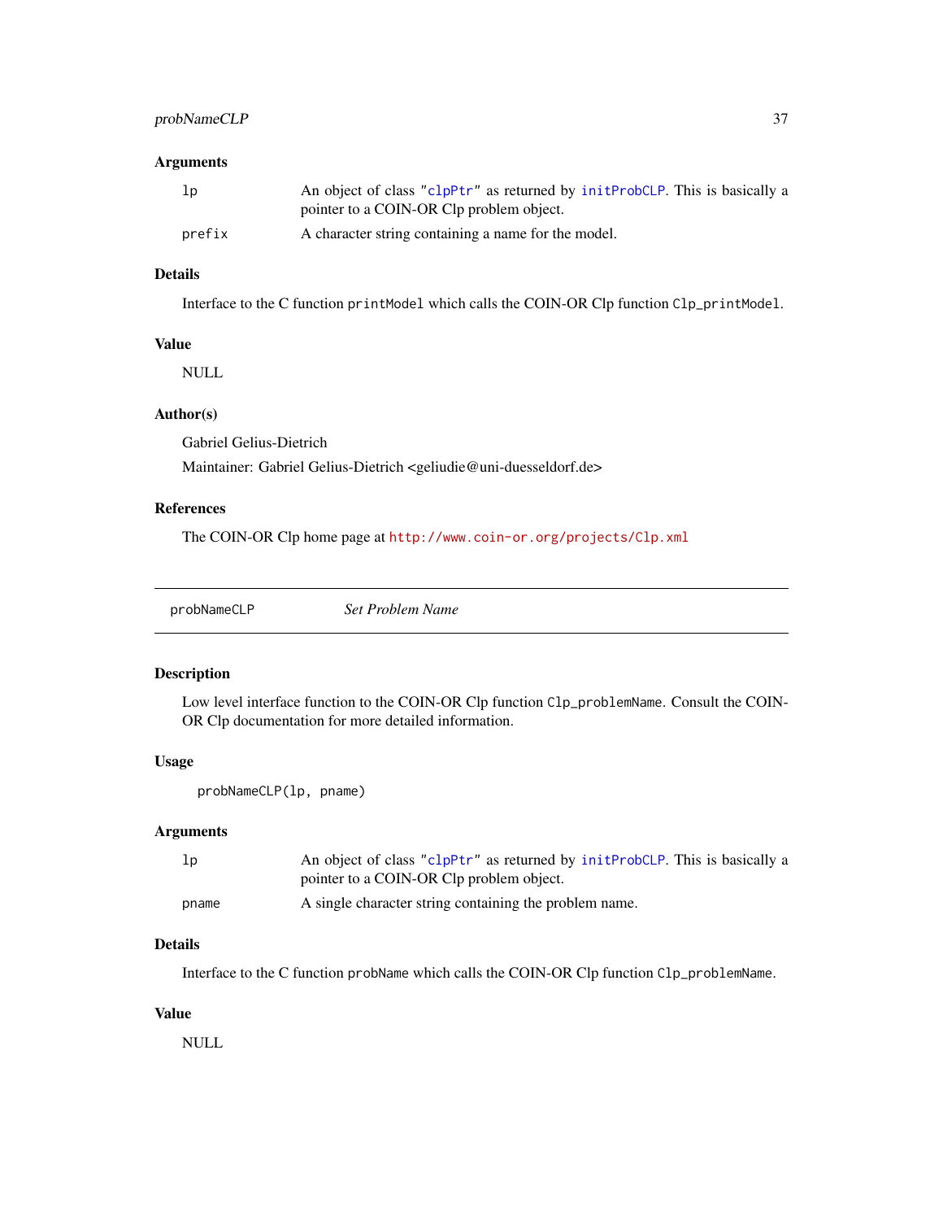### Arguments

| | |
|---|---|
| `lp` | An object of class `"clpPtr"` as returned by `initProbCLP`. This is basically a pointer to a COIN-OR Clp problem object. |
| `prefix` | A character string containing a name for the model. |

### Details

Interface to the C function `printModel` which calls the COIN-OR Clp function `Clp_printModel`.

### Value

NULL

### Author(s)

Gabriel Gelius-Dietrich

Maintainer: Gabriel Gelius-Dietrich <geliudie@uni-duesseldorf.de>

### References

The COIN-OR Clp home page at `http://www.coin-or.org/projects/Clp.xml`

---

## probNameCLP — *Set Problem Name*

---

### Description

Low level interface function to the COIN-OR Clp function `Clp_problemName`. Consult the COIN-OR Clp documentation for more detailed information.

### Usage

```
probNameCLP(lp, pname)
```

### Arguments

| | |
|---|---|
| `lp` | An object of class `"clpPtr"` as returned by `initProbCLP`. This is basically a pointer to a COIN-OR Clp problem object. |
| `pname` | A single character string containing the problem name. |

### Details

Interface to the C function `probName` which calls the COIN-OR Clp function `Clp_problemName`.

### Value

NULL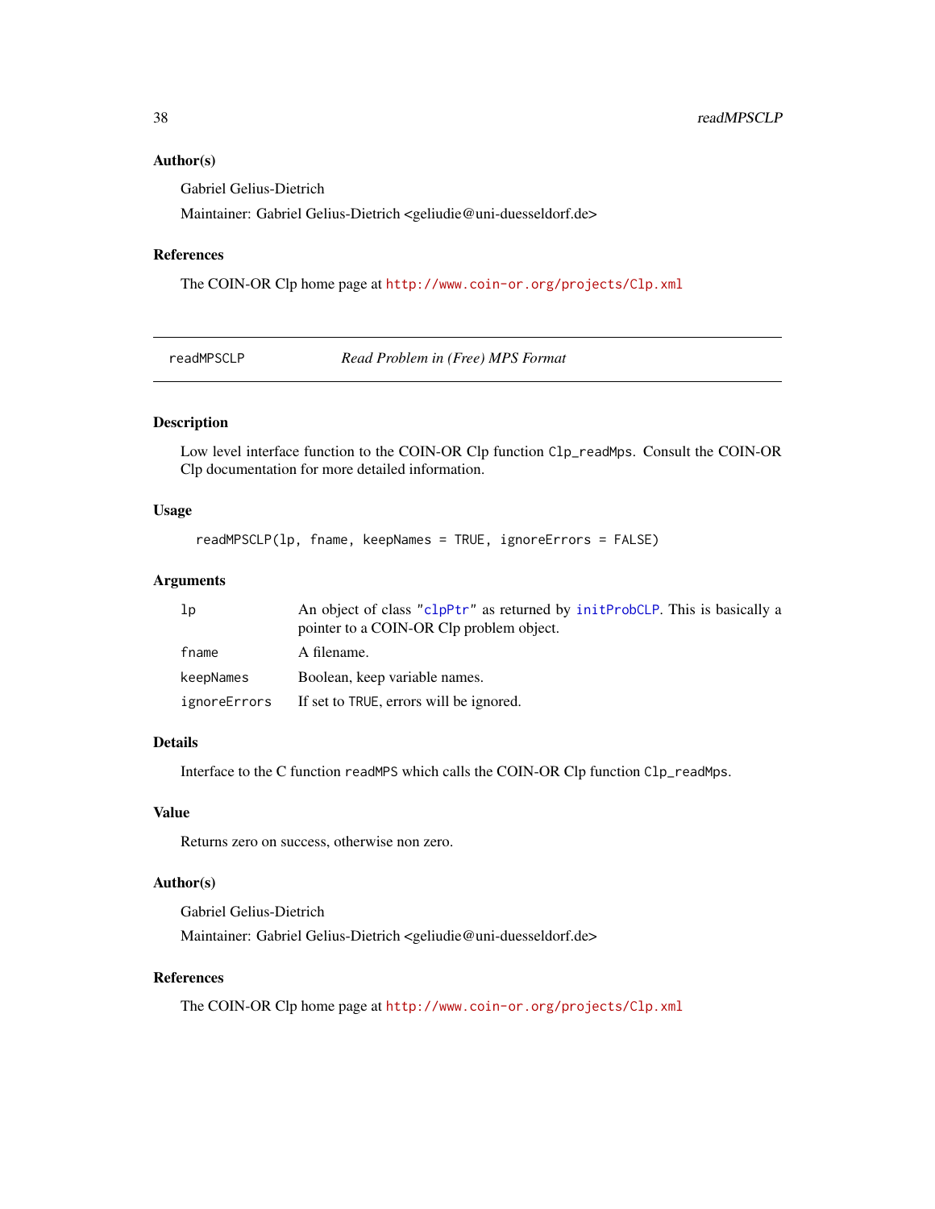### Author(s)

Gabriel Gelius-Dietrich

Maintainer: Gabriel Gelius-Dietrich <geliudie@uni-duesseldorf.de>

### References

The COIN-OR Clp home page at http://www.coin-or.org/projects/Clp.xml

---

## readMPSCLP *Read Problem in (Free) MPS Format*

---

### Description

Low level interface function to the COIN-OR Clp function `Clp_readMps`. Consult the COIN-OR Clp documentation for more detailed information.

### Usage

```
readMPSCLP(lp, fname, keepNames = TRUE, ignoreErrors = FALSE)
```

### Arguments

| | |
|---|---|
| `lp` | An object of class `"clpPtr"` as returned by `initProbCLP`. This is basically a pointer to a COIN-OR Clp problem object. |
| `fname` | A filename. |
| `keepNames` | Boolean, keep variable names. |
| `ignoreErrors` | If set to `TRUE`, errors will be ignored. |

### Details

Interface to the C function `readMPS` which calls the COIN-OR Clp function `Clp_readMps`.

### Value

Returns zero on success, otherwise non zero.

### Author(s)

Gabriel Gelius-Dietrich

Maintainer: Gabriel Gelius-Dietrich <geliudie@uni-duesseldorf.de>

### References

The COIN-OR Clp home page at http://www.coin-or.org/projects/Clp.xml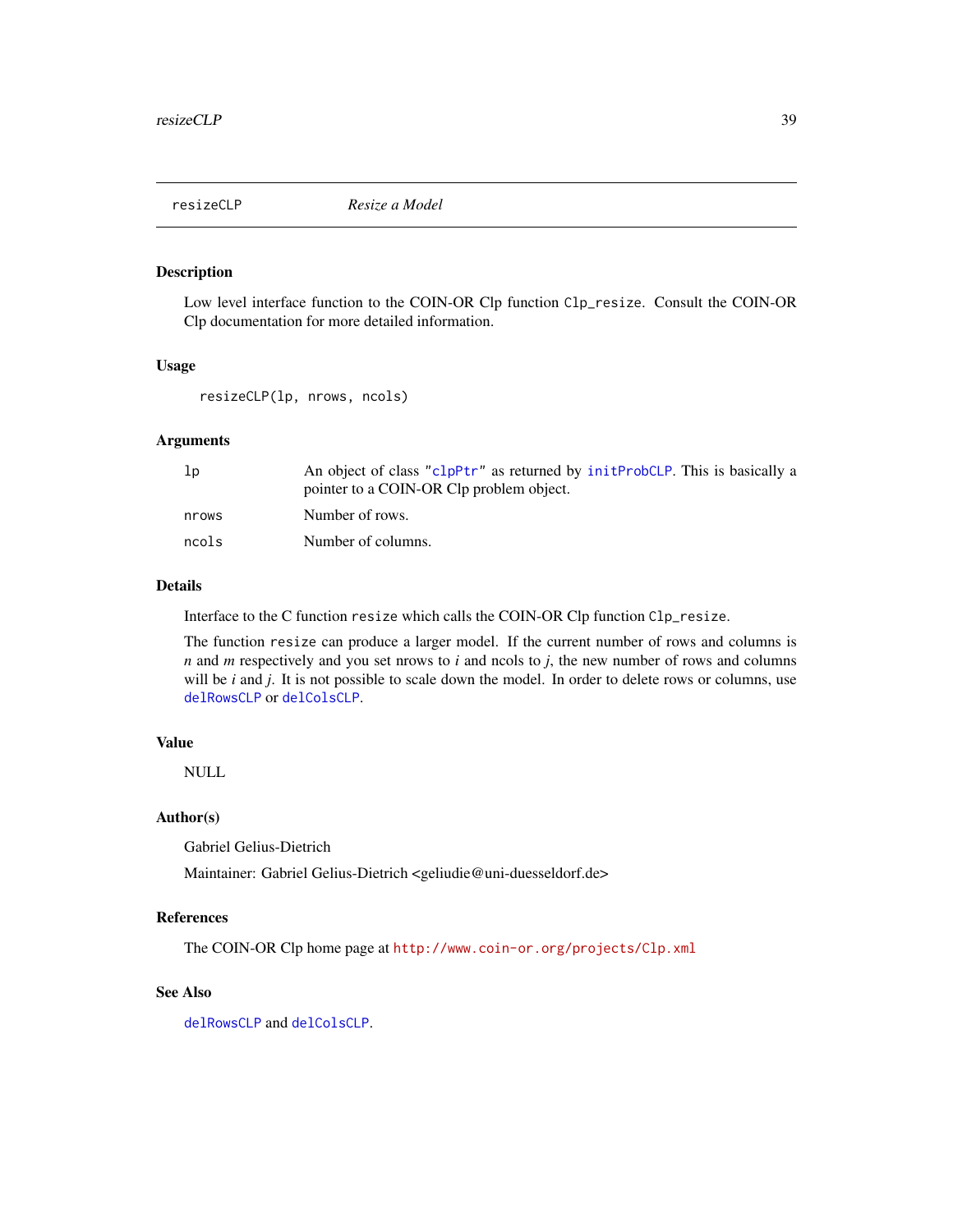# resizeCLP — *Resize a Model*

## Description

Low level interface function to the COIN-OR Clp function `Clp_resize`. Consult the COIN-OR Clp documentation for more detailed information.

## Usage

```
resizeCLP(lp, nrows, ncols)
```

## Arguments

| | |
|---|---|
| `lp` | An object of class `"clpPtr"` as returned by `initProbCLP`. This is basically a pointer to a COIN-OR Clp problem object. |
| `nrows` | Number of rows. |
| `ncols` | Number of columns. |

## Details

Interface to the C function `resize` which calls the COIN-OR Clp function `Clp_resize`.

The function `resize` can produce a larger model. If the current number of rows and columns is $n$ and $m$ respectively and you set nrows to $i$ and ncols to $j$, the new number of rows and columns will be $i$ and $j$. It is not possible to scale down the model. In order to delete rows or columns, use `delRowsCLP` or `delColsCLP`.

## Value

NULL

## Author(s)

Gabriel Gelius-Dietrich

Maintainer: Gabriel Gelius-Dietrich <geliudie@uni-duesseldorf.de>

## References

The COIN-OR Clp home page at `http://www.coin-or.org/projects/Clp.xml`

## See Also

`delRowsCLP` and `delColsCLP`.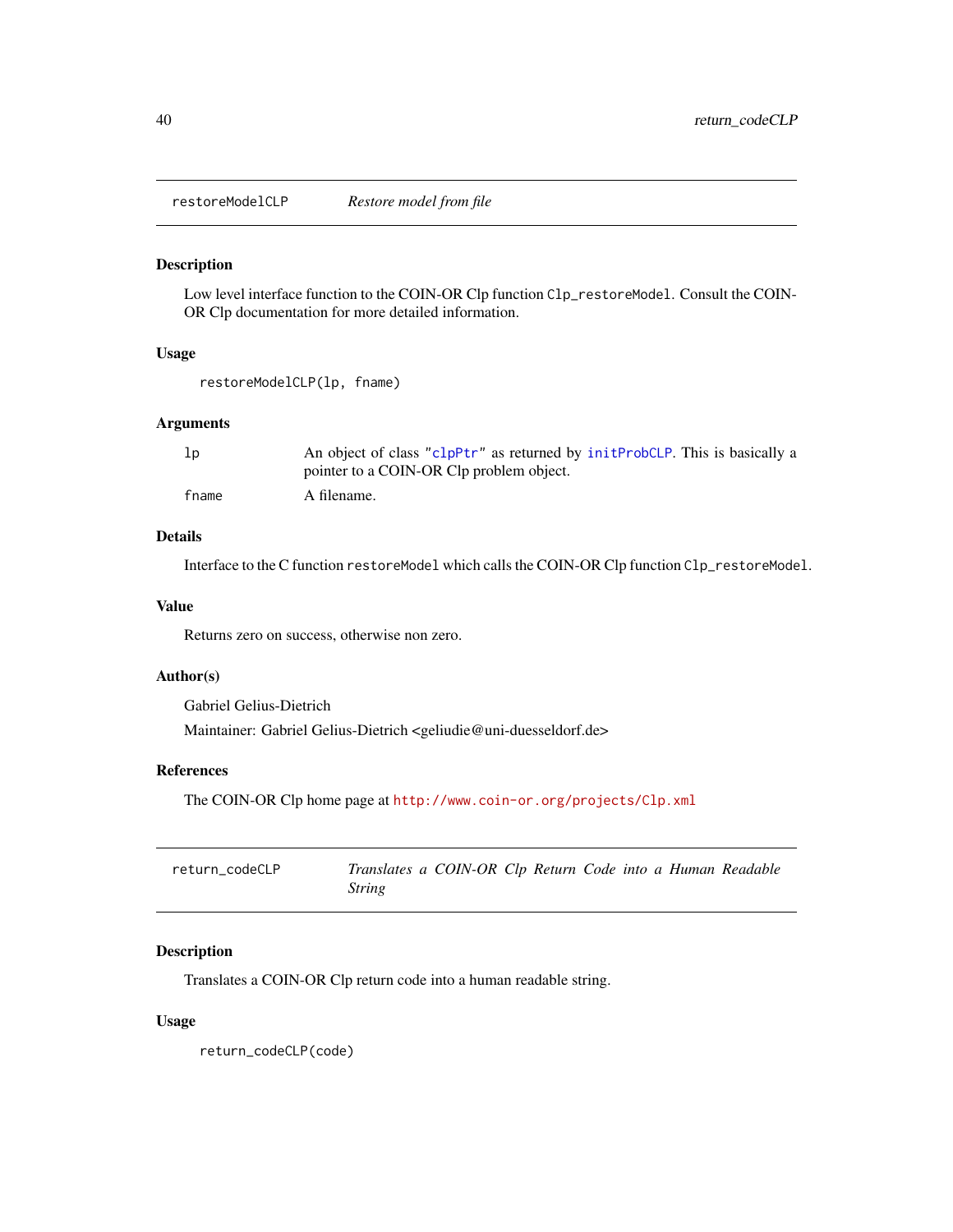## restoreModelCLP — *Restore model from file*

### Description

Low level interface function to the COIN-OR Clp function `Clp_restoreModel`. Consult the COIN-OR Clp documentation for more detailed information.

### Usage

```
restoreModelCLP(lp, fname)
```

### Arguments

| | |
|---|---|
| `lp` | An object of class `"clpPtr"` as returned by `initProbCLP`. This is basically a pointer to a COIN-OR Clp problem object. |
| `fname` | A filename. |

### Details

Interface to the C function `restoreModel` which calls the COIN-OR Clp function `Clp_restoreModel`.

### Value

Returns zero on success, otherwise non zero.

### Author(s)

Gabriel Gelius-Dietrich

Maintainer: Gabriel Gelius-Dietrich <geliudie@uni-duesseldorf.de>

### References

The COIN-OR Clp home page at http://www.coin-or.org/projects/Clp.xml

## return_codeCLP — *Translates a COIN-OR Clp Return Code into a Human Readable String*

### Description

Translates a COIN-OR Clp return code into a human readable string.

### Usage

```
return_codeCLP(code)
```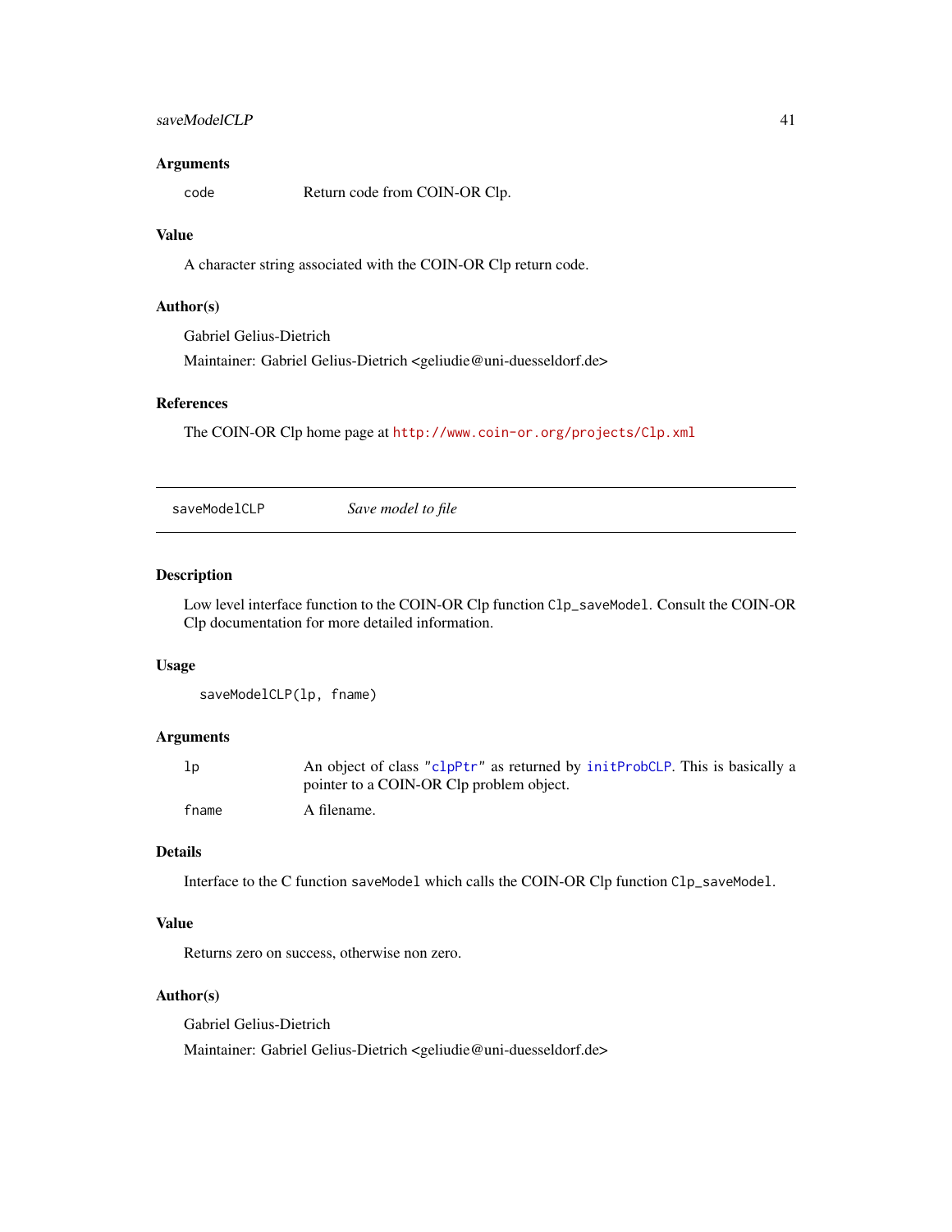## Arguments

`code` Return code from COIN-OR Clp.

## Value

A character string associated with the COIN-OR Clp return code.

## Author(s)

Gabriel Gelius-Dietrich

Maintainer: Gabriel Gelius-Dietrich <geliudie@uni-duesseldorf.de>

## References

The COIN-OR Clp home page at http://www.coin-or.org/projects/Clp.xml

---

# saveModelCLP *Save model to file*

---

## Description

Low level interface function to the COIN-OR Clp function `Clp_saveModel`. Consult the COIN-OR Clp documentation for more detailed information.

## Usage

```
saveModelCLP(lp, fname)
```

## Arguments

| | |
|---|---|
| `lp` | An object of class `"clpPtr"` as returned by `initProbCLP`. This is basically a pointer to a COIN-OR Clp problem object. |
| `fname` | A filename. |

## Details

Interface to the C function `saveModel` which calls the COIN-OR Clp function `Clp_saveModel`.

## Value

Returns zero on success, otherwise non zero.

## Author(s)

Gabriel Gelius-Dietrich

Maintainer: Gabriel Gelius-Dietrich <geliudie@uni-duesseldorf.de>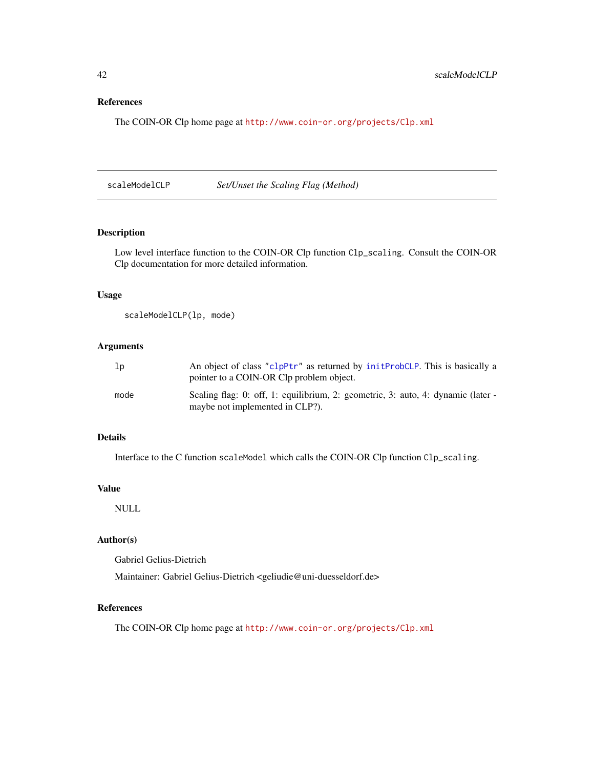## References

The COIN-OR Clp home page at http://www.coin-or.org/projects/Clp.xml

---

# scaleModelCLP — *Set/Unset the Scaling Flag (Method)*

## Description

Low level interface function to the COIN-OR Clp function `Clp_scaling`. Consult the COIN-OR Clp documentation for more detailed information.

## Usage

```
scaleModelCLP(lp, mode)
```

## Arguments

| | |
|---|---|
| `lp` | An object of class `"clpPtr"` as returned by `initProbCLP`. This is basically a pointer to a COIN-OR Clp problem object. |
| `mode` | Scaling flag: 0: off, 1: equilibrium, 2: geometric, 3: auto, 4: dynamic (later - maybe not implemented in CLP?). |

## Details

Interface to the C function `scaleModel` which calls the COIN-OR Clp function `Clp_scaling`.

## Value

NULL

## Author(s)

Gabriel Gelius-Dietrich

Maintainer: Gabriel Gelius-Dietrich <geliudie@uni-duesseldorf.de>

## References

The COIN-OR Clp home page at http://www.coin-or.org/projects/Clp.xml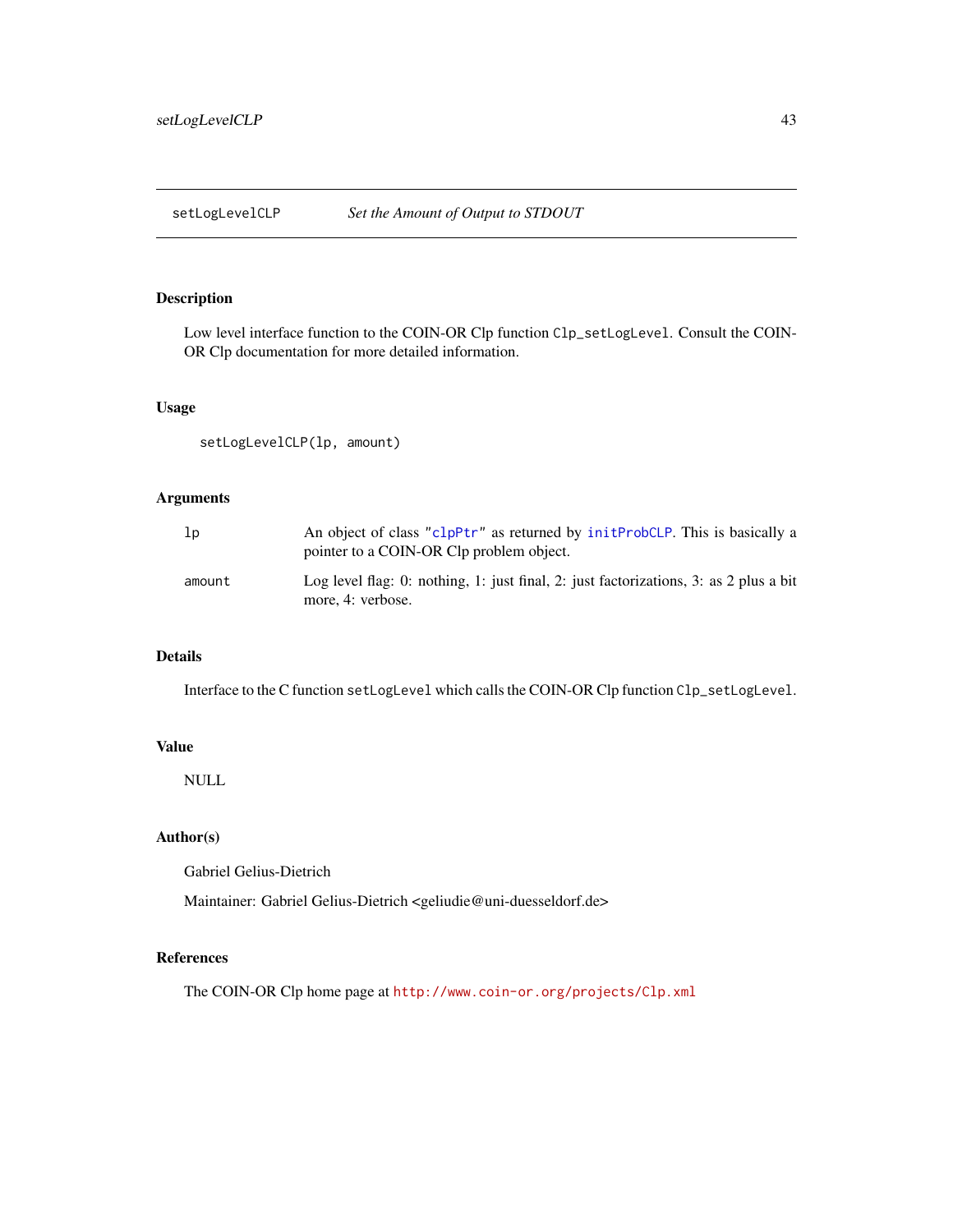setLogLevelCLP *Set the Amount of Output to STDOUT*

## Description

Low level interface function to the COIN-OR Clp function `Clp_setLogLevel`. Consult the COIN-OR Clp documentation for more detailed information.

## Usage

```
setLogLevelCLP(lp, amount)
```

## Arguments

| | |
|---|---|
| `lp` | An object of class `"clpPtr"` as returned by `initProbCLP`. This is basically a pointer to a COIN-OR Clp problem object. |
| `amount` | Log level flag: 0: nothing, 1: just final, 2: just factorizations, 3: as 2 plus a bit more, 4: verbose. |

## Details

Interface to the C function `setLogLevel` which calls the COIN-OR Clp function `Clp_setLogLevel`.

## Value

NULL

## Author(s)

Gabriel Gelius-Dietrich

Maintainer: Gabriel Gelius-Dietrich <geliudie@uni-duesseldorf.de>

## References

The COIN-OR Clp home page at http://www.coin-or.org/projects/Clp.xml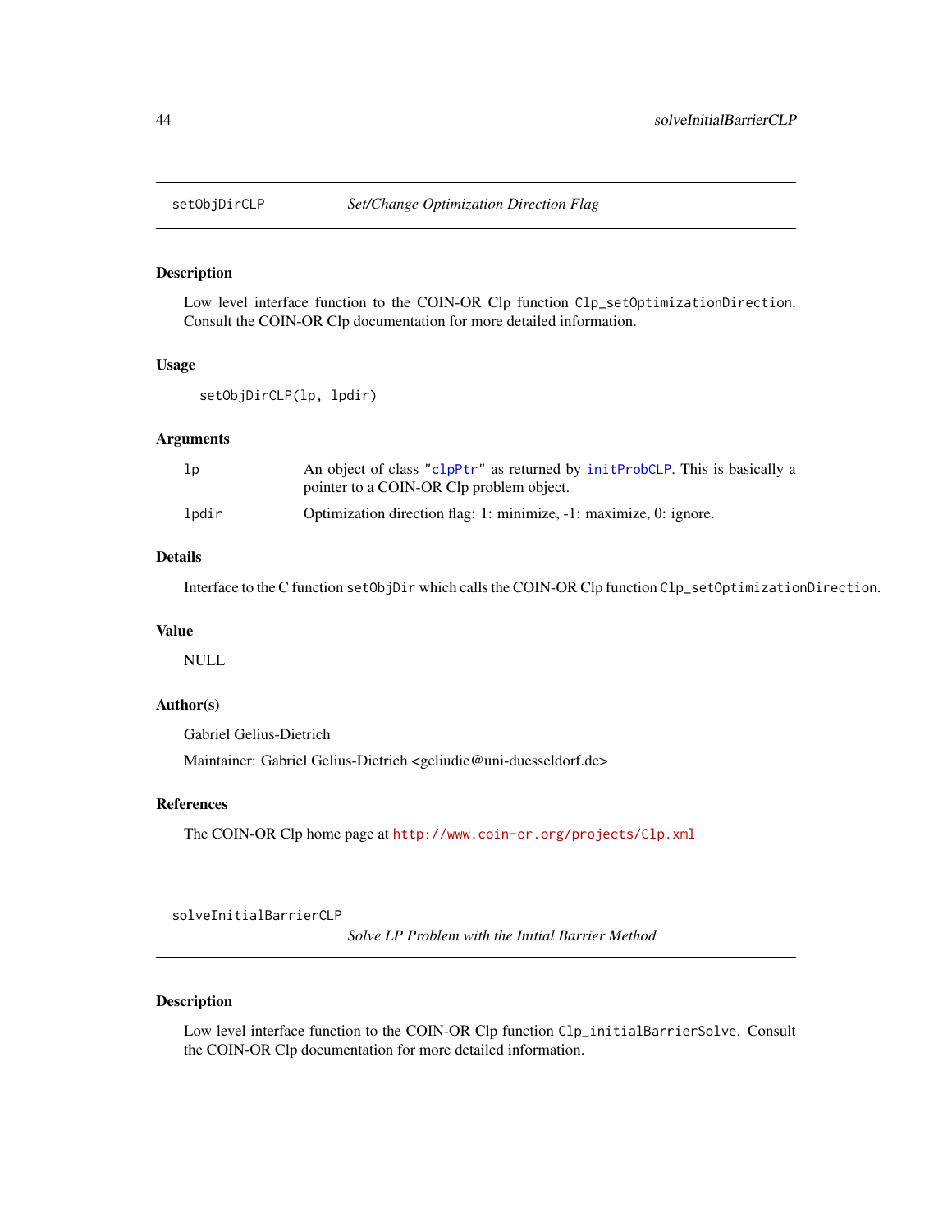## setObjDirCLP *Set/Change Optimization Direction Flag*

### Description

Low level interface function to the COIN-OR Clp function `Clp_setOptimizationDirection`. Consult the COIN-OR Clp documentation for more detailed information.

### Usage

```
setObjDirCLP(lp, lpdir)
```

### Arguments

| | |
|---|---|
| `lp` | An object of class "`clpPtr`" as returned by `initProbCLP`. This is basically a pointer to a COIN-OR Clp problem object. |
| `lpdir` | Optimization direction flag: 1: minimize, -1: maximize, 0: ignore. |

### Details

Interface to the C function `setObjDir` which calls the COIN-OR Clp function `Clp_setOptimizationDirection`.

### Value

NULL

### Author(s)

Gabriel Gelius-Dietrich

Maintainer: Gabriel Gelius-Dietrich <geliudie@uni-duesseldorf.de>

### References

The COIN-OR Clp home page at http://www.coin-or.org/projects/Clp.xml

## solveInitialBarrierCLP *Solve LP Problem with the Initial Barrier Method*

### Description

Low level interface function to the COIN-OR Clp function `Clp_initialBarrierSolve`. Consult the COIN-OR Clp documentation for more detailed information.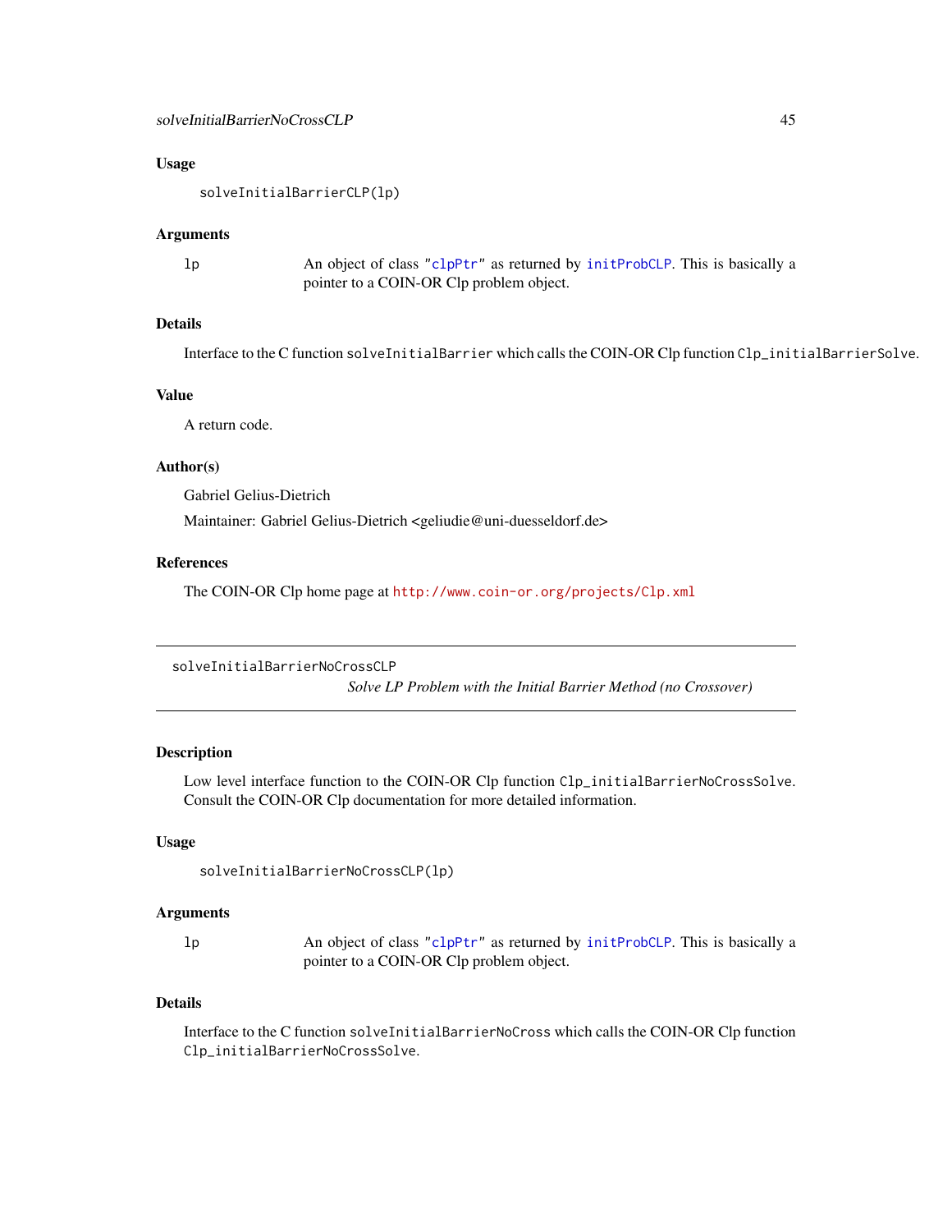## Usage

```
solveInitialBarrierCLP(lp)
```

## Arguments

lp — An object of class "clpPtr" as returned by initProbCLP. This is basically a pointer to a COIN-OR Clp problem object.

## Details

Interface to the C function solveInitialBarrier which calls the COIN-OR Clp function Clp_initialBarrierSolve.

## Value

A return code.

## Author(s)

Gabriel Gelius-Dietrich

Maintainer: Gabriel Gelius-Dietrich <geliudie@uni-duesseldorf.de>

## References

The COIN-OR Clp home page at http://www.coin-or.org/projects/Clp.xml

---

# solveInitialBarrierNoCrossCLP

*Solve LP Problem with the Initial Barrier Method (no Crossover)*

## Description

Low level interface function to the COIN-OR Clp function Clp_initialBarrierNoCrossSolve. Consult the COIN-OR Clp documentation for more detailed information.

## Usage

```
solveInitialBarrierNoCrossCLP(lp)
```

## Arguments

lp — An object of class "clpPtr" as returned by initProbCLP. This is basically a pointer to a COIN-OR Clp problem object.

## Details

Interface to the C function solveInitialBarrierNoCross which calls the COIN-OR Clp function Clp_initialBarrierNoCrossSolve.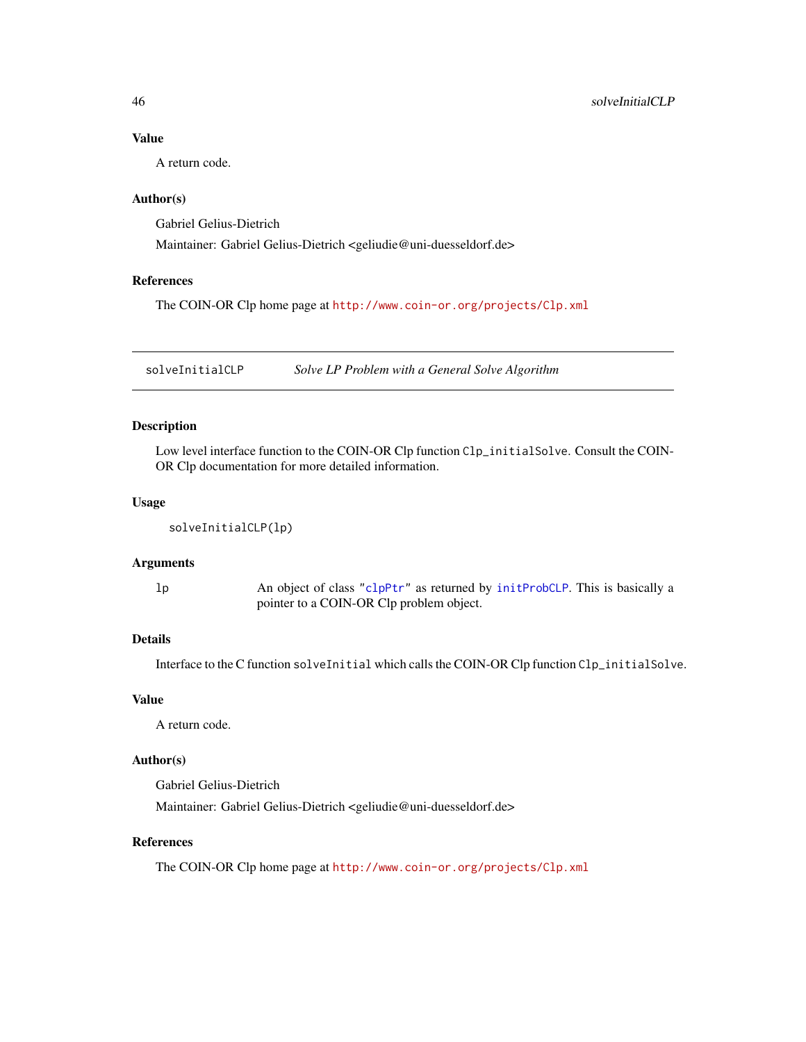## Value

A return code.

## Author(s)

Gabriel Gelius-Dietrich

Maintainer: Gabriel Gelius-Dietrich <geliudie@uni-duesseldorf.de>

## References

The COIN-OR Clp home page at http://www.coin-or.org/projects/Clp.xml

---

# solveInitialCLP — *Solve LP Problem with a General Solve Algorithm*

---

## Description

Low level interface function to the COIN-OR Clp function `Clp_initialSolve`. Consult the COIN-OR Clp documentation for more detailed information.

## Usage

```
solveInitialCLP(lp)
```

## Arguments

| | |
|---|---|
| `lp` | An object of class "`clpPtr`" as returned by `initProbCLP`. This is basically a pointer to a COIN-OR Clp problem object. |

## Details

Interface to the C function `solveInitial` which calls the COIN-OR Clp function `Clp_initialSolve`.

## Value

A return code.

## Author(s)

Gabriel Gelius-Dietrich

Maintainer: Gabriel Gelius-Dietrich <geliudie@uni-duesseldorf.de>

## References

The COIN-OR Clp home page at http://www.coin-or.org/projects/Clp.xml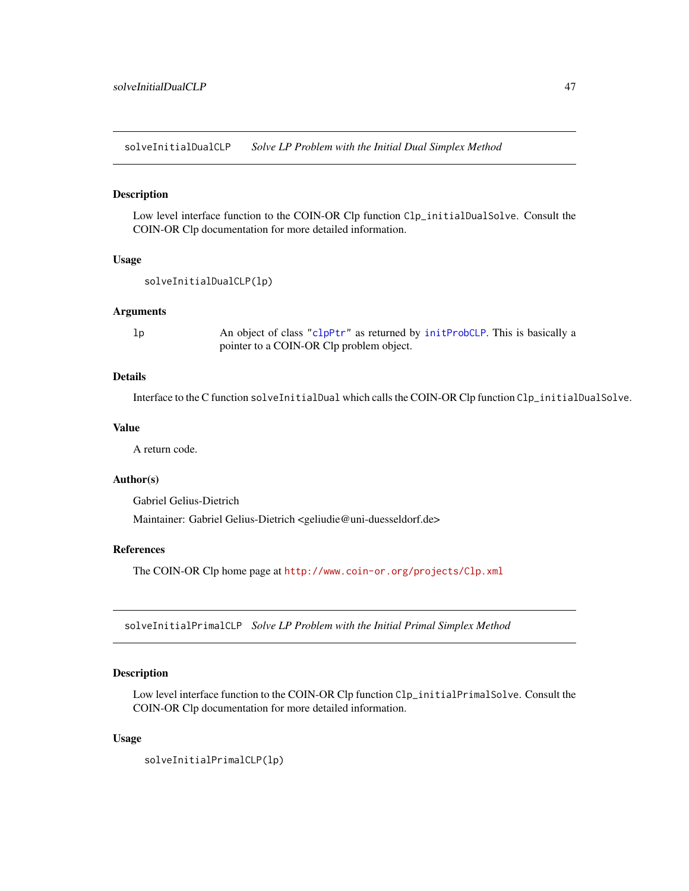## solveInitialDualCLP — *Solve LP Problem with the Initial Dual Simplex Method*

### Description

Low level interface function to the COIN-OR Clp function `Clp_initialDualSolve`. Consult the COIN-OR Clp documentation for more detailed information.

### Usage

```
solveInitialDualCLP(lp)
```

### Arguments

| | |
|---|---|
| `lp` | An object of class `"clpPtr"` as returned by `initProbCLP`. This is basically a pointer to a COIN-OR Clp problem object. |

### Details

Interface to the C function `solveInitialDual` which calls the COIN-OR Clp function `Clp_initialDualSolve`.

### Value

A return code.

### Author(s)

Gabriel Gelius-Dietrich

Maintainer: Gabriel Gelius-Dietrich <geliudie@uni-duesseldorf.de>

### References

The COIN-OR Clp home page at http://www.coin-or.org/projects/Clp.xml

## solveInitialPrimalCLP — *Solve LP Problem with the Initial Primal Simplex Method*

### Description

Low level interface function to the COIN-OR Clp function `Clp_initialPrimalSolve`. Consult the COIN-OR Clp documentation for more detailed information.

### Usage

```
solveInitialPrimalCLP(lp)
```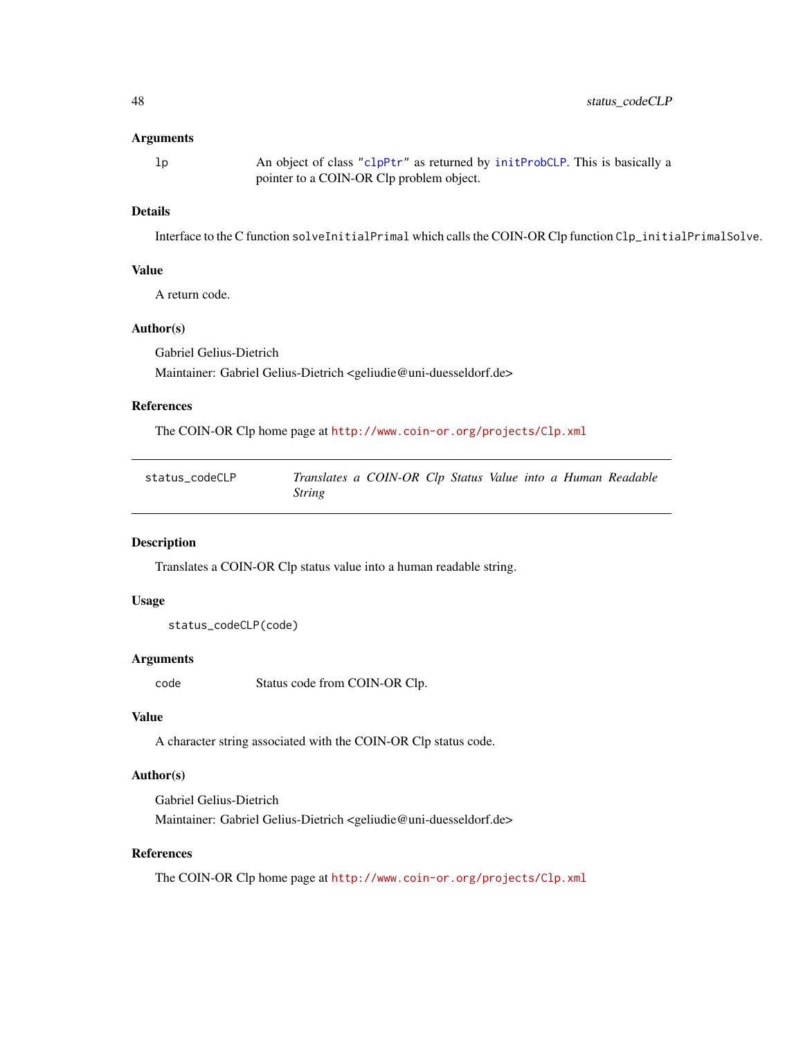### Arguments

`lp` An object of class "clpPtr" as returned by initProbCLP. This is basically a pointer to a COIN-OR Clp problem object.

### Details

Interface to the C function `solveInitialPrimal` which calls the COIN-OR Clp function `Clp_initialPrimalSolve`.

### Value

A return code.

### Author(s)

Gabriel Gelius-Dietrich

Maintainer: Gabriel Gelius-Dietrich <geliudie@uni-duesseldorf.de>

### References

The COIN-OR Clp home page at http://www.coin-or.org/projects/Clp.xml

---

## status_codeCLP — *Translates a COIN-OR Clp Status Value into a Human Readable String*

---

### Description

Translates a COIN-OR Clp status value into a human readable string.

### Usage

```
status_codeCLP(code)
```

### Arguments

`code` Status code from COIN-OR Clp.

### Value

A character string associated with the COIN-OR Clp status code.

### Author(s)

Gabriel Gelius-Dietrich

Maintainer: Gabriel Gelius-Dietrich <geliudie@uni-duesseldorf.de>

### References

The COIN-OR Clp home page at http://www.coin-or.org/projects/Clp.xml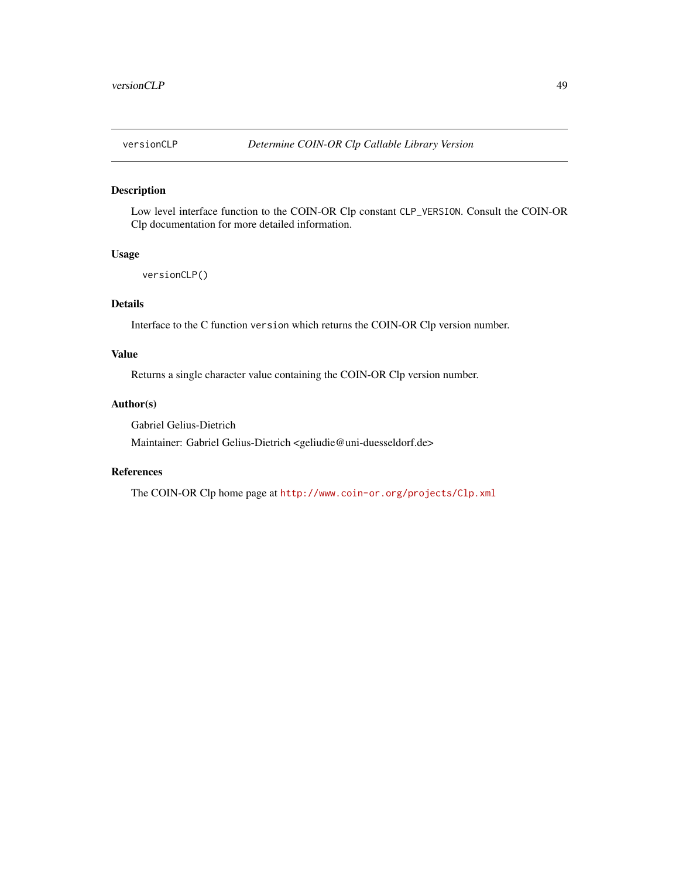`versionCLP` *Determine COIN-OR Clp Callable Library Version*

## Description

Low level interface function to the COIN-OR Clp constant `CLP_VERSION`. Consult the COIN-OR Clp documentation for more detailed information.

## Usage

```
versionCLP()
```

## Details

Interface to the C function `version` which returns the COIN-OR Clp version number.

## Value

Returns a single character value containing the COIN-OR Clp version number.

## Author(s)

Gabriel Gelius-Dietrich

Maintainer: Gabriel Gelius-Dietrich <geliudie@uni-duesseldorf.de>

## References

The COIN-OR Clp home page at http://www.coin-or.org/projects/Clp.xml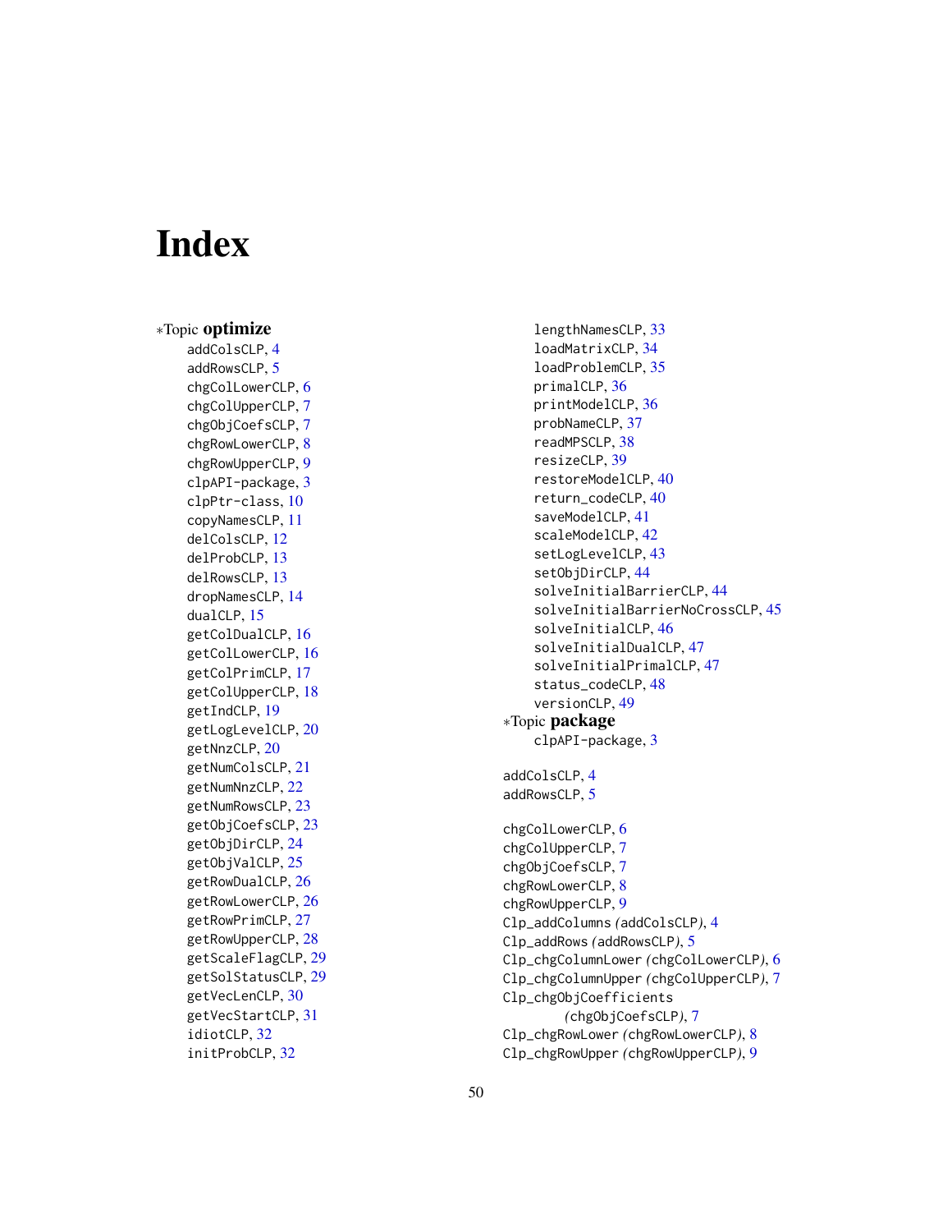# Index

∗Topic **optimize**

- addColsCLP, 4
- addRowsCLP, 5
- chgColLowerCLP, 6
- chgColUpperCLP, 7
- chgObjCoefsCLP, 7
- chgRowLowerCLP, 8
- chgRowUpperCLP, 9
- clpAPI-package, 3
- clpPtr-class, 10
- copyNamesCLP, 11
- delColsCLP, 12
- delProbCLP, 13
- delRowsCLP, 13
- dropNamesCLP, 14
- dualCLP, 15
- getColDualCLP, 16
- getColLowerCLP, 16
- getColPrimCLP, 17
- getColUpperCLP, 18
- getIndCLP, 19
- getLogLevelCLP, 20
- getNnzCLP, 20
- getNumColsCLP, 21
- getNumNnzCLP, 22
- getNumRowsCLP, 23
- getObjCoefsCLP, 23
- getObjDirCLP, 24
- getObjValCLP, 25
- getRowDualCLP, 26
- getRowLowerCLP, 26
- getRowPrimCLP, 27
- getRowUpperCLP, 28
- getScaleFlagCLP, 29
- getSolStatusCLP, 29
- getVecLenCLP, 30
- getVecStartCLP, 31
- idiotCLP, 32
- initProbCLP, 32
- lengthNamesCLP, 33
- loadMatrixCLP, 34
- loadProblemCLP, 35
- primalCLP, 36
- printModelCLP, 36
- probNameCLP, 37
- readMPSCLP, 38
- resizeCLP, 39
- restoreModelCLP, 40
- return_codeCLP, 40
- saveModelCLP, 41
- scaleModelCLP, 42
- setLogLevelCLP, 43
- setObjDirCLP, 44
- solveInitialBarrierCLP, 44
- solveInitialBarrierNoCrossCLP, 45
- solveInitialCLP, 46
- solveInitialDualCLP, 47
- solveInitialPrimalCLP, 47
- status_codeCLP, 48
- versionCLP, 49

∗Topic **package**

- clpAPI-package, 3

addColsCLP, 4
addRowsCLP, 5

chgColLowerCLP, 6
chgColUpperCLP, 7
chgObjCoefsCLP, 7
chgRowLowerCLP, 8
chgRowUpperCLP, 9
Clp_addColumns *(addColsCLP)*, 4
Clp_addRows *(addRowsCLP)*, 5
Clp_chgColumnLower *(chgColLowerCLP)*, 6
Clp_chgColumnUpper *(chgColUpperCLP)*, 7
Clp_chgObjCoefficients *(chgObjCoefsCLP)*, 7
Clp_chgRowLower *(chgRowLowerCLP)*, 8
Clp_chgRowUpper *(chgRowUpperCLP)*, 9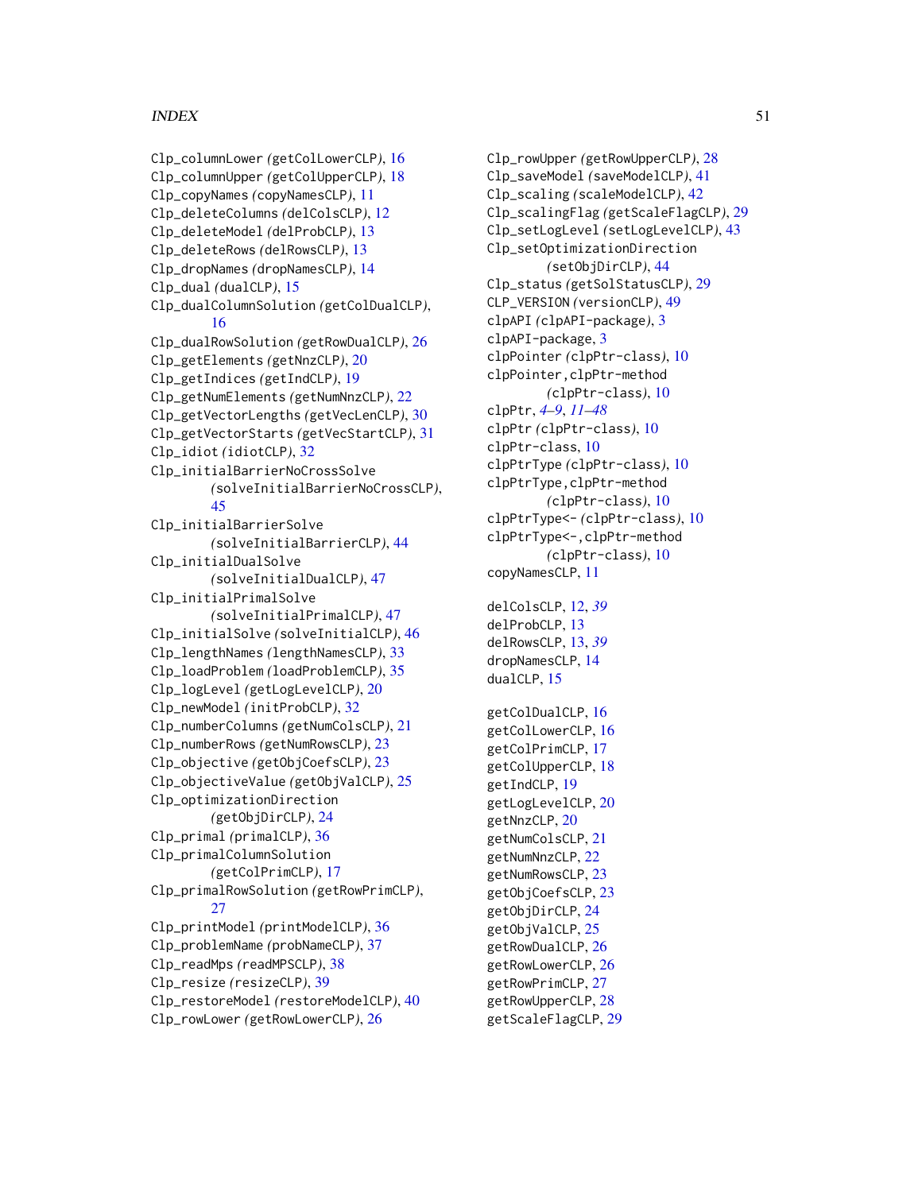Clp_columnLower *(getColLowerCLP)*, 16
Clp_columnUpper *(getColUpperCLP)*, 18
Clp_copyNames *(copyNamesCLP)*, 11
Clp_deleteColumns *(delColsCLP)*, 12
Clp_deleteModel *(delProbCLP)*, 13
Clp_deleteRows *(delRowsCLP)*, 13
Clp_dropNames *(dropNamesCLP)*, 14
Clp_dual *(dualCLP)*, 15
Clp_dualColumnSolution *(getColDualCLP)*, 16
Clp_dualRowSolution *(getRowDualCLP)*, 26
Clp_getElements *(getNnzCLP)*, 20
Clp_getIndices *(getIndCLP)*, 19
Clp_getNumElements *(getNumNnzCLP)*, 22
Clp_getVectorLengths *(getVecLenCLP)*, 30
Clp_getVectorStarts *(getVecStartCLP)*, 31
Clp_idiot *(idiotCLP)*, 32
Clp_initialBarrierNoCrossSolve *(solveInitialBarrierNoCrossCLP)*, 45
Clp_initialBarrierSolve *(solveInitialBarrierCLP)*, 44
Clp_initialDualSolve *(solveInitialDualCLP)*, 47
Clp_initialPrimalSolve *(solveInitialPrimalCLP)*, 47
Clp_initialSolve *(solveInitialCLP)*, 46
Clp_lengthNames *(lengthNamesCLP)*, 33
Clp_loadProblem *(loadProblemCLP)*, 35
Clp_logLevel *(getLogLevelCLP)*, 20
Clp_newModel *(initProbCLP)*, 32
Clp_numberColumns *(getNumColsCLP)*, 21
Clp_numberRows *(getNumRowsCLP)*, 23
Clp_objective *(getObjCoefsCLP)*, 23
Clp_objectiveValue *(getObjValCLP)*, 25
Clp_optimizationDirection *(getObjDirCLP)*, 24
Clp_primal *(primalCLP)*, 36
Clp_primalColumnSolution *(getColPrimCLP)*, 17
Clp_primalRowSolution *(getRowPrimCLP)*, 27
Clp_printModel *(printModelCLP)*, 36
Clp_problemName *(probNameCLP)*, 37
Clp_readMps *(readMPSCLP)*, 38
Clp_resize *(resizeCLP)*, 39
Clp_restoreModel *(restoreModelCLP)*, 40
Clp_rowLower *(getRowLowerCLP)*, 26
Clp_rowUpper *(getRowUpperCLP)*, 28
Clp_saveModel *(saveModelCLP)*, 41
Clp_scaling *(scaleModelCLP)*, 42
Clp_scalingFlag *(getScaleFlagCLP)*, 29
Clp_setLogLevel *(setLogLevelCLP)*, 43
Clp_setOptimizationDirection *(setObjDirCLP)*, 44
Clp_status *(getSolStatusCLP)*, 29
CLP_VERSION *(versionCLP)*, 49
clpAPI *(clpAPI-package)*, 3
clpAPI-package, 3
clpPointer *(clpPtr-class)*, 10
clpPointer,clpPtr-method *(clpPtr-class)*, 10
clpPtr, *4–9*, *11–48*
clpPtr *(clpPtr-class)*, 10
clpPtr-class, 10
clpPtrType *(clpPtr-class)*, 10
clpPtrType,clpPtr-method *(clpPtr-class)*, 10
clpPtrType<- *(clpPtr-class)*, 10
clpPtrType<-,clpPtr-method *(clpPtr-class)*, 10
copyNamesCLP, 11

delColsCLP, 12, *39*
delProbCLP, 13
delRowsCLP, 13, *39*
dropNamesCLP, 14
dualCLP, 15

getColDualCLP, 16
getColLowerCLP, 16
getColPrimCLP, 17
getColUpperCLP, 18
getIndCLP, 19
getLogLevelCLP, 20
getNnzCLP, 20
getNumColsCLP, 21
getNumNnzCLP, 22
getNumRowsCLP, 23
getObjCoefsCLP, 23
getObjDirCLP, 24
getObjValCLP, 25
getRowDualCLP, 26
getRowLowerCLP, 26
getRowPrimCLP, 27
getRowUpperCLP, 28
getScaleFlagCLP, 29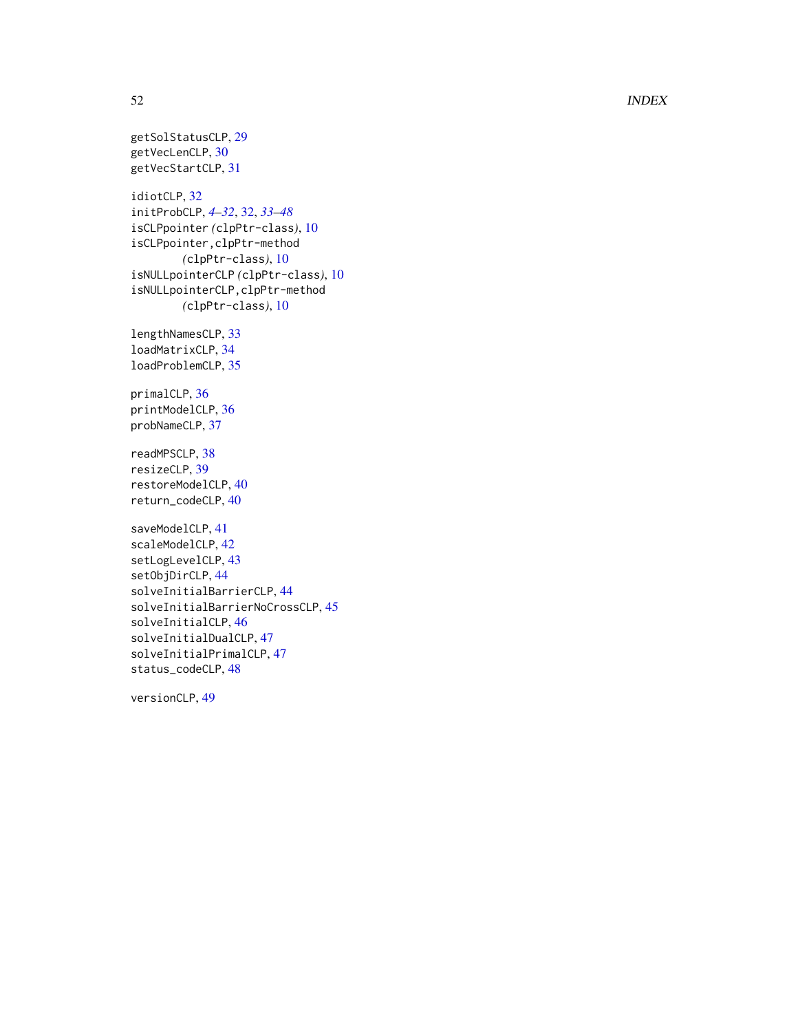getSolStatusCLP, 29
getVecLenCLP, 30
getVecStartCLP, 31

idiotCLP, 32
initProbCLP, *4–32*, 32, *33–48*
isCLPpointer *(*clpPtr-class*)*, 10
isCLPpointer,clpPtr-method
        *(*clpPtr-class*)*, 10
isNULLpointerCLP *(*clpPtr-class*)*, 10
isNULLpointerCLP,clpPtr-method
        *(*clpPtr-class*)*, 10

lengthNamesCLP, 33
loadMatrixCLP, 34
loadProblemCLP, 35

primalCLP, 36
printModelCLP, 36
probNameCLP, 37

readMPSCLP, 38
resizeCLP, 39
restoreModelCLP, 40
return_codeCLP, 40

saveModelCLP, 41
scaleModelCLP, 42
setLogLevelCLP, 43
setObjDirCLP, 44
solveInitialBarrierCLP, 44
solveInitialBarrierNoCrossCLP, 45
solveInitialCLP, 46
solveInitialDualCLP, 47
solveInitialPrimalCLP, 47
status_codeCLP, 48

versionCLP, 49